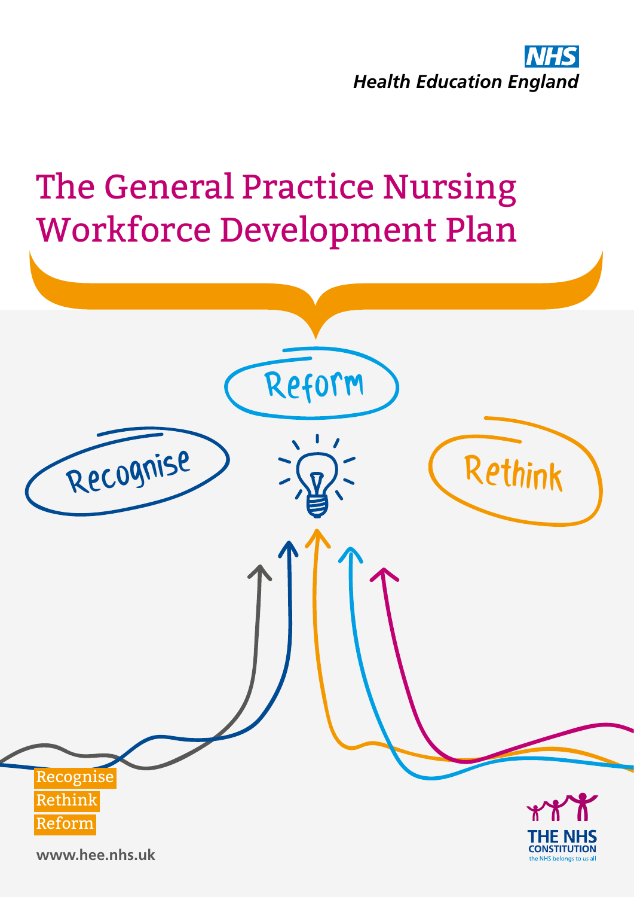NHS
Health Education England

# The General Practice Nursing Workforce Development Plan

Reform

Recognise

Rethink

Recognise
Rethink
Reform

www.hee.nhs.uk

THE NHS CONSTITUTION
the NHS belongs to us all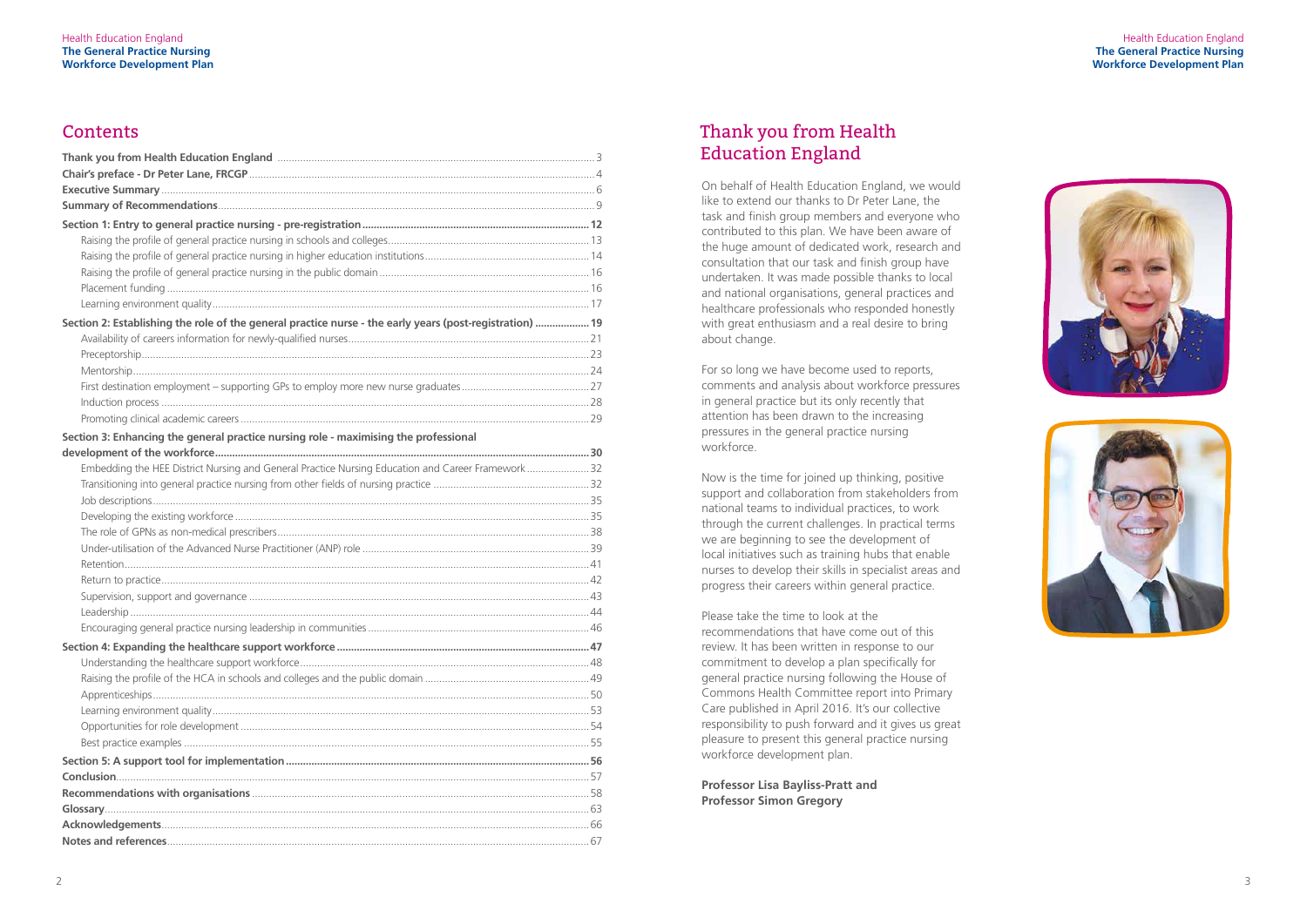## Contents

| | |
|---|---|
| **Thank you from Health Education England** | 3 |
| **Chair's preface - Dr Peter Lane, FRCGP** | 4 |
| **Executive Summary** | 6 |
| **Summary of Recommendations** | 9 |
| **Section 1: Entry to general practice nursing - pre-registration** | **12** |
| Raising the profile of general practice nursing in schools and colleges | 13 |
| Raising the profile of general practice nursing in higher education institutions | 14 |
| Raising the profile of general practice nursing in the public domain | 16 |
| Placement funding | 16 |
| Learning environment quality | 17 |
| **Section 2: Establishing the role of the general practice nurse - the early years (post-registration)** | **19** |
| Availability of careers information for newly-qualified nurses | 21 |
| Preceptorship | 23 |
| Mentorship | 24 |
| First destination employment – supporting GPs to employ more new nurse graduates | 27 |
| Induction process | 28 |
| Promoting clinical academic careers | 29 |
| **Section 3: Enhancing the general practice nursing role - maximising the professional development of the workforce** | **30** |
| Embedding the HEE District Nursing and General Practice Nursing Education and Career Framework | 32 |
| Transitioning into general practice nursing from other fields of nursing practice | 32 |
| Job descriptions | 35 |
| Developing the existing workforce | 35 |
| The role of GPNs as non-medical prescribers | 38 |
| Under-utilisation of the Advanced Nurse Practitioner (ANP) role | 39 |
| Retention | 41 |
| Return to practice | 42 |
| Supervision, support and governance | 43 |
| Leadership | 44 |
| Encouraging general practice nursing leadership in communities | 46 |
| **Section 4: Expanding the healthcare support workforce** | **47** |
| Understanding the healthcare support workforce | 48 |
| Raising the profile of the HCA in schools and colleges and the public domain | 49 |
| Apprenticeships | 50 |
| Learning environment quality | 53 |
| Opportunities for role development | 54 |
| Best practice examples | 55 |
| **Section 5: A support tool for implementation** | **56** |
| **Conclusion** | 57 |
| **Recommendations with organisations** | 58 |
| **Glossary** | 63 |
| **Acknowledgements** | 66 |
| **Notes and references** | 67 |

## Thank you from Health Education England

On behalf of Health Education England, we would like to extend our thanks to Dr Peter Lane, the task and finish group members and everyone who contributed to this plan. We have been aware of the huge amount of dedicated work, research and consultation that our task and finish group have undertaken. It was made possible thanks to local and national organisations, general practices and healthcare professionals who responded honestly with great enthusiasm and a real desire to bring about change.

For so long we have become used to reports, comments and analysis about workforce pressures in general practice but its only recently that attention has been drawn to the increasing pressures in the general practice nursing workforce.

Now is the time for joined up thinking, positive support and collaboration from stakeholders from national teams to individual practices, to work through the current challenges. In practical terms we are beginning to see the development of local initiatives such as training hubs that enable nurses to develop their skills in specialist areas and progress their careers within general practice.

Please take the time to look at the recommendations that have come out of this review. It has been written in response to our commitment to develop a plan specifically for general practice nursing following the House of Commons Health Committee report into Primary Care published in April 2016. It's our collective responsibility to push forward and it gives us great pleasure to present this general practice nursing workforce development plan.

**Professor Lisa Bayliss-Pratt and**
**Professor Simon Gregory**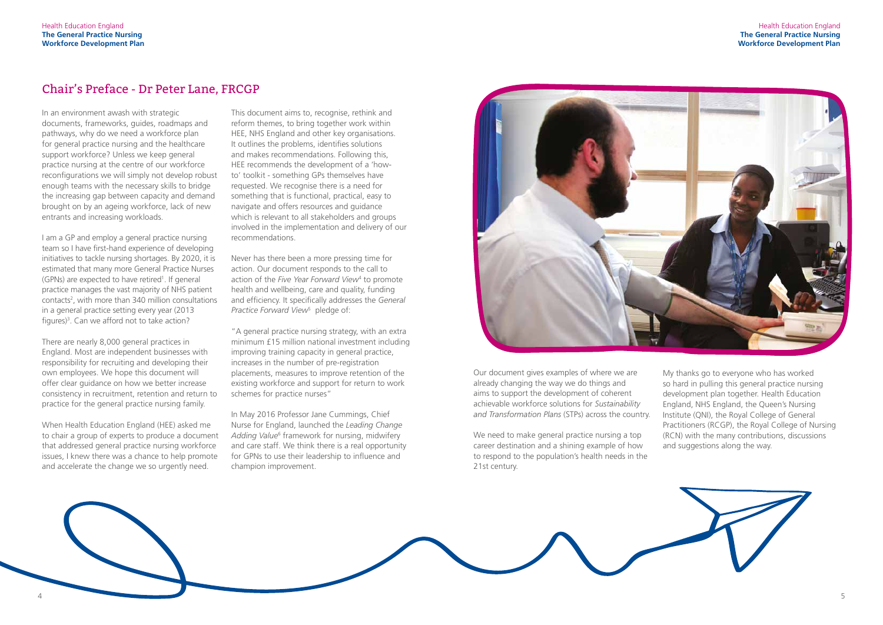## Chair's Preface - Dr Peter Lane, FRCGP

In an environment awash with strategic documents, frameworks, guides, roadmaps and pathways, why do we need a workforce plan for general practice nursing and the healthcare support workforce? Unless we keep general practice nursing at the centre of our workforce reconfigurations we will simply not develop robust enough teams with the necessary skills to bridge the increasing gap between capacity and demand brought on by an ageing workforce, lack of new entrants and increasing workloads.

I am a GP and employ a general practice nursing team so I have first-hand experience of developing initiatives to tackle nursing shortages. By 2020, it is estimated that many more General Practice Nurses (GPNs) are expected to have retired[1]. If general practice manages the vast majority of NHS patient contacts[2], with more than 340 million consultations in a general practice setting every year (2013 figures)[3]. Can we afford not to take action?

There are nearly 8,000 general practices in England. Most are independent businesses with responsibility for recruiting and developing their own employees. We hope this document will offer clear guidance on how we better increase consistency in recruitment, retention and return to practice for the general practice nursing family.

When Health Education England (HEE) asked me to chair a group of experts to produce a document that addressed general practice nursing workforce issues, I knew there was a chance to help promote and accelerate the change we so urgently need.

This document aims to, recognise, rethink and reform themes, to bring together work within HEE, NHS England and other key organisations. It outlines the problems, identifies solutions and makes recommendations. Following this, HEE recommends the development of a 'how-to' toolkit - something GPs themselves have requested. We recognise there is a need for something that is functional, practical, easy to navigate and offers resources and guidance which is relevant to all stakeholders and groups involved in the implementation and delivery of our recommendations.

Never has there been a more pressing time for action. Our document responds to the call to action of the *Five Year Forward View*[4] to promote health and wellbeing, care and quality, funding and efficiency. It specifically addresses the *General Practice Forward View*[5] pledge of:

"A general practice nursing strategy, with an extra minimum £15 million national investment including improving training capacity in general practice, increases in the number of pre-registration placements, measures to improve retention of the existing workforce and support for return to work schemes for practice nurses"

In May 2016 Professor Jane Cummings, Chief Nurse for England, launched the *Leading Change Adding Value*[6] framework for nursing, midwifery and care staff. We think there is a real opportunity for GPNs to use their leadership to influence and champion improvement.

Our document gives examples of where we are already changing the way we do things and aims to support the development of coherent achievable workforce solutions for *Sustainability and Transformation Plans* (STPs) across the country.

We need to make general practice nursing a top career destination and a shining example of how to respond to the population's health needs in the 21st century.

My thanks go to everyone who has worked so hard in pulling this general practice nursing development plan together. Health Education England, NHS England, the Queen's Nursing Institute (QNI), the Royal College of General Practitioners (RCGP), the Royal College of Nursing (RCN) with the many contributions, discussions and suggestions along the way.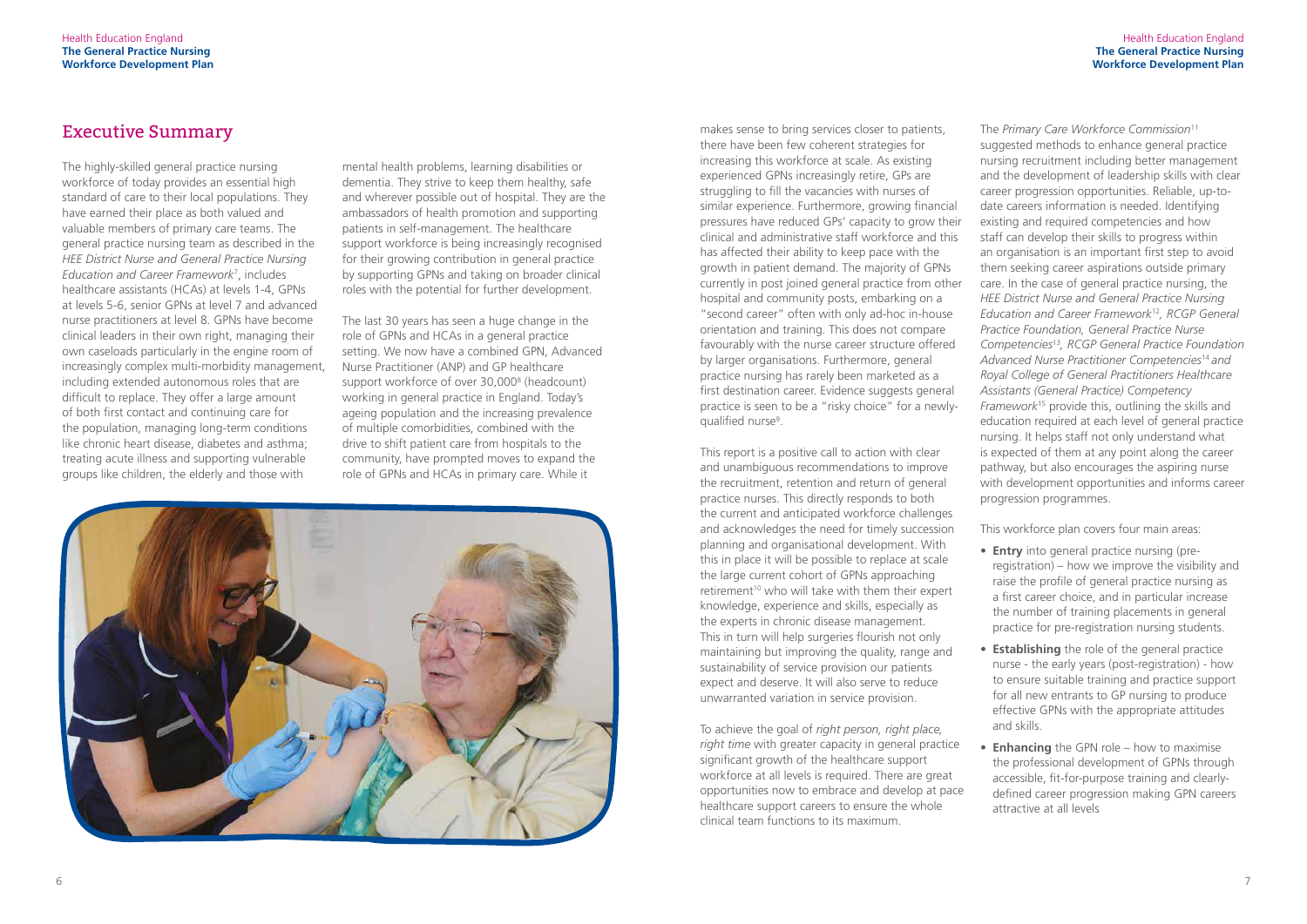# Executive Summary

The highly-skilled general practice nursing workforce of today provides an essential high standard of care to their local populations. They have earned their place as both valued and valuable members of primary care teams. The general practice nursing team as described in the *HEE District Nurse and General Practice Nursing Education and Career Framework*[7], includes healthcare assistants (HCAs) at levels 1-4, GPNs at levels 5-6, senior GPNs at level 7 and advanced nurse practitioners at level 8. GPNs have become clinical leaders in their own right, managing their own caseloads particularly in the engine room of increasingly complex multi-morbidity management, including extended autonomous roles that are difficult to replace. They offer a large amount of both first contact and continuing care for the population, managing long-term conditions like chronic heart disease, diabetes and asthma; treating acute illness and supporting vulnerable groups like children, the elderly and those with mental health problems, learning disabilities or dementia. They strive to keep them healthy, safe and wherever possible out of hospital. They are the ambassadors of health promotion and supporting patients in self-management. The healthcare support workforce is being increasingly recognised for their growing contribution in general practice by supporting GPNs and taking on broader clinical roles with the potential for further development.

The last 30 years has seen a huge change in the role of GPNs and HCAs in a general practice setting. We now have a combined GPN, Advanced Nurse Practitioner (ANP) and GP healthcare support workforce of over 30,000[8] (headcount) working in general practice in England. Today's ageing population and the increasing prevalence of multiple comorbidities, combined with the drive to shift patient care from hospitals to the community, have prompted moves to expand the role of GPNs and HCAs in primary care. While it makes sense to bring services closer to patients, there have been few coherent strategies for increasing this workforce at scale. As existing experienced GPNs increasingly retire, GPs are struggling to fill the vacancies with nurses of similar experience. Furthermore, growing financial pressures have reduced GPs' capacity to grow their clinical and administrative staff workforce and this has affected their ability to keep pace with the growth in patient demand. The majority of GPNs currently in post joined general practice from other hospital and community posts, embarking on a "second career" often with only ad-hoc in-house orientation and training. This does not compare favourably with the nurse career structure offered by larger organisations. Furthermore, general practice nursing has rarely been marketed as a first destination career. Evidence suggests general practice is seen to be a "risky choice" for a newly-qualified nurse[9].

This report is a positive call to action with clear and unambiguous recommendations to improve the recruitment, retention and return of general practice nurses. This directly responds to both the current and anticipated workforce challenges and acknowledges the need for timely succession planning and organisational development. With this in place it will be possible to replace at scale the large current cohort of GPNs approaching retirement[10] who will take with them their expert knowledge, experience and skills, especially as the experts in chronic disease management. This in turn will help surgeries flourish not only maintaining but improving the quality, range and sustainability of service provision our patients expect and deserve. It will also serve to reduce unwarranted variation in service provision.

To achieve the goal of *right person, right place, right time* with greater capacity in general practice significant growth of the healthcare support workforce at all levels is required. There are great opportunities now to embrace and develop at pace healthcare support careers to ensure the whole clinical team functions to its maximum.

The *Primary Care Workforce Commission*[11] suggested methods to enhance general practice nursing recruitment including better management and the development of leadership skills with clear career progression opportunities. Reliable, up-to-date careers information is needed. Identifying existing and required competencies and how staff can develop their skills to progress within an organisation is an important first step to avoid them seeking career aspirations outside primary care. In the case of general practice nursing, the *HEE District Nurse and General Practice Nursing Education and Career Framework*[12], *RCGP General Practice Foundation, General Practice Nurse Competencies*[13], *RCGP General Practice Foundation Advanced Nurse Practitioner Competencies*[14] *and Royal College of General Practitioners Healthcare Assistants (General Practice) Competency Framework*[15] provide this, outlining the skills and education required at each level of general practice nursing. It helps staff not only understand what is expected of them at any point along the career pathway, but also encourages the aspiring nurse with development opportunities and informs career progression programmes.

This workforce plan covers four main areas:

- **Entry** into general practice nursing (pre-registration) – how we improve the visibility and raise the profile of general practice nursing as a first career choice, and in particular increase the number of training placements in general practice for pre-registration nursing students.
- **Establishing** the role of the general practice nurse - the early years (post-registration) - how to ensure suitable training and practice support for all new entrants to GP nursing to produce effective GPNs with the appropriate attitudes and skills.
- **Enhancing** the GPN role – how to maximise the professional development of GPNs through accessible, fit-for-purpose training and clearly-defined career progression making GPN careers attractive at all levels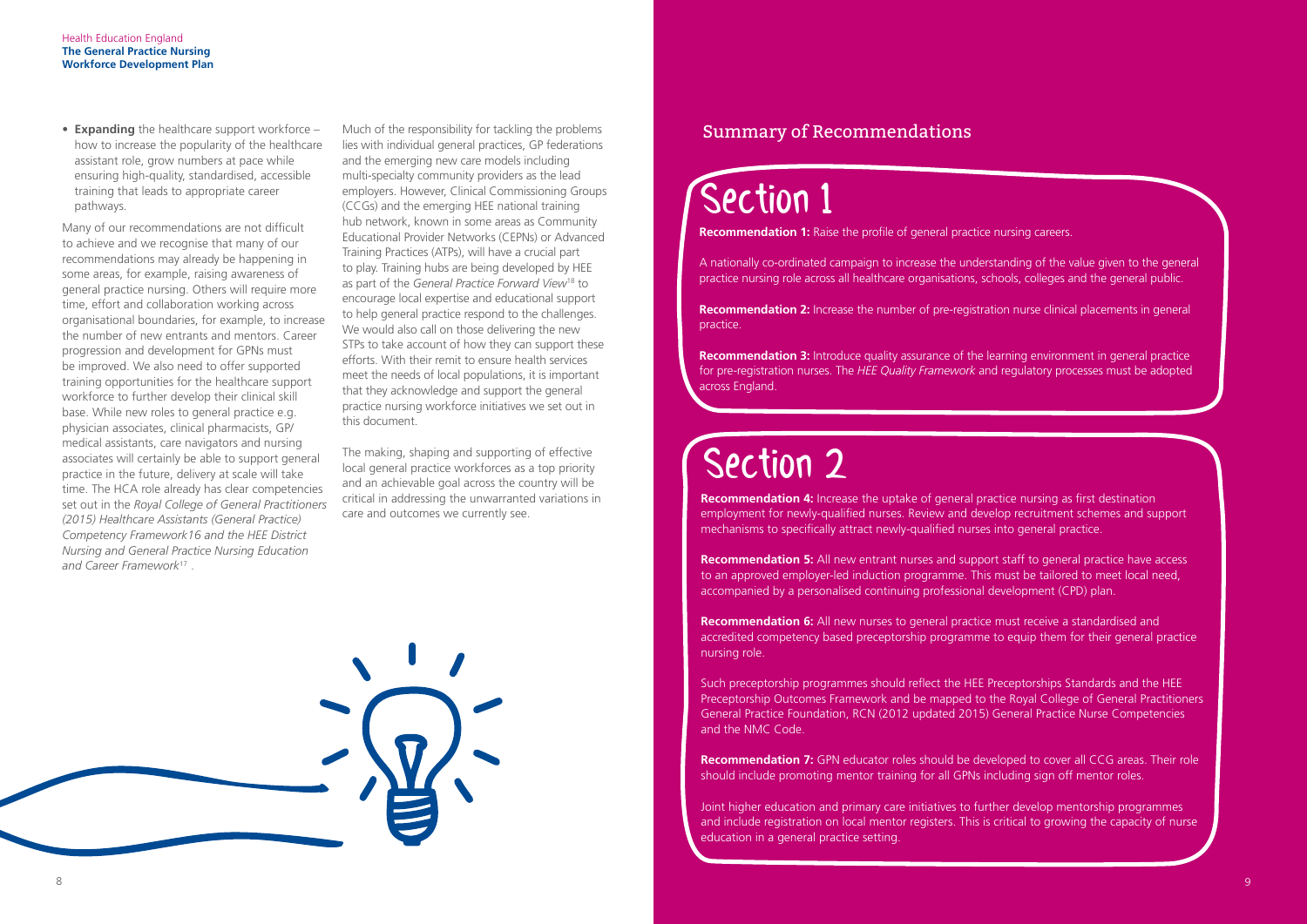- **Expanding** the healthcare support workforce – how to increase the popularity of the healthcare assistant role, grow numbers at pace while ensuring high-quality, standardised, accessible training that leads to appropriate career pathways.

Many of our recommendations are not difficult to achieve and we recognise that many of our recommendations may already be happening in some areas, for example, raising awareness of general practice nursing. Others will require more time, effort and collaboration working across organisational boundaries, for example, to increase the number of new entrants and mentors. Career progression and development for GPNs must be improved. We also need to offer supported training opportunities for the healthcare support workforce to further develop their clinical skill base. While new roles to general practice e.g. physician associates, clinical pharmacists, GP/medical assistants, care navigators and nursing associates will certainly be able to support general practice in the future, delivery at scale will take time. The HCA role already has clear competencies set out in the *Royal College of General Practitioners (2015) Healthcare Assistants (General Practice) Competency Framework16 and the HEE District Nursing and General Practice Nursing Education and Career Framework*[17] .

Much of the responsibility for tackling the problems lies with individual general practices, GP federations and the emerging new care models including multi-specialty community providers as the lead employers. However, Clinical Commissioning Groups (CCGs) and the emerging HEE national training hub network, known in some areas as Community Educational Provider Networks (CEPNs) or Advanced Training Practices (ATPs), will have a crucial part to play. Training hubs are being developed by HEE as part of the *General Practice Forward View*[18] to encourage local expertise and educational support to help general practice respond to the challenges. We would also call on those delivering the new STPs to take account of how they can support these efforts. With their remit to ensure health services meet the needs of local populations, it is important that they acknowledge and support the general practice nursing workforce initiatives we set out in this document.

The making, shaping and supporting of effective local general practice workforces as a top priority and an achievable goal across the country will be critical in addressing the unwarranted variations in care and outcomes we currently see.

## Summary of Recommendations

# Section 1

**Recommendation 1:** Raise the profile of general practice nursing careers.

A nationally co-ordinated campaign to increase the understanding of the value given to the general practice nursing role across all healthcare organisations, schools, colleges and the general public.

**Recommendation 2:** Increase the number of pre-registration nurse clinical placements in general practice.

**Recommendation 3:** Introduce quality assurance of the learning environment in general practice for pre-registration nurses. The *HEE Quality Framework* and regulatory processes must be adopted across England.

# Section 2

**Recommendation 4:** Increase the uptake of general practice nursing as first destination employment for newly-qualified nurses. Review and develop recruitment schemes and support mechanisms to specifically attract newly-qualified nurses into general practice.

**Recommendation 5:** All new entrant nurses and support staff to general practice have access to an approved employer-led induction programme. This must be tailored to meet local need, accompanied by a personalised continuing professional development (CPD) plan.

**Recommendation 6:** All new nurses to general practice must receive a standardised and accredited competency based preceptorship programme to equip them for their general practice nursing role.

Such preceptorship programmes should reflect the HEE Preceptorships Standards and the HEE Preceptorship Outcomes Framework and be mapped to the Royal College of General Practitioners General Practice Foundation, RCN (2012 updated 2015) General Practice Nurse Competencies and the NMC Code.

**Recommendation 7:** GPN educator roles should be developed to cover all CCG areas. Their role should include promoting mentor training for all GPNs including sign off mentor roles.

Joint higher education and primary care initiatives to further develop mentorship programmes and include registration on local mentor registers. This is critical to growing the capacity of nurse education in a general practice setting.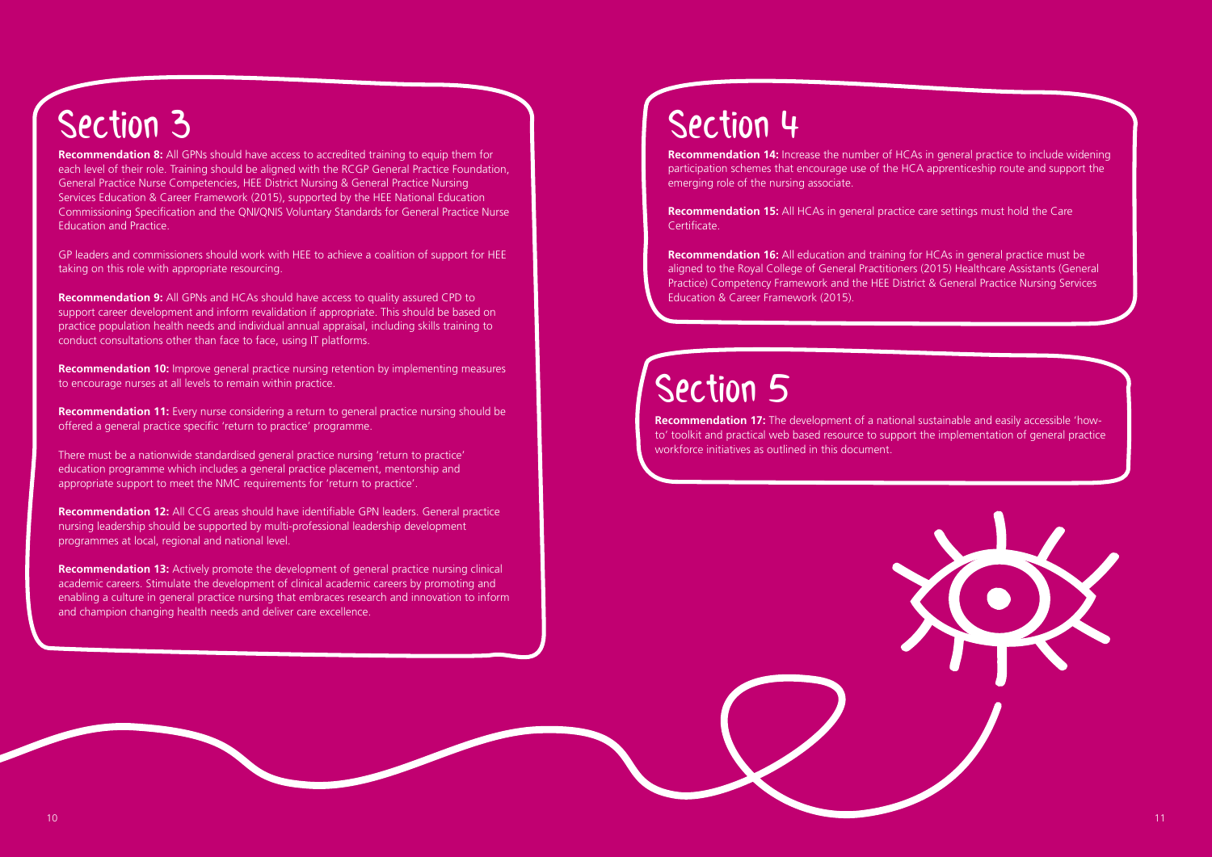# Section 3

**Recommendation 8:** All GPNs should have access to accredited training to equip them for each level of their role. Training should be aligned with the RCGP General Practice Foundation, General Practice Nurse Competencies, HEE District Nursing & General Practice Nursing Services Education & Career Framework (2015), supported by the HEE National Education Commissioning Specification and the QNI/QNIS Voluntary Standards for General Practice Nurse Education and Practice.

GP leaders and commissioners should work with HEE to achieve a coalition of support for HEE taking on this role with appropriate resourcing.

**Recommendation 9:** All GPNs and HCAs should have access to quality assured CPD to support career development and inform revalidation if appropriate. This should be based on practice population health needs and individual annual appraisal, including skills training to conduct consultations other than face to face, using IT platforms.

**Recommendation 10:** Improve general practice nursing retention by implementing measures to encourage nurses at all levels to remain within practice.

**Recommendation 11:** Every nurse considering a return to general practice nursing should be offered a general practice specific 'return to practice' programme.

There must be a nationwide standardised general practice nursing 'return to practice' education programme which includes a general practice placement, mentorship and appropriate support to meet the NMC requirements for 'return to practice'.

**Recommendation 12:** All CCG areas should have identifiable GPN leaders. General practice nursing leadership should be supported by multi-professional leadership development programmes at local, regional and national level.

**Recommendation 13:** Actively promote the development of general practice nursing clinical academic careers. Stimulate the development of clinical academic careers by promoting and enabling a culture in general practice nursing that embraces research and innovation to inform and champion changing health needs and deliver care excellence.

# Section 4

**Recommendation 14:** Increase the number of HCAs in general practice to include widening participation schemes that encourage use of the HCA apprenticeship route and support the emerging role of the nursing associate.

**Recommendation 15:** All HCAs in general practice care settings must hold the Care Certificate.

**Recommendation 16:** All education and training for HCAs in general practice must be aligned to the Royal College of General Practitioners (2015) Healthcare Assistants (General Practice) Competency Framework and the HEE District & General Practice Nursing Services Education & Career Framework (2015).

# Section 5

**Recommendation 17:** The development of a national sustainable and easily accessible 'how-to' toolkit and practical web based resource to support the implementation of general practice workforce initiatives as outlined in this document.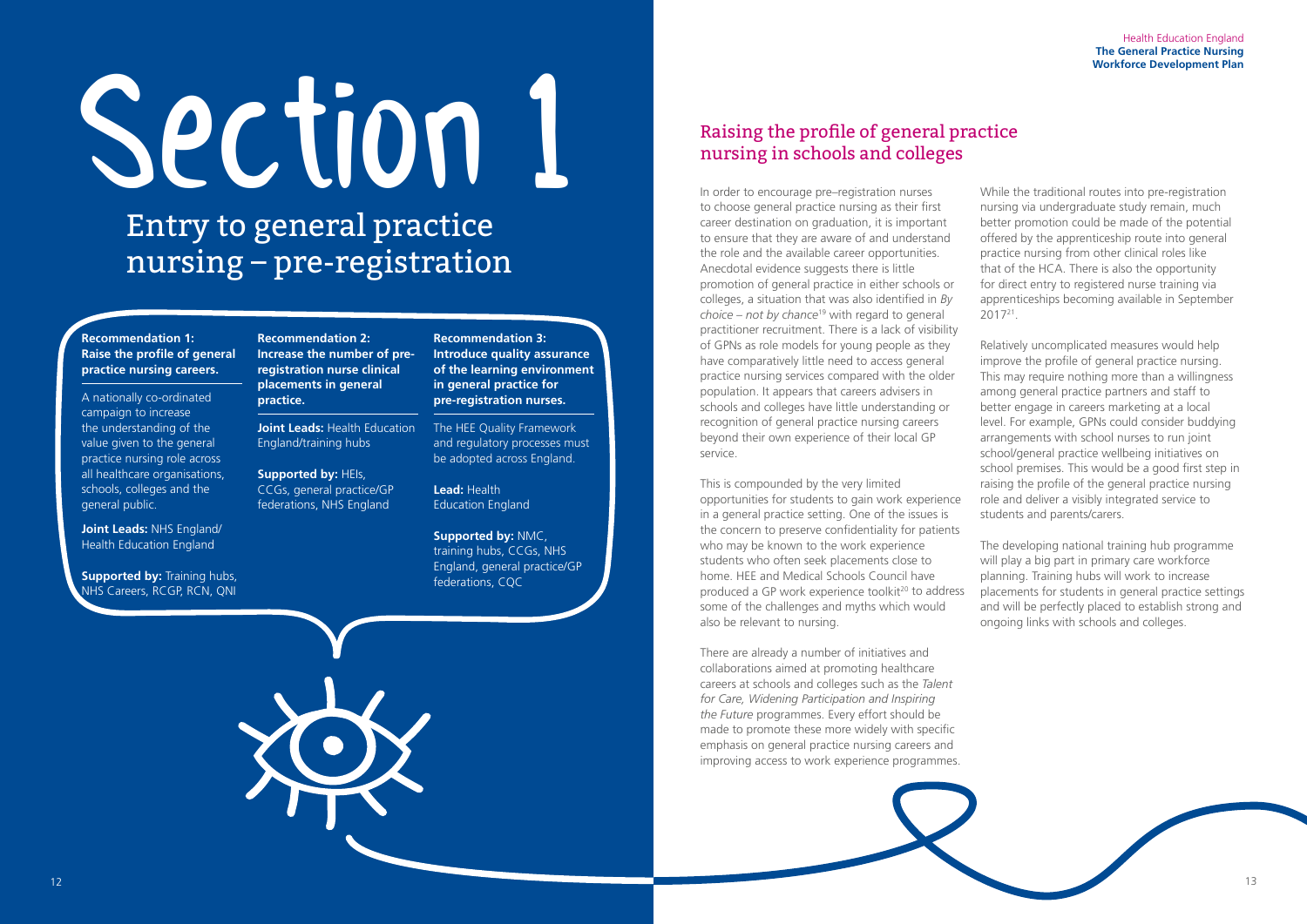# Section 1

## Entry to general practice nursing – pre-registration

**Recommendation 1: Raise the profile of general practice nursing careers.**

A nationally co-ordinated campaign to increase the understanding of the value given to the general practice nursing role across all healthcare organisations, schools, colleges and the general public.

**Joint Leads:** NHS England/ Health Education England

**Supported by:** Training hubs, NHS Careers, RCGP, RCN, QNI

**Recommendation 2: Increase the number of pre-registration nurse clinical placements in general practice.**

**Joint Leads:** Health Education England/training hubs

**Supported by:** HEIs, CCGs, general practice/GP federations, NHS England

**Recommendation 3: Introduce quality assurance of the learning environment in general practice for pre-registration nurses.**

The HEE Quality Framework and regulatory processes must be adopted across England.

**Lead:** Health Education England

**Supported by:** NMC, training hubs, CCGs, NHS England, general practice/GP federations, CQC

## Raising the profile of general practice nursing in schools and colleges

In order to encourage pre–registration nurses to choose general practice nursing as their first career destination on graduation, it is important to ensure that they are aware of and understand the role and the available career opportunities. Anecdotal evidence suggests there is little promotion of general practice in either schools or colleges, a situation that was also identified in *By choice – not by chance*[19] with regard to general practitioner recruitment. There is a lack of visibility of GPNs as role models for young people as they have comparatively little need to access general practice nursing services compared with the older population. It appears that careers advisers in schools and colleges have little understanding or recognition of general practice nursing careers beyond their own experience of their local GP service.

This is compounded by the very limited opportunities for students to gain work experience in a general practice setting. One of the issues is the concern to preserve confidentiality for patients who may be known to the work experience students who often seek placements close to home. HEE and Medical Schools Council have produced a GP work experience toolkit[20] to address some of the challenges and myths which would also be relevant to nursing.

There are already a number of initiatives and collaborations aimed at promoting healthcare careers at schools and colleges such as the *Talent for Care, Widening Participation and Inspiring the Future* programmes. Every effort should be made to promote these more widely with specific emphasis on general practice nursing careers and improving access to work experience programmes.

While the traditional routes into pre-registration nursing via undergraduate study remain, much better promotion could be made of the potential offered by the apprenticeship route into general practice nursing from other clinical roles like that of the HCA. There is also the opportunity for direct entry to registered nurse training via apprenticeships becoming available in September 2017[21].

Relatively uncomplicated measures would help improve the profile of general practice nursing. This may require nothing more than a willingness among general practice partners and staff to better engage in careers marketing at a local level. For example, GPNs could consider buddying arrangements with school nurses to run joint school/general practice wellbeing initiatives on school premises. This would be a good first step in raising the profile of the general practice nursing role and deliver a visibly integrated service to students and parents/carers.

The developing national training hub programme will play a big part in primary care workforce planning. Training hubs will work to increase placements for students in general practice settings and will be perfectly placed to establish strong and ongoing links with schools and colleges.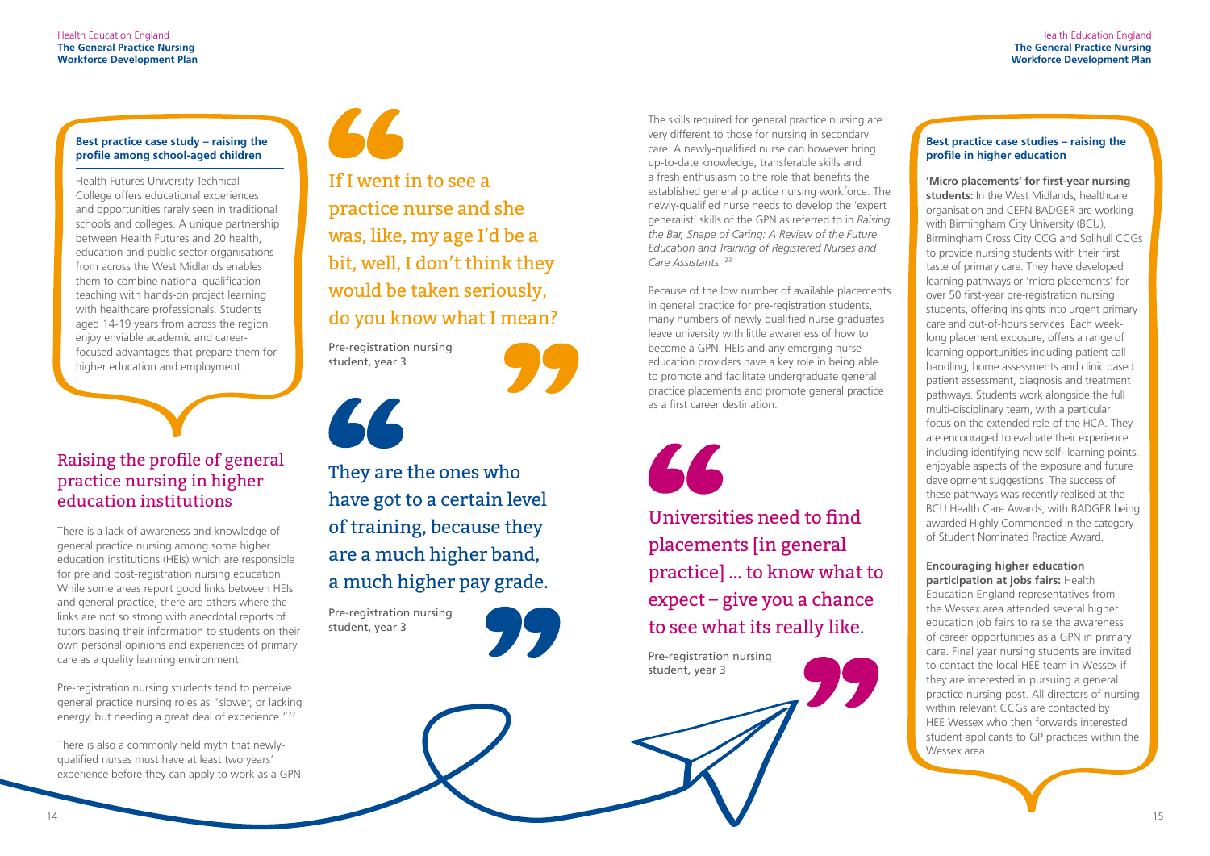### Best practice case study – raising the profile among school-aged children

Health Futures University Technical College offers educational experiences and opportunities rarely seen in traditional schools and colleges. A unique partnership between Health Futures and 20 health, education and public sector organisations from across the West Midlands enables them to combine national qualification teaching with hands-on project learning with healthcare professionals. Students aged 14-19 years from across the region enjoy enviable academic and career-focused advantages that prepare them for higher education and employment.

## Raising the profile of general practice nursing in higher education institutions

There is a lack of awareness and knowledge of general practice nursing among some higher education institutions (HEIs) which are responsible for pre and post-registration nursing education. While some areas report good links between HEIs and general practice, there are others where the links are not so strong with anecdotal reports of tutors basing their information to students on their own personal opinions and experiences of primary care as a quality learning environment.

Pre-registration nursing students tend to perceive general practice nursing roles as "slower, or lacking energy, but needing a great deal of experience."[22]

There is also a commonly held myth that newly-qualified nurses must have at least two years' experience before they can apply to work as a GPN.

> If I went in to see a practice nurse and she was, like, my age I'd be a bit, well, I don't think they would be taken seriously, do you know what I mean?
>
> Pre-registration nursing student, year 3

> They are the ones who have got to a certain level of training, because they are a much higher band, a much higher pay grade.
>
> Pre-registration nursing student, year 3

The skills required for general practice nursing are very different to those for nursing in secondary care. A newly-qualified nurse can however bring up-to-date knowledge, transferable skills and a fresh enthusiasm to the role that benefits the established general practice nursing workforce. The newly-qualified nurse needs to develop the 'expert generalist' skills of the GPN as referred to in *Raising the Bar, Shape of Caring: A Review of the Future Education and Training of Registered Nurses and Care Assistants.*[23]

Because of the low number of available placements in general practice for pre-registration students, many numbers of newly qualified nurse graduates leave university with little awareness of how to become a GPN. HEIs and any emerging nurse education providers have a key role in being able to promote and facilitate undergraduate general practice placements and promote general practice as a first career destination.

> Universities need to find placements [in general practice] ... to know what to expect – give you a chance to see what its really like.
>
> Pre-registration nursing student, year 3

### Best practice case studies – raising the profile in higher education

**'Micro placements' for first-year nursing students:** In the West Midlands, healthcare organisation and CEPN BADGER are working with Birmingham City University (BCU), Birmingham Cross City CCG and Solihull CCGs to provide nursing students with their first taste of primary care. They have developed learning pathways or 'micro placements' for over 50 first-year pre-registration nursing students, offering insights into urgent primary care and out-of-hours services. Each week-long placement exposure, offers a range of learning opportunities including patient call handling, home assessments and clinic based patient assessment, diagnosis and treatment pathways. Students work alongside the full multi-disciplinary team, with a particular focus on the extended role of the HCA. They are encouraged to evaluate their experience including identifying new self- learning points, enjoyable aspects of the exposure and future development suggestions. The success of these pathways was recently realised at the BCU Health Care Awards, with BADGER being awarded Highly Commended in the category of Student Nominated Practice Award.

**Encouraging higher education participation at jobs fairs:** Health Education England representatives from the Wessex area attended several higher education job fairs to raise the awareness of career opportunities as a GPN in primary care. Final year nursing students are invited to contact the local HEE team in Wessex if they are interested in pursuing a general practice nursing post. All directors of nursing within relevant CCGs are contacted by HEE Wessex who then forwards interested student applicants to GP practices within the Wessex area.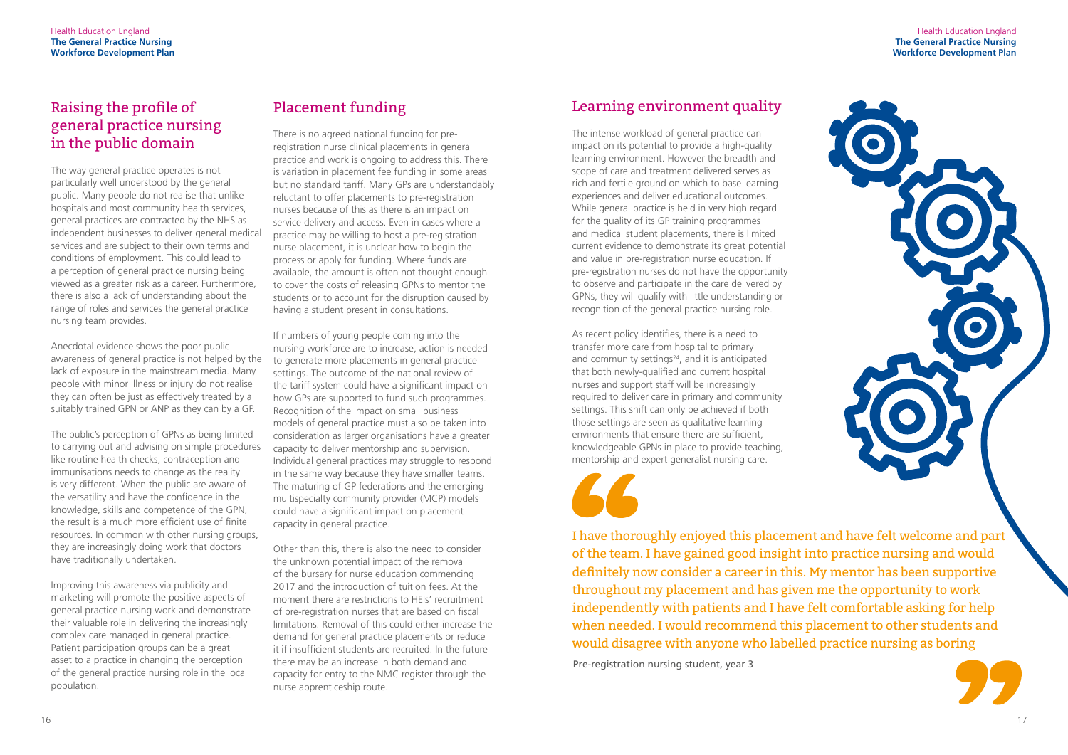## Raising the profile of general practice nursing in the public domain

The way general practice operates is not particularly well understood by the general public. Many people do not realise that unlike hospitals and most community health services, general practices are contracted by the NHS as independent businesses to deliver general medical services and are subject to their own terms and conditions of employment. This could lead to a perception of general practice nursing being viewed as a greater risk as a career. Furthermore, there is also a lack of understanding about the range of roles and services the general practice nursing team provides.

Anecdotal evidence shows the poor public awareness of general practice is not helped by the lack of exposure in the mainstream media. Many people with minor illness or injury do not realise they can often be just as effectively treated by a suitably trained GPN or ANP as they can by a GP.

The public's perception of GPNs as being limited to carrying out and advising on simple procedures like routine health checks, contraception and immunisations needs to change as the reality is very different. When the public are aware of the versatility and have the confidence in the knowledge, skills and competence of the GPN, the result is a much more efficient use of finite resources. In common with other nursing groups, they are increasingly doing work that doctors have traditionally undertaken.

Improving this awareness via publicity and marketing will promote the positive aspects of general practice nursing work and demonstrate their valuable role in delivering the increasingly complex care managed in general practice. Patient participation groups can be a great asset to a practice in changing the perception of the general practice nursing role in the local population.

## Placement funding

There is no agreed national funding for pre-registration nurse clinical placements in general practice and work is ongoing to address this. There is variation in placement fee funding in some areas but no standard tariff. Many GPs are understandably reluctant to offer placements to pre-registration nurses because of this as there is an impact on service delivery and access. Even in cases where a practice may be willing to host a pre-registration nurse placement, it is unclear how to begin the process or apply for funding. Where funds are available, the amount is often not thought enough to cover the costs of releasing GPNs to mentor the students or to account for the disruption caused by having a student present in consultations.

If numbers of young people coming into the nursing workforce are to increase, action is needed to generate more placements in general practice settings. The outcome of the national review of the tariff system could have a significant impact on how GPs are supported to fund such programmes. Recognition of the impact on small business models of general practice must also be taken into consideration as larger organisations have a greater capacity to deliver mentorship and supervision. Individual general practices may struggle to respond in the same way because they have smaller teams. The maturing of GP federations and the emerging multispecialty community provider (MCP) models could have a significant impact on placement capacity in general practice.

Other than this, there is also the need to consider the unknown potential impact of the removal of the bursary for nurse education commencing 2017 and the introduction of tuition fees. At the moment there are restrictions to HEIs' recruitment of pre-registration nurses that are based on fiscal limitations. Removal of this could either increase the demand for general practice placements or reduce it if insufficient students are recruited. In the future there may be an increase in both demand and capacity for entry to the NMC register through the nurse apprenticeship route.

## Learning environment quality

The intense workload of general practice can impact on its potential to provide a high-quality learning environment. However the breadth and scope of care and treatment delivered serves as rich and fertile ground on which to base learning experiences and deliver educational outcomes. While general practice is held in very high regard for the quality of its GP training programmes and medical student placements, there is limited current evidence to demonstrate its great potential and value in pre-registration nurse education. If pre-registration nurses do not have the opportunity to observe and participate in the care delivered by GPNs, they will qualify with little understanding or recognition of the general practice nursing role.

As recent policy identifies, there is a need to transfer more care from hospital to primary and community settings[24], and it is anticipated that both newly-qualified and current hospital nurses and support staff will be increasingly required to deliver care in primary and community settings. This shift can only be achieved if both those settings are seen as qualitative learning environments that ensure there are sufficient, knowledgeable GPNs in place to provide teaching, mentorship and expert generalist nursing care.

> I have thoroughly enjoyed this placement and have felt welcome and part of the team. I have gained good insight into practice nursing and would definitely now consider a career in this. My mentor has been supportive throughout my placement and has given me the opportunity to work independently with patients and I have felt comfortable asking for help when needed. I would recommend this placement to other students and would disagree with anyone who labelled practice nursing as boring
>
> Pre-registration nursing student, year 3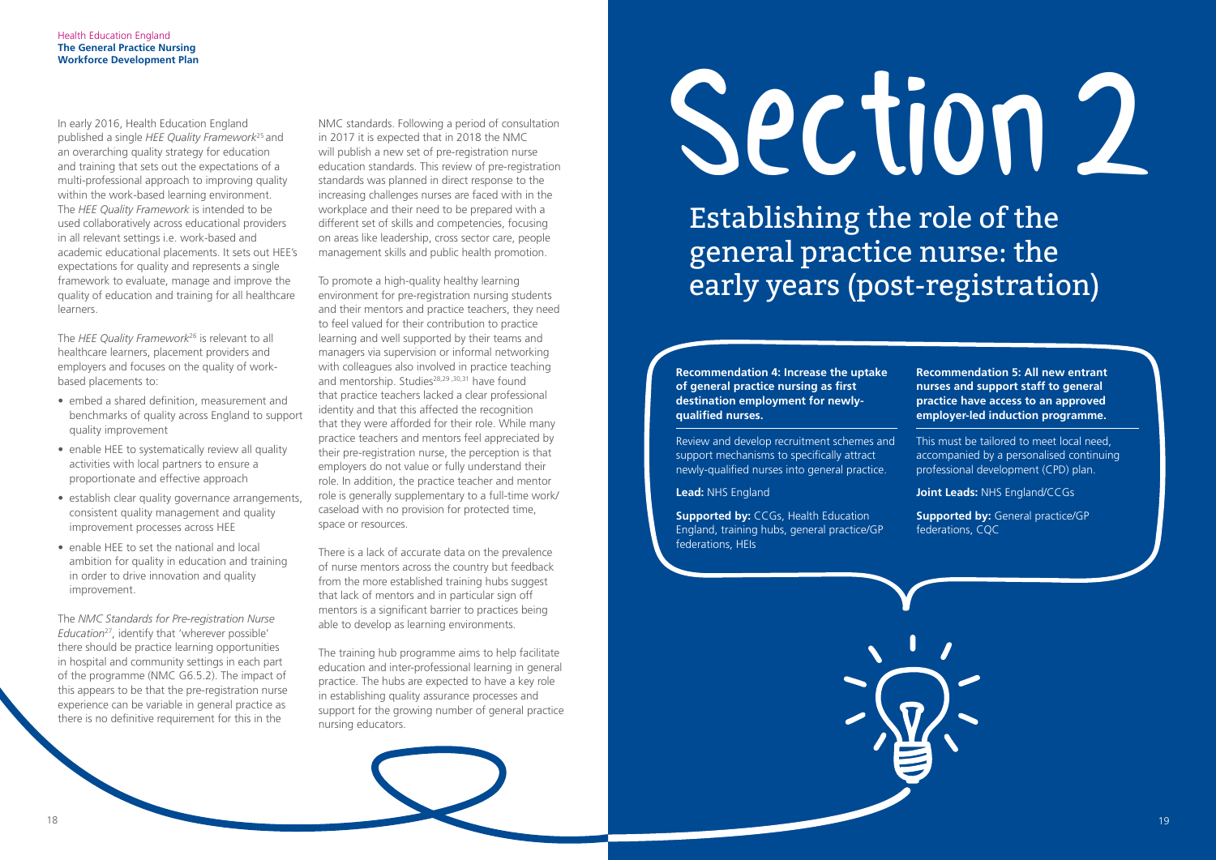In early 2016, Health Education England published a single *HEE Quality Framework*[25] and an overarching quality strategy for education and training that sets out the expectations of a multi-professional approach to improving quality within the work-based learning environment. The *HEE Quality Framework* is intended to be used collaboratively across educational providers in all relevant settings i.e. work-based and academic educational placements. It sets out HEE's expectations for quality and represents a single framework to evaluate, manage and improve the quality of education and training for all healthcare learners.

The *HEE Quality Framework*[26] is relevant to all healthcare learners, placement providers and employers and focuses on the quality of work-based placements to:

- embed a shared definition, measurement and benchmarks of quality across England to support quality improvement
- enable HEE to systematically review all quality activities with local partners to ensure a proportionate and effective approach
- establish clear quality governance arrangements, consistent quality management and quality improvement processes across HEE
- enable HEE to set the national and local ambition for quality in education and training in order to drive innovation and quality improvement.

The *NMC Standards for Pre-registration Nurse Education*[27], identify that 'wherever possible' there should be practice learning opportunities in hospital and community settings in each part of the programme (NMC G6.5.2). The impact of this appears to be that the pre-registration nurse experience can be variable in general practice as there is no definitive requirement for this in the NMC standards. Following a period of consultation in 2017 it is expected that in 2018 the NMC will publish a new set of pre-registration nurse education standards. This review of pre-registration standards was planned in direct response to the increasing challenges nurses are faced with in the workplace and their need to be prepared with a different set of skills and competencies, focusing on areas like leadership, cross sector care, people management skills and public health promotion.

To promote a high-quality healthy learning environment for pre-registration nursing students and their mentors and practice teachers, they need to feel valued for their contribution to practice learning and well supported by their teams and managers via supervision or informal networking with colleagues also involved in practice teaching and mentorship. Studies[28,29,30,31] have found that practice teachers lacked a clear professional identity and that this affected the recognition that they were afforded for their role. While many practice teachers and mentors feel appreciated by their pre-registration nurse, the perception is that employers do not value or fully understand their role. In addition, the practice teacher and mentor role is generally supplementary to a full-time work/caseload with no provision for protected time, space or resources.

There is a lack of accurate data on the prevalence of nurse mentors across the country but feedback from the more established training hubs suggest that lack of mentors and in particular sign off mentors is a significant barrier to practices being able to develop as learning environments.

The training hub programme aims to help facilitate education and inter-professional learning in general practice. The hubs are expected to have a key role in establishing quality assurance processes and support for the growing number of general practice nursing educators.

# Section 2

## Establishing the role of the general practice nurse: the early years (post-registration)

**Recommendation 4: Increase the uptake of general practice nursing as first destination employment for newly-qualified nurses.**

Review and develop recruitment schemes and support mechanisms to specifically attract newly-qualified nurses into general practice.

**Lead:** NHS England

**Supported by:** CCGs, Health Education England, training hubs, general practice/GP federations, HEIs

**Recommendation 5: All new entrant nurses and support staff to general practice have access to an approved employer-led induction programme.**

This must be tailored to meet local need, accompanied by a personalised continuing professional development (CPD) plan.

**Joint Leads:** NHS England/CCGs

**Supported by:** General practice/GP federations, CQC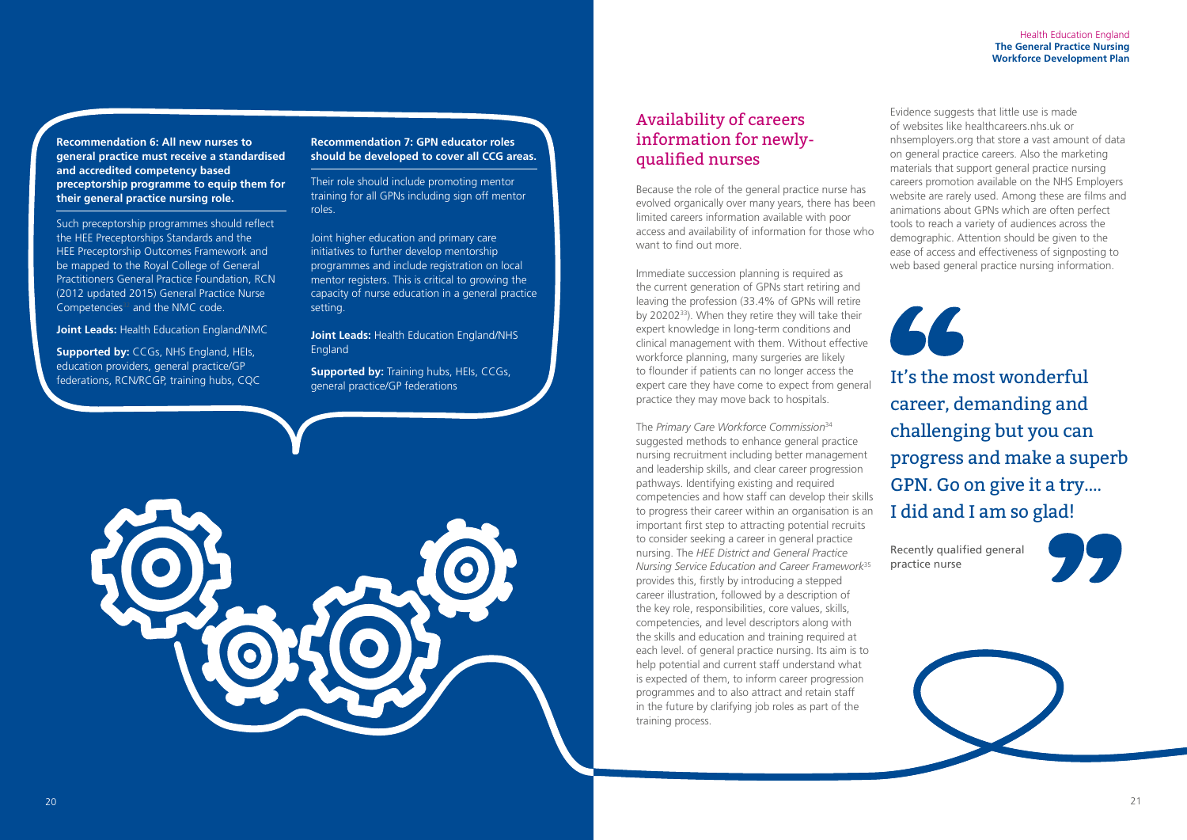**Recommendation 6: All new nurses to general practice must receive a standardised and accredited competency based preceptorship programme to equip them for their general practice nursing role.**

Such preceptorship programmes should reflect the HEE Preceptorships Standards and the HEE Preceptorship Outcomes Framework and be mapped to the Royal College of General Practitioners General Practice Foundation, RCN (2012 updated 2015) General Practice Nurse Competencies[32] and the NMC code.

**Joint Leads:** Health Education England/NMC

**Supported by:** CCGs, NHS England, HEIs, education providers, general practice/GP federations, RCN/RCGP, training hubs, CQC

**Recommendation 7: GPN educator roles should be developed to cover all CCG areas.**

Their role should include promoting mentor training for all GPNs including sign off mentor roles.

Joint higher education and primary care initiatives to further develop mentorship programmes and include registration on local mentor registers. This is critical to growing the capacity of nurse education in a general practice setting.

**Joint Leads:** Health Education England/NHS England

**Supported by:** Training hubs, HEIs, CCGs, general practice/GP federations

## Availability of careers information for newly-qualified nurses

Because the role of the general practice nurse has evolved organically over many years, there has been limited careers information available with poor access and availability of information for those who want to find out more.

Immediate succession planning is required as the current generation of GPNs start retiring and leaving the profession (33.4% of GPNs will retire by 2020[33]). When they retire they will take their expert knowledge in long-term conditions and clinical management with them. Without effective workforce planning, many surgeries are likely to flounder if patients can no longer access the expert care they have come to expect from general practice they may move back to hospitals.

The *Primary Care Workforce Commission*[34] suggested methods to enhance general practice nursing recruitment including better management and leadership skills, and clear career progression pathways. Identifying existing and required competencies and how staff can develop their skills to progress their career within an organisation is an important first step to attracting potential recruits to consider seeking a career in general practice nursing. The *HEE District and General Practice Nursing Service Education and Career Framework*[35] provides this, firstly by introducing a stepped career illustration, followed by a description of the key role, responsibilities, core values, skills, competencies, and level descriptors along with the skills and education and training required at each level. of general practice nursing. Its aim is to help potential and current staff understand what is expected of them, to inform career progression programmes and to also attract and retain staff in the future by clarifying job roles as part of the training process.

Evidence suggests that little use is made of websites like healthcareers.nhs.uk or nhsemployers.org that store a vast amount of data on general practice careers. Also the marketing materials that support general practice nursing careers promotion available on the NHS Employers website are rarely used. Among these are films and animations about GPNs which are often perfect tools to reach a variety of audiences across the demographic. Attention should be given to the ease of access and effectiveness of signposting to web based general practice nursing information.

> It's the most wonderful career, demanding and challenging but you can progress and make a superb GPN. Go on give it a try.... I did and I am so glad!
>
> Recently qualified general practice nurse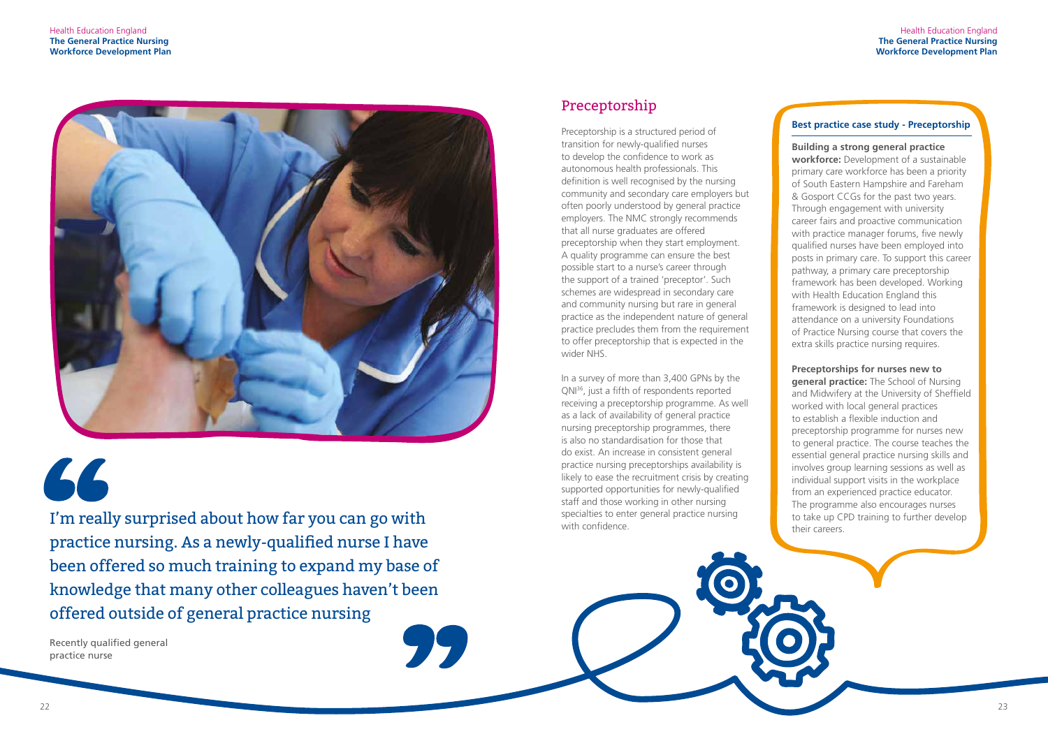> I'm really surprised about how far you can go with practice nursing. As a newly-qualified nurse I have been offered so much training to expand my base of knowledge that many other colleagues haven't been offered outside of general practice nursing

Recently qualified general practice nurse

## Preceptorship

Preceptorship is a structured period of transition for newly-qualified nurses to develop the confidence to work as autonomous health professionals. This definition is well recognised by the nursing community and secondary care employers but often poorly understood by general practice employers. The NMC strongly recommends that all nurse graduates are offered preceptorship when they start employment. A quality programme can ensure the best possible start to a nurse's career through the support of a trained 'preceptor'. Such schemes are widespread in secondary care and community nursing but rare in general practice as the independent nature of general practice precludes them from the requirement to offer preceptorship that is expected in the wider NHS.

In a survey of more than 3,400 GPNs by the QNI[36], just a fifth of respondents reported receiving a preceptorship programme. As well as a lack of availability of general practice nursing preceptorship programmes, there is also no standardisation for those that do exist. An increase in consistent general practice nursing preceptorships availability is likely to ease the recruitment crisis by creating supported opportunities for newly-qualified staff and those working in other nursing specialties to enter general practice nursing with confidence.

### Best practice case study - Preceptorship

**Building a strong general practice workforce:** Development of a sustainable primary care workforce has been a priority of South Eastern Hampshire and Fareham & Gosport CCGs for the past two years. Through engagement with university career fairs and proactive communication with practice manager forums, five newly qualified nurses have been employed into posts in primary care. To support this career pathway, a primary care preceptorship framework has been developed. Working with Health Education England this framework is designed to lead into attendance on a university Foundations of Practice Nursing course that covers the extra skills practice nursing requires.

**Preceptorships for nurses new to general practice:** The School of Nursing and Midwifery at the University of Sheffield worked with local general practices to establish a flexible induction and preceptorship programme for nurses new to general practice. The course teaches the essential general practice nursing skills and involves group learning sessions as well as individual support visits in the workplace from an experienced practice educator. The programme also encourages nurses to take up CPD training to further develop their careers.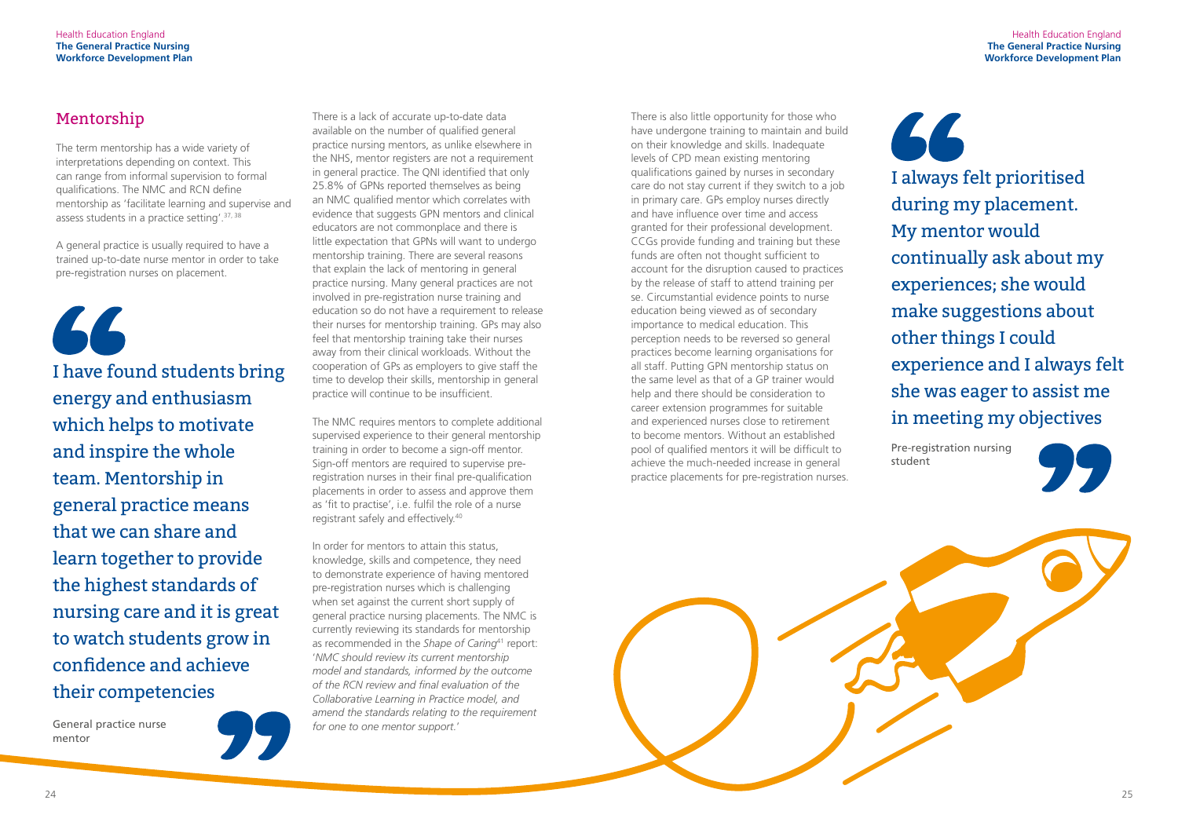## Mentorship

The term mentorship has a wide variety of interpretations depending on context. This can range from informal supervision to formal qualifications. The NMC and RCN define mentorship as 'facilitate learning and supervise and assess students in a practice setting'.[37, 38]

A general practice is usually required to have a trained up-to-date nurse mentor in order to take pre-registration nurses on placement.

> I have found students bring energy and enthusiasm which helps to motivate and inspire the whole team. Mentorship in general practice means that we can share and learn together to provide the highest standards of nursing care and it is great to watch students grow in confidence and achieve their competencies
>
> General practice nurse mentor

There is a lack of accurate up-to-date data available on the number of qualified general practice nursing mentors, as unlike elsewhere in the NHS, mentor registers are not a requirement in general practice. The QNI identified that only 25.8% of GPNs reported themselves as being an NMC qualified mentor which correlates with evidence that suggests GPN mentors and clinical educators are not commonplace and there is little expectation that GPNs will want to undergo mentorship training. There are several reasons that explain the lack of mentoring in general practice nursing. Many general practices are not involved in pre-registration nurse training and education so do not have a requirement to release their nurses for mentorship training. GPs may also feel that mentorship training take their nurses away from their clinical workloads. Without the cooperation of GPs as employers to give staff the time to develop their skills, mentorship in general practice will continue to be insufficient.

The NMC requires mentors to complete additional supervised experience to their general mentorship training in order to become a sign-off mentor. Sign-off mentors are required to supervise pre-registration nurses in their final pre-qualification placements in order to assess and approve them as 'fit to practise', i.e. fulfil the role of a nurse registrant safely and effectively.[40]

In order for mentors to attain this status, knowledge, skills and competence, they need to demonstrate experience of having mentored pre-registration nurses which is challenging when set against the current short supply of general practice nursing placements. The NMC is currently reviewing its standards for mentorship as recommended in the *Shape of Caring*[41] report: '*NMC should review its current mentorship model and standards, informed by the outcome of the RCN review and final evaluation of the Collaborative Learning in Practice model, and amend the standards relating to the requirement for one to one mentor support.*'

There is also little opportunity for those who have undergone training to maintain and build on their knowledge and skills. Inadequate levels of CPD mean existing mentoring qualifications gained by nurses in secondary care do not stay current if they switch to a job in primary care. GPs employ nurses directly and have influence over time and access granted for their professional development. CCGs provide funding and training but these funds are often not thought sufficient to account for the disruption caused to practices by the release of staff to attend training per se. Circumstantial evidence points to nurse education being viewed as of secondary importance to medical education. This perception needs to be reversed so general practices become learning organisations for all staff. Putting GPN mentorship status on the same level as that of a GP trainer would help and there should be consideration to career extension programmes for suitable and experienced nurses close to retirement to become mentors. Without an established pool of qualified mentors it will be difficult to achieve the much-needed increase in general practice placements for pre-registration nurses.

> I always felt prioritised during my placement. My mentor would continually ask about my experiences; she would make suggestions about other things I could experience and I always felt she was eager to assist me in meeting my objectives
>
> Pre-registration nursing student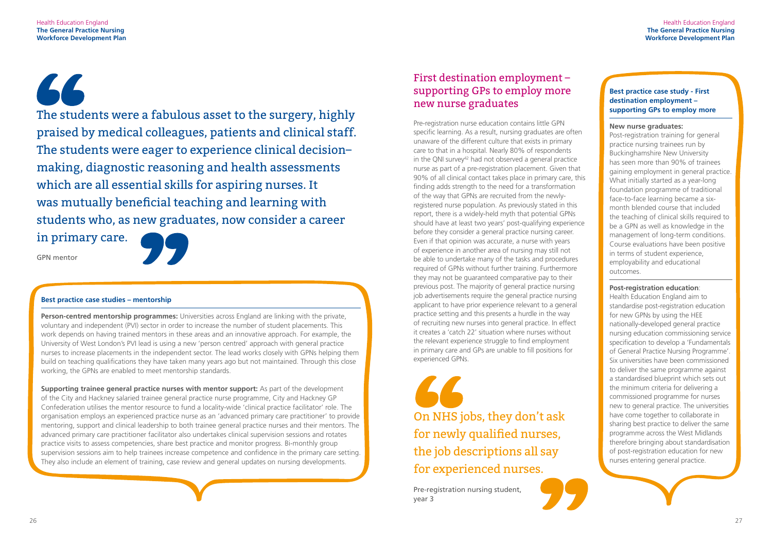> The students were a fabulous asset to the surgery, highly praised by medical colleagues, patients and clinical staff. The students were eager to experience clinical decision–making, diagnostic reasoning and health assessments which are all essential skills for aspiring nurses. It was mutually beneficial teaching and learning with students who, as new graduates, now consider a career in primary care.
>
> GPN mentor

### Best practice case studies – mentorship

**Person-centred mentorship programmes:** Universities across England are linking with the private, voluntary and independent (PVI) sector in order to increase the number of student placements. This work depends on having trained mentors in these areas and an innovative approach. For example, the University of West London's PVI lead is using a new 'person centred' approach with general practice nurses to increase placements in the independent sector. The lead works closely with GPNs helping them build on teaching qualifications they have taken many years ago but not maintained. Through this close working, the GPNs are enabled to meet mentorship standards.

**Supporting trainee general practice nurses with mentor support:** As part of the development of the City and Hackney salaried trainee general practice nurse programme, City and Hackney GP Confederation utilises the mentor resource to fund a locality-wide 'clinical practice facilitator' role. The organisation employs an experienced practice nurse as an 'advanced primary care practitioner' to provide mentoring, support and clinical leadership to both trainee general practice nurses and their mentors. The advanced primary care practitioner facilitator also undertakes clinical supervision sessions and rotates practice visits to assess competencies, share best practice and monitor progress. Bi-monthly group supervision sessions aim to help trainees increase competence and confidence in the primary care setting. They also include an element of training, case review and general updates on nursing developments.

## First destination employment – supporting GPs to employ more new nurse graduates

Pre-registration nurse education contains little GPN specific learning. As a result, nursing graduates are often unaware of the different culture that exists in primary care to that in a hospital. Nearly 80% of respondents in the QNI survey[42] had not observed a general practice nurse as part of a pre-registration placement. Given that 90% of all clinical contact takes place in primary care, this finding adds strength to the need for a transformation of the way that GPNs are recruited from the newly-registered nurse population. As previously stated in this report, there is a widely-held myth that potential GPNs should have at least two years' post-qualifying experience before they consider a general practice nursing career. Even if that opinion was accurate, a nurse with years of experience in another area of nursing may still not be able to undertake many of the tasks and procedures required of GPNs without further training. Furthermore they may not be guaranteed comparative pay to their previous post. The majority of general practice nursing job advertisements require the general practice nursing applicant to have prior experience relevant to a general practice setting and this presents a hurdle in the way of recruiting new nurses into general practice. In effect it creates a 'catch 22' situation where nurses without the relevant experience struggle to find employment in primary care and GPs are unable to fill positions for experienced GPNs.

> On NHS jobs, they don't ask for newly qualified nurses, the job descriptions all say for experienced nurses.
>
> Pre-registration nursing student, year 3

### Best practice case study - First destination employment – supporting GPs to employ more

**New nurse graduates:**
Post-registration training for general practice nursing trainees run by Buckinghamshire New University has seen more than 90% of trainees gaining employment in general practice. What initially started as a year-long foundation programme of traditional face-to-face learning became a six-month blended course that included the teaching of clinical skills required to be a GPN as well as knowledge in the management of long-term conditions. Course evaluations have been positive in terms of student experience, employability and educational outcomes.

**Post-registration education**:
Health Education England aim to standardise post-registration education for new GPNs by using the HEE nationally-developed general practice nursing education commissioning service specification to develop a 'Fundamentals of General Practice Nursing Programme'. Six universities have been commissioned to deliver the same programme against a standardised blueprint which sets out the minimum criteria for delivering a commissioned programme for nurses new to general practice. The universities have come together to collaborate in sharing best practice to deliver the same programme across the West Midlands therefore bringing about standardisation of post-registration education for new nurses entering general practice.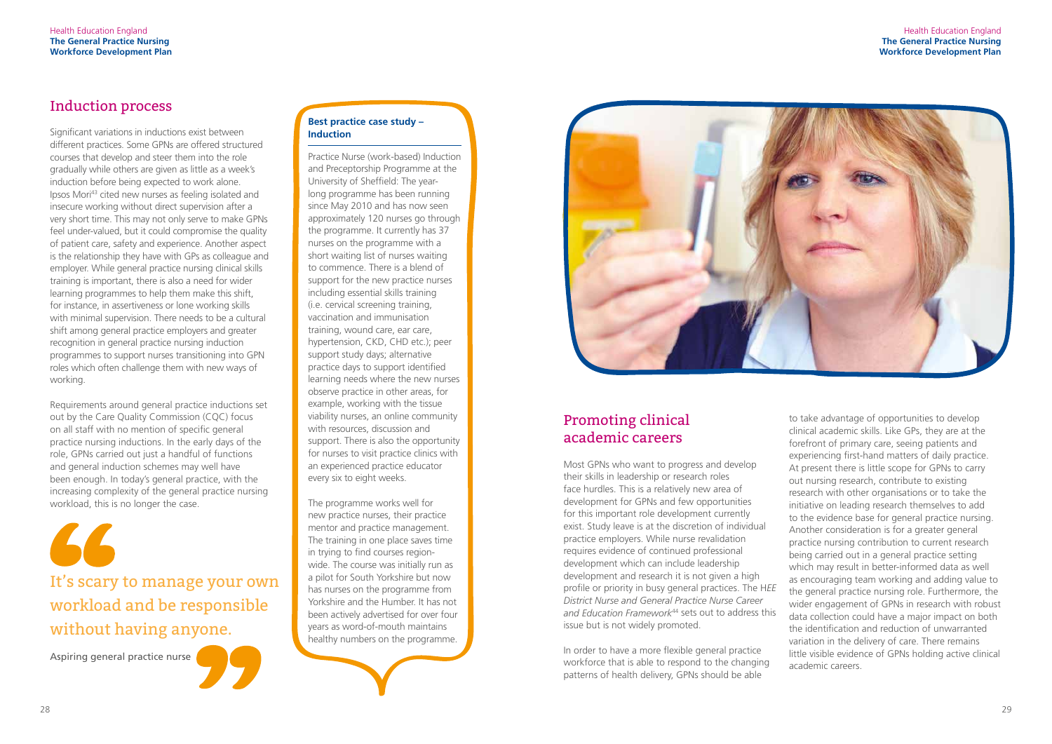## Induction process

Significant variations in inductions exist between different practices. Some GPNs are offered structured courses that develop and steer them into the role gradually while others are given as little as a week's induction before being expected to work alone. Ipsos Mori[43] cited new nurses as feeling isolated and insecure working without direct supervision after a very short time. This may not only serve to make GPNs feel under-valued, but it could compromise the quality of patient care, safety and experience. Another aspect is the relationship they have with GPs as colleague and employer. While general practice nursing clinical skills training is important, there is also a need for wider learning programmes to help them make this shift, for instance, in assertiveness or lone working skills with minimal supervision. There needs to be a cultural shift among general practice employers and greater recognition in general practice nursing induction programmes to support nurses transitioning into GPN roles which often challenge them with new ways of working.

Requirements around general practice inductions set out by the Care Quality Commission (CQC) focus on all staff with no mention of specific general practice nursing inductions. In the early days of the role, GPNs carried out just a handful of functions and general induction schemes may well have been enough. In today's general practice, with the increasing complexity of the general practice nursing workload, this is no longer the case.

> It's scary to manage your own workload and be responsible without having anyone.
>
> Aspiring general practice nurse

**Best practice case study – Induction**

Practice Nurse (work-based) Induction and Preceptorship Programme at the University of Sheffield: The year-long programme has been running since May 2010 and has now seen approximately 120 nurses go through the programme. It currently has 37 nurses on the programme with a short waiting list of nurses waiting to commence. There is a blend of support for the new practice nurses including essential skills training (i.e. cervical screening training, vaccination and immunisation training, wound care, ear care, hypertension, CKD, CHD etc.); peer support study days; alternative practice days to support identified learning needs where the new nurses observe practice in other areas, for example, working with the tissue viability nurses, an online community with resources, discussion and support. There is also the opportunity for nurses to visit practice clinics with an experienced practice educator every six to eight weeks.

The programme works well for new practice nurses, their practice mentor and practice management. The training in one place saves time in trying to find courses region-wide. The course was initially run as a pilot for South Yorkshire but now has nurses on the programme from Yorkshire and the Humber. It has not been actively advertised for over four years as word-of-mouth maintains healthy numbers on the programme.

## Promoting clinical academic careers

Most GPNs who want to progress and develop their skills in leadership or research roles face hurdles. This is a relatively new area of development for GPNs and few opportunities for this important role development currently exist. Study leave is at the discretion of individual practice employers. While nurse revalidation requires evidence of continued professional development which can include leadership development and research it is not given a high profile or priority in busy general practices. The H*EE District Nurse and General Practice Nurse Career and Education Framework*[44] sets out to address this issue but is not widely promoted.

In order to have a more flexible general practice workforce that is able to respond to the changing patterns of health delivery, GPNs should be able to take advantage of opportunities to develop clinical academic skills. Like GPs, they are at the forefront of primary care, seeing patients and experiencing first-hand matters of daily practice. At present there is little scope for GPNs to carry out nursing research, contribute to existing research with other organisations or to take the initiative on leading research themselves to add to the evidence base for general practice nursing. Another consideration is for a greater general practice nursing contribution to current research being carried out in a general practice setting which may result in better-informed data as well as encouraging team working and adding value to the general practice nursing role. Furthermore, the wider engagement of GPNs in research with robust data collection could have a major impact on both the identification and reduction of unwarranted variation in the delivery of care. There remains little visible evidence of GPNs holding active clinical academic careers.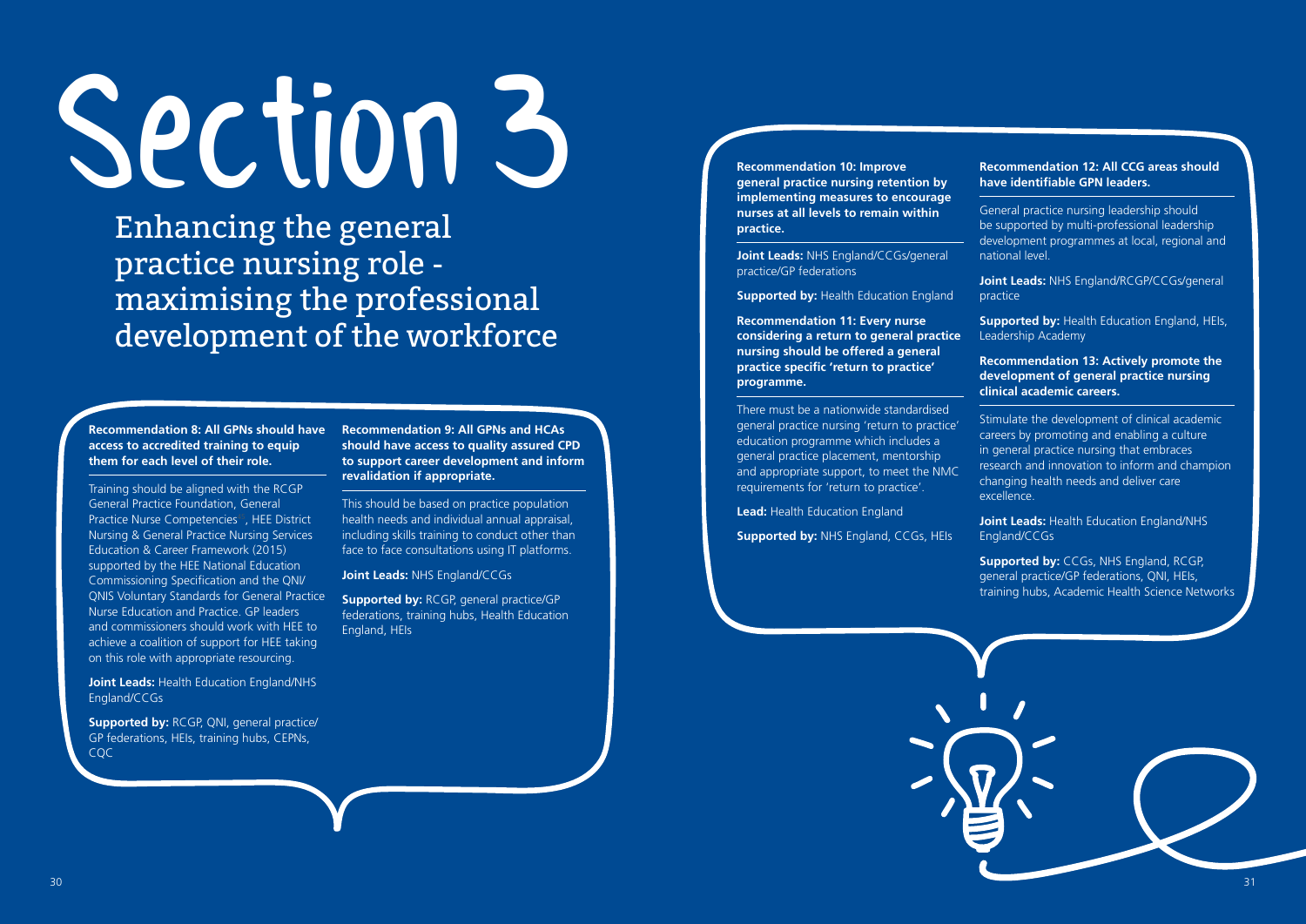# Section 3

## Enhancing the general practice nursing role - maximising the professional development of the workforce

**Recommendation 8: All GPNs should have access to accredited training to equip them for each level of their role.**

Training should be aligned with the RCGP General Practice Foundation, General Practice Nurse Competencies , HEE District Nursing & General Practice Nursing Services Education & Career Framework (2015) supported by the HEE National Education Commissioning Specification and the QNI/QNIS Voluntary Standards for General Practice Nurse Education and Practice. GP leaders and commissioners should work with HEE to achieve a coalition of support for HEE taking on this role with appropriate resourcing.

**Joint Leads:** Health Education England/NHS England/CCGs

**Supported by:** RCGP, QNI, general practice/GP federations, HEIs, training hubs, CEPNs, CQC

**Recommendation 9: All GPNs and HCAs should have access to quality assured CPD to support career development and inform revalidation if appropriate.**

This should be based on practice population health needs and individual annual appraisal, including skills training to conduct other than face to face consultations using IT platforms.

**Joint Leads:** NHS England/CCGs

**Supported by:** RCGP, general practice/GP federations, training hubs, Health Education England, HEIs

**Recommendation 10: Improve general practice nursing retention by implementing measures to encourage nurses at all levels to remain within practice.**

**Joint Leads:** NHS England/CCGs/general practice/GP federations

**Supported by:** Health Education England

**Recommendation 11: Every nurse considering a return to general practice nursing should be offered a general practice specific 'return to practice' programme.**

There must be a nationwide standardised general practice nursing 'return to practice' education programme which includes a general practice placement, mentorship and appropriate support, to meet the NMC requirements for 'return to practice'.

**Lead:** Health Education England

**Supported by:** NHS England, CCGs, HEIs

**Recommendation 12: All CCG areas should have identifiable GPN leaders.**

General practice nursing leadership should be supported by multi-professional leadership development programmes at local, regional and national level.

**Joint Leads:** NHS England/RCGP/CCGs/general practice

**Supported by:** Health Education England, HEIs, Leadership Academy

**Recommendation 13: Actively promote the development of general practice nursing clinical academic careers.**

Stimulate the development of clinical academic careers by promoting and enabling a culture in general practice nursing that embraces research and innovation to inform and champion changing health needs and deliver care excellence.

**Joint Leads:** Health Education England/NHS England/CCGs

**Supported by:** CCGs, NHS England, RCGP, general practice/GP federations, QNI, HEIs, training hubs, Academic Health Science Networks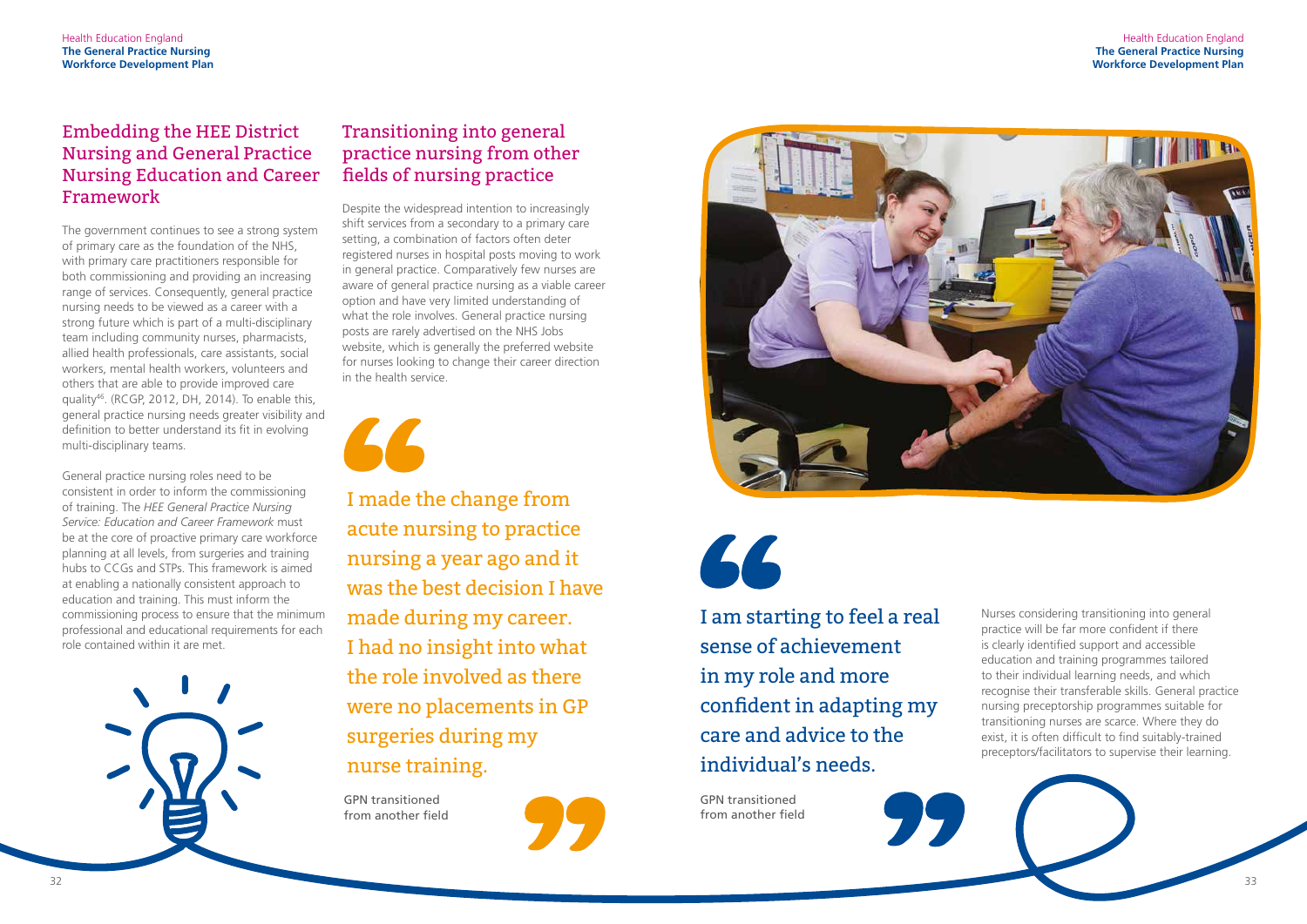## Embedding the HEE District Nursing and General Practice Nursing Education and Career Framework

The government continues to see a strong system of primary care as the foundation of the NHS, with primary care practitioners responsible for both commissioning and providing an increasing range of services. Consequently, general practice nursing needs to be viewed as a career with a strong future which is part of a multi-disciplinary team including community nurses, pharmacists, allied health professionals, care assistants, social workers, mental health workers, volunteers and others that are able to provide improved care quality[46]. (RCGP, 2012, DH, 2014). To enable this, general practice nursing needs greater visibility and definition to better understand its fit in evolving multi-disciplinary teams.

General practice nursing roles need to be consistent in order to inform the commissioning of training. The *HEE General Practice Nursing Service: Education and Career Framework* must be at the core of proactive primary care workforce planning at all levels, from surgeries and training hubs to CCGs and STPs. This framework is aimed at enabling a nationally consistent approach to education and training. This must inform the commissioning process to ensure that the minimum professional and educational requirements for each role contained within it are met.

## Transitioning into general practice nursing from other fields of nursing practice

Despite the widespread intention to increasingly shift services from a secondary to a primary care setting, a combination of factors often deter registered nurses in hospital posts moving to work in general practice. Comparatively few nurses are aware of general practice nursing as a viable career option and have very limited understanding of what the role involves. General practice nursing posts are rarely advertised on the NHS Jobs website, which is generally the preferred website for nurses looking to change their career direction in the health service.

> I made the change from acute nursing to practice nursing a year ago and it was the best decision I have made during my career. I had no insight into what the role involved as there were no placements in GP surgeries during my nurse training.
>
> GPN transitioned from another field

> I am starting to feel a real sense of achievement in my role and more confident in adapting my care and advice to the individual's needs.
>
> GPN transitioned from another field

Nurses considering transitioning into general practice will be far more confident if there is clearly identified support and accessible education and training programmes tailored to their individual learning needs, and which recognise their transferable skills. General practice nursing preceptorship programmes suitable for transitioning nurses are scarce. Where they do exist, it is often difficult to find suitably-trained preceptors/facilitators to supervise their learning.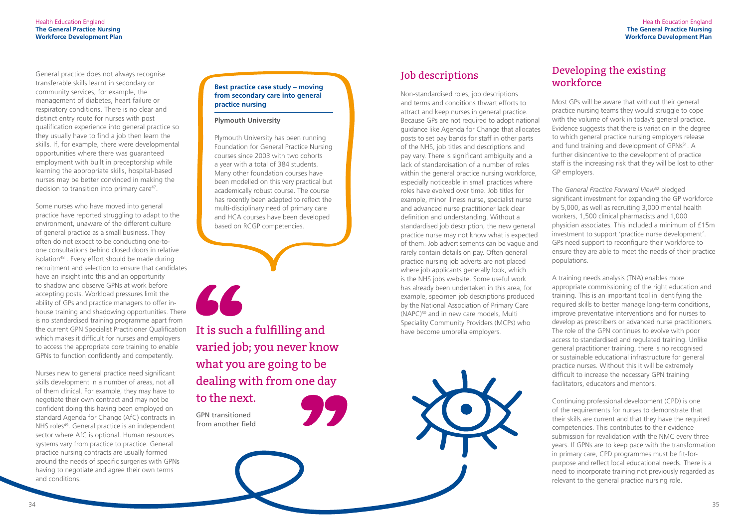General practice does not always recognise transferable skills learnt in secondary or community services, for example, the management of diabetes, heart failure or respiratory conditions. There is no clear and distinct entry route for nurses with post qualification experience into general practice so they usually have to find a job then learn the skills. If, for example, there were developmental opportunities where there was guaranteed employment with built in preceptorship while learning the appropriate skills, hospital-based nurses may be better convinced in making the decision to transition into primary care[47].

Some nurses who have moved into general practice have reported struggling to adapt to the environment, unaware of the different culture of general practice as a small business. They often do not expect to be conducting one-to-one consultations behind closed doors in relative isolation[48]. Every effort should be made during recruitment and selection to ensure that candidates have an insight into this and an opportunity to shadow and observe GPNs at work before accepting posts. Workload pressures limit the ability of GPs and practice managers to offer in-house training and shadowing opportunities. There is no standardised training programme apart from the current GPN Specialist Practitioner Qualification which makes it difficult for nurses and employers to access the appropriate core training to enable GPNs to function confidently and competently.

Nurses new to general practice need significant skills development in a number of areas, not all of them clinical. For example, they may have to negotiate their own contract and may not be confident doing this having been employed on standard Agenda for Change (AfC) contracts in NHS roles[49]. General practice is an independent sector where AfC is optional. Human resources systems vary from practice to practice. General practice nursing contracts are usually formed around the needs of specific surgeries with GPNs having to negotiate and agree their own terms and conditions.

**Best practice case study – moving from secondary care into general practice nursing**

**Plymouth University**

Plymouth University has been running Foundation for General Practice Nursing courses since 2003 with two cohorts a year with a total of 384 students. Many other foundation courses have been modelled on this very practical but academically robust course. The course has recently been adapted to reflect the multi-disciplinary need of primary care and HCA courses have been developed based on RCGP competencies.

> It is such a fulfilling and varied job; you never know what you are going to be dealing with from one day to the next.
>
> GPN transitioned from another field

## Job descriptions

Non-standardised roles, job descriptions and terms and conditions thwart efforts to attract and keep nurses in general practice. Because GPs are not required to adopt national guidance like Agenda for Change that allocates posts to set pay bands for staff in other parts of the NHS, job titles and descriptions and pay vary. There is significant ambiguity and a lack of standardisation of a number of roles within the general practice nursing workforce, especially noticeable in small practices where roles have evolved over time. Job titles for example, minor illness nurse, specialist nurse and advanced nurse practitioner lack clear definition and understanding. Without a standardised job description, the new general practice nurse may not know what is expected of them. Job advertisements can be vague and rarely contain details on pay. Often general practice nursing job adverts are not placed where job applicants generally look, which is the NHS jobs website. Some useful work has already been undertaken in this area, for example, specimen job descriptions produced by the National Association of Primary Care (NAPC)[50] and in new care models, Multi Speciality Community Providers (MCPs) who have become umbrella employers.

## Developing the existing workforce

Most GPs will be aware that without their general practice nursing teams they would struggle to cope with the volume of work in today's general practice. Evidence suggests that there is variation in the degree to which general practice nursing employers release and fund training and development of GPNs[51]. A further disincentive to the development of practice staff is the increasing risk that they will be lost to other GP employers.

The *General Practice Forward View*[52] pledged significant investment for expanding the GP workforce by 5,000, as well as recruiting 3,000 mental health workers, 1,500 clinical pharmacists and 1,000 physician associates. This included a minimum of £15m investment to support 'practice nurse development'. GPs need support to reconfigure their workforce to ensure they are able to meet the needs of their practice populations.

A training needs analysis (TNA) enables more appropriate commissioning of the right education and training. This is an important tool in identifying the required skills to better manage long-term conditions, improve preventative interventions and for nurses to develop as prescribers or advanced nurse practitioners. The role of the GPN continues to evolve with poor access to standardised and regulated training. Unlike general practitioner training, there is no recognised or sustainable educational infrastructure for general practice nurses. Without this it will be extremely difficult to increase the necessary GPN training facilitators, educators and mentors.

Continuing professional development (CPD) is one of the requirements for nurses to demonstrate that their skills are current and that they have the required competencies. This contributes to their evidence submission for revalidation with the NMC every three years. If GPNs are to keep pace with the transformation in primary care, CPD programmes must be fit-for-purpose and reflect local educational needs. There is a need to incorporate training not previously regarded as relevant to the general practice nursing role.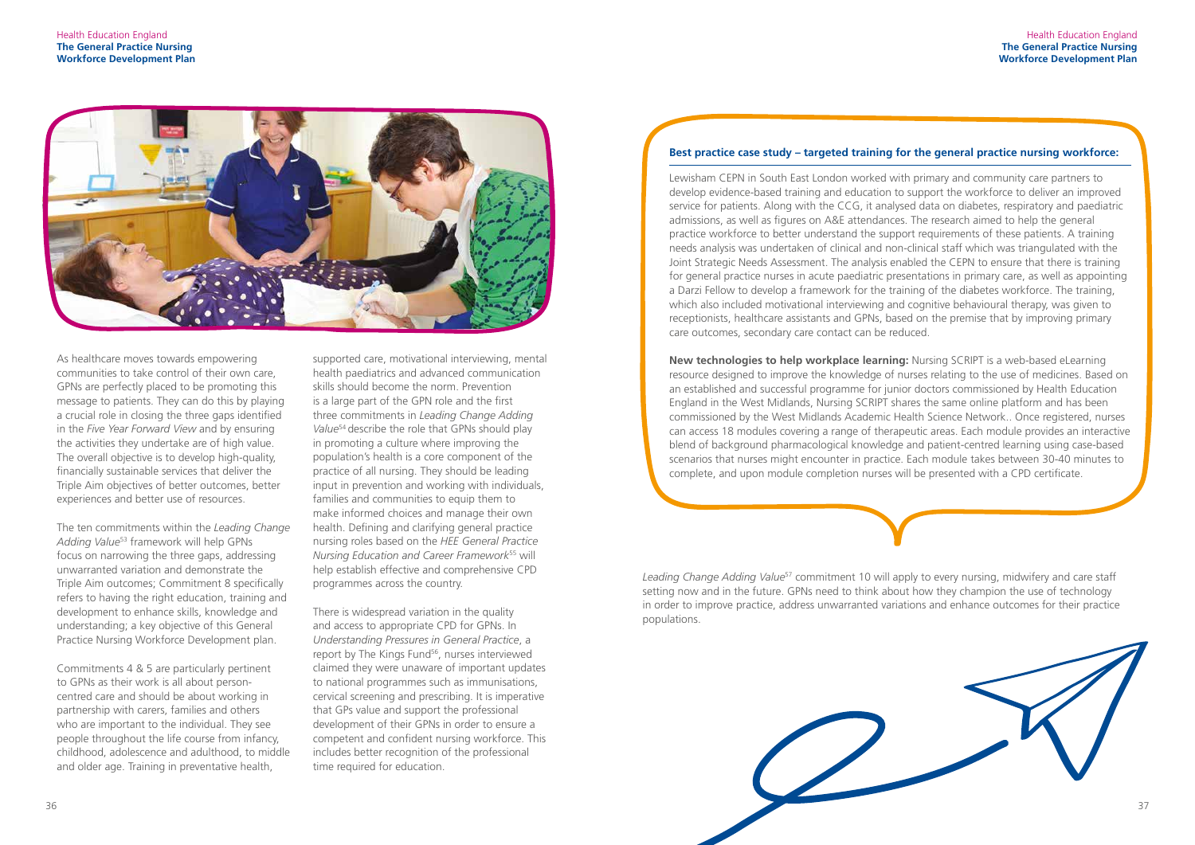As healthcare moves towards empowering communities to take control of their own care, GPNs are perfectly placed to be promoting this message to patients. They can do this by playing a crucial role in closing the three gaps identified in the *Five Year Forward View* and by ensuring the activities they undertake are of high value. The overall objective is to develop high-quality, financially sustainable services that deliver the Triple Aim objectives of better outcomes, better experiences and better use of resources.

The ten commitments within the *Leading Change Adding Value*[53] framework will help GPNs focus on narrowing the three gaps, addressing unwarranted variation and demonstrate the Triple Aim outcomes; Commitment 8 specifically refers to having the right education, training and development to enhance skills, knowledge and understanding; a key objective of this General Practice Nursing Workforce Development plan.

Commitments 4 & 5 are particularly pertinent to GPNs as their work is all about person-centred care and should be about working in partnership with carers, families and others who are important to the individual. They see people throughout the life course from infancy, childhood, adolescence and adulthood, to middle and older age. Training in preventative health, supported care, motivational interviewing, mental health paediatrics and advanced communication skills should become the norm. Prevention is a large part of the GPN role and the first three commitments in *Leading Change Adding Value*[54] describe the role that GPNs should play in promoting a culture where improving the population's health is a core component of the practice of all nursing. They should be leading input in prevention and working with individuals, families and communities to equip them to make informed choices and manage their own health. Defining and clarifying general practice nursing roles based on the *HEE General Practice Nursing Education and Career Framework*[55] will help establish effective and comprehensive CPD programmes across the country.

There is widespread variation in the quality and access to appropriate CPD for GPNs. In *Understanding Pressures in General Practice*, a report by The Kings Fund[56], nurses interviewed claimed they were unaware of important updates to national programmes such as immunisations, cervical screening and prescribing. It is imperative that GPs value and support the professional development of their GPNs in order to ensure a competent and confident nursing workforce. This includes better recognition of the professional time required for education.

**Best practice case study – targeted training for the general practice nursing workforce:**

Lewisham CEPN in South East London worked with primary and community care partners to develop evidence-based training and education to support the workforce to deliver an improved service for patients. Along with the CCG, it analysed data on diabetes, respiratory and paediatric admissions, as well as figures on A&E attendances. The research aimed to help the general practice workforce to better understand the support requirements of these patients. A training needs analysis was undertaken of clinical and non-clinical staff which was triangulated with the Joint Strategic Needs Assessment. The analysis enabled the CEPN to ensure that there is training for general practice nurses in acute paediatric presentations in primary care, as well as appointing a Darzi Fellow to develop a framework for the training of the diabetes workforce. The training, which also included motivational interviewing and cognitive behavioural therapy, was given to receptionists, healthcare assistants and GPNs, based on the premise that by improving primary care outcomes, secondary care contact can be reduced.

**New technologies to help workplace learning:** Nursing SCRIPT is a web-based eLearning resource designed to improve the knowledge of nurses relating to the use of medicines. Based on an established and successful programme for junior doctors commissioned by Health Education England in the West Midlands, Nursing SCRIPT shares the same online platform and has been commissioned by the West Midlands Academic Health Science Network.. Once registered, nurses can access 18 modules covering a range of therapeutic areas. Each module provides an interactive blend of background pharmacological knowledge and patient-centred learning using case-based scenarios that nurses might encounter in practice. Each module takes between 30-40 minutes to complete, and upon module completion nurses will be presented with a CPD certificate.

*Leading Change Adding Value*[57] commitment 10 will apply to every nursing, midwifery and care staff setting now and in the future. GPNs need to think about how they champion the use of technology in order to improve practice, address unwarranted variations and enhance outcomes for their practice populations.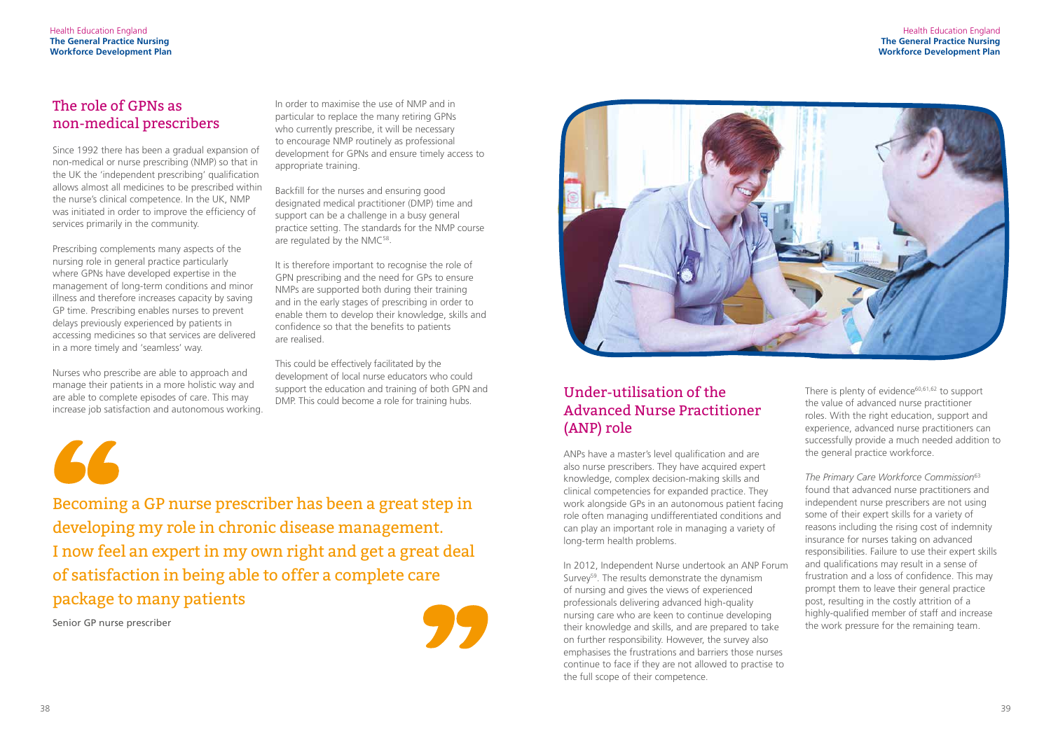## The role of GPNs as non-medical prescribers

Since 1992 there has been a gradual expansion of non-medical or nurse prescribing (NMP) so that in the UK the 'independent prescribing' qualification allows almost all medicines to be prescribed within the nurse's clinical competence. In the UK, NMP was initiated in order to improve the efficiency of services primarily in the community.

Prescribing complements many aspects of the nursing role in general practice particularly where GPNs have developed expertise in the management of long-term conditions and minor illness and therefore increases capacity by saving GP time. Prescribing enables nurses to prevent delays previously experienced by patients in accessing medicines so that services are delivered in a more timely and 'seamless' way.

Nurses who prescribe are able to approach and manage their patients in a more holistic way and are able to complete episodes of care. This may increase job satisfaction and autonomous working.

In order to maximise the use of NMP and in particular to replace the many retiring GPNs who currently prescribe, it will be necessary to encourage NMP routinely as professional development for GPNs and ensure timely access to appropriate training.

Backfill for the nurses and ensuring good designated medical practitioner (DMP) time and support can be a challenge in a busy general practice setting. The standards for the NMP course are regulated by the NMC[58].

It is therefore important to recognise the role of GPN prescribing and the need for GPs to ensure NMPs are supported both during their training and in the early stages of prescribing in order to enable them to develop their knowledge, skills and confidence so that the benefits to patients are realised.

This could be effectively facilitated by the development of local nurse educators who could support the education and training of both GPN and DMP. This could become a role for training hubs.

> Becoming a GP nurse prescriber has been a great step in developing my role in chronic disease management. I now feel an expert in my own right and get a great deal of satisfaction in being able to offer a complete care package to many patients
>
> Senior GP nurse prescriber

## Under-utilisation of the Advanced Nurse Practitioner (ANP) role

ANPs have a master's level qualification and are also nurse prescribers. They have acquired expert knowledge, complex decision-making skills and clinical competencies for expanded practice. They work alongside GPs in an autonomous patient facing role often managing undifferentiated conditions and can play an important role in managing a variety of long-term health problems.

In 2012, Independent Nurse undertook an ANP Forum Survey[59]. The results demonstrate the dynamism of nursing and gives the views of experienced professionals delivering advanced high-quality nursing care who are keen to continue developing their knowledge and skills, and are prepared to take on further responsibility. However, the survey also emphasises the frustrations and barriers those nurses continue to face if they are not allowed to practise to the full scope of their competence.

There is plenty of evidence[60,61,62] to support the value of advanced nurse practitioner roles. With the right education, support and experience, advanced nurse practitioners can successfully provide a much needed addition to the general practice workforce.

*The Primary Care Workforce Commission*[63] found that advanced nurse practitioners and independent nurse prescribers are not using some of their expert skills for a variety of reasons including the rising cost of indemnity insurance for nurses taking on advanced responsibilities. Failure to use their expert skills and qualifications may result in a sense of frustration and a loss of confidence. This may prompt them to leave their general practice post, resulting in the costly attrition of a highly-qualified member of staff and increase the work pressure for the remaining team.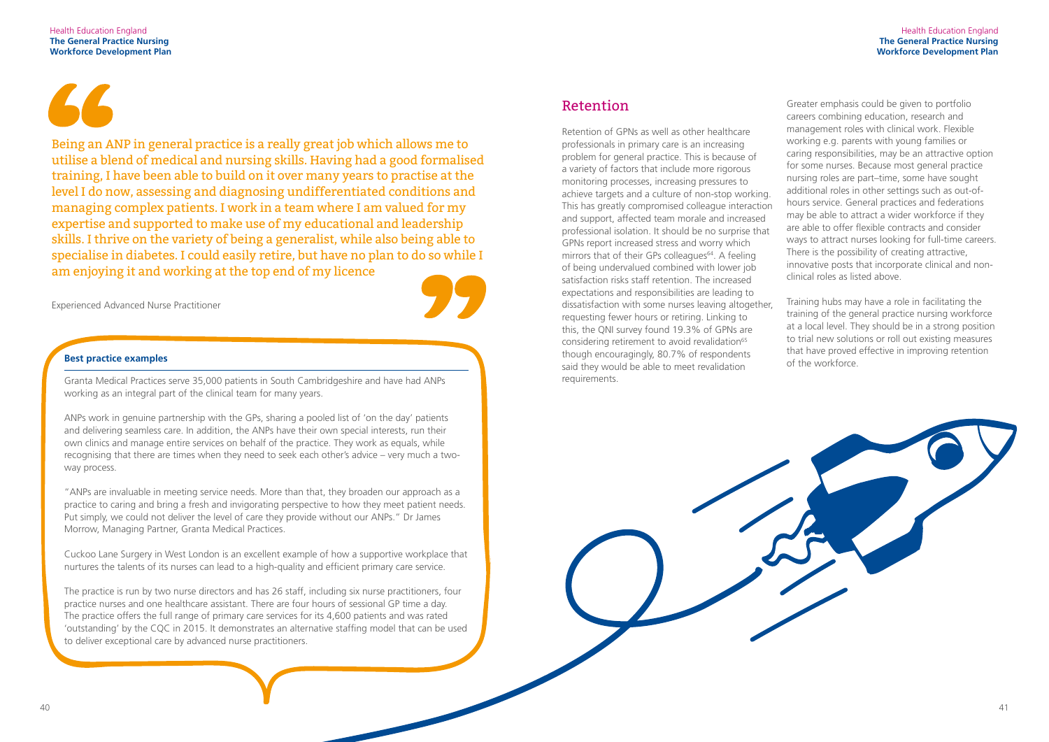> Being an ANP in general practice is a really great job which allows me to utilise a blend of medical and nursing skills. Having had a good formalised training, I have been able to build on it over many years to practise at the level I do now, assessing and diagnosing undifferentiated conditions and managing complex patients. I work in a team where I am valued for my expertise and supported to make use of my educational and leadership skills. I thrive on the variety of being a generalist, while also being able to specialise in diabetes. I could easily retire, but have no plan to do so while I am enjoying it and working at the top end of my licence

Experienced Advanced Nurse Practitioner

**Best practice examples**

Granta Medical Practices serve 35,000 patients in South Cambridgeshire and have had ANPs working as an integral part of the clinical team for many years.

ANPs work in genuine partnership with the GPs, sharing a pooled list of 'on the day' patients and delivering seamless care. In addition, the ANPs have their own special interests, run their own clinics and manage entire services on behalf of the practice. They work as equals, while recognising that there are times when they need to seek each other's advice – very much a two-way process.

"ANPs are invaluable in meeting service needs. More than that, they broaden our approach as a practice to caring and bring a fresh and invigorating perspective to how they meet patient needs. Put simply, we could not deliver the level of care they provide without our ANPs." Dr James Morrow, Managing Partner, Granta Medical Practices.

Cuckoo Lane Surgery in West London is an excellent example of how a supportive workplace that nurtures the talents of its nurses can lead to a high-quality and efficient primary care service.

The practice is run by two nurse directors and has 26 staff, including six nurse practitioners, four practice nurses and one healthcare assistant. There are four hours of sessional GP time a day. The practice offers the full range of primary care services for its 4,600 patients and was rated 'outstanding' by the CQC in 2015. It demonstrates an alternative staffing model that can be used to deliver exceptional care by advanced nurse practitioners.

## Retention

Retention of GPNs as well as other healthcare professionals in primary care is an increasing problem for general practice. This is because of a variety of factors that include more rigorous monitoring processes, increasing pressures to achieve targets and a culture of non-stop working. This has greatly compromised colleague interaction and support, affected team morale and increased professional isolation. It should be no surprise that GPNs report increased stress and worry which mirrors that of their GPs colleagues[64]. A feeling of being undervalued combined with lower job satisfaction risks staff retention. The increased expectations and responsibilities are leading to dissatisfaction with some nurses leaving altogether, requesting fewer hours or retiring. Linking to this, the QNI survey found 19.3% of GPNs are considering retirement to avoid revalidation[65] though encouragingly, 80.7% of respondents said they would be able to meet revalidation requirements.

Greater emphasis could be given to portfolio careers combining education, research and management roles with clinical work. Flexible working e.g. parents with young families or caring responsibilities, may be an attractive option for some nurses. Because most general practice nursing roles are part–time, some have sought additional roles in other settings such as out-of-hours service. General practices and federations may be able to attract a wider workforce if they are able to offer flexible contracts and consider ways to attract nurses looking for full-time careers. There is the possibility of creating attractive, innovative posts that incorporate clinical and non-clinical roles as listed above.

Training hubs may have a role in facilitating the training of the general practice nursing workforce at a local level. They should be in a strong position to trial new solutions or roll out existing measures that have proved effective in improving retention of the workforce.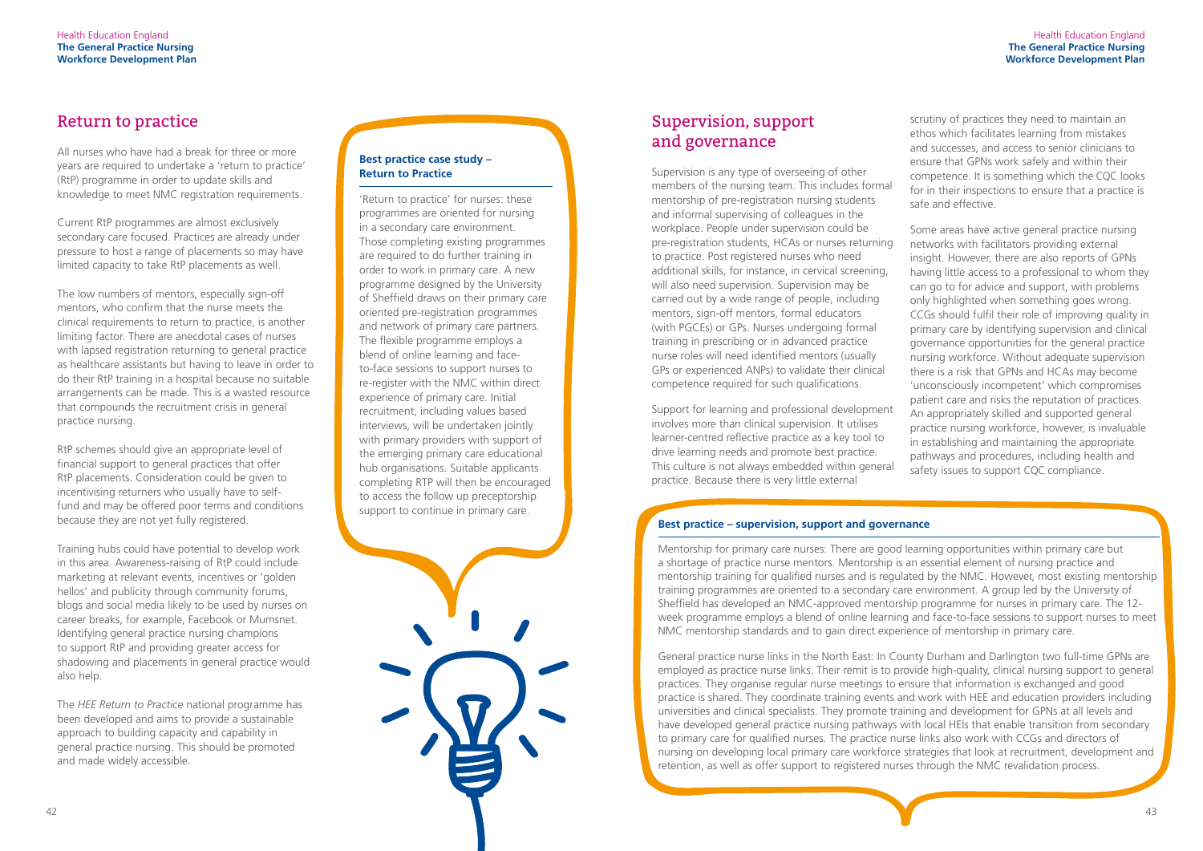## Return to practice

All nurses who have had a break for three or more years are required to undertake a 'return to practice' (RtP) programme in order to update skills and knowledge to meet NMC registration requirements.

Current RtP programmes are almost exclusively secondary care focused. Practices are already under pressure to host a range of placements so may have limited capacity to take RtP placements as well.

The low numbers of mentors, especially sign-off mentors, who confirm that the nurse meets the clinical requirements to return to practice, is another limiting factor. There are anecdotal cases of nurses with lapsed registration returning to general practice as healthcare assistants but having to leave in order to do their RtP training in a hospital because no suitable arrangements can be made. This is a wasted resource that compounds the recruitment crisis in general practice nursing.

RtP schemes should give an appropriate level of financial support to general practices that offer RtP placements. Consideration could be given to incentivising returners who usually have to self-fund and may be offered poor terms and conditions because they are not yet fully registered.

Training hubs could have potential to develop work in this area. Awareness-raising of RtP could include marketing at relevant events, incentives or 'golden hellos' and publicity through community forums, blogs and social media likely to be used by nurses on career breaks, for example, Facebook or Mumsnet. Identifying general practice nursing champions to support RtP and providing greater access for shadowing and placements in general practice would also help.

The *HEE Return to Practice* national programme has been developed and aims to provide a sustainable approach to building capacity and capability in general practice nursing. This should be promoted and made widely accessible.

**Best practice case study – Return to Practice**

'Return to practice' for nurses: these programmes are oriented for nursing in a secondary care environment. Those completing existing programmes are required to do further training in order to work in primary care. A new programme designed by the University of Sheffield draws on their primary care oriented pre-registration programmes and network of primary care partners. The flexible programme employs a blend of online learning and face-to-face sessions to support nurses to re-register with the NMC within direct experience of primary care. Initial recruitment, including values based interviews, will be undertaken jointly with primary providers with support of the emerging primary care educational hub organisations. Suitable applicants completing RTP will then be encouraged to access the follow up preceptorship support to continue in primary care.

## Supervision, support and governance

Supervision is any type of overseeing of other members of the nursing team. This includes formal mentorship of pre-registration nursing students and informal supervising of colleagues in the workplace. People under supervision could be pre-registration students, HCAs or nurses returning to practice. Post registered nurses who need additional skills, for instance, in cervical screening, will also need supervision. Supervision may be carried out by a wide range of people, including mentors, sign-off mentors, formal educators (with PGCEs) or GPs. Nurses undergoing formal training in prescribing or in advanced practice nurse roles will need identified mentors (usually GPs or experienced ANPs) to validate their clinical competence required for such qualifications.

Support for learning and professional development involves more than clinical supervision. It utilises learner-centred reflective practice as a key tool to drive learning needs and promote best practice. This culture is not always embedded within general practice. Because there is very little external scrutiny of practices they need to maintain an ethos which facilitates learning from mistakes and successes, and access to senior clinicians to ensure that GPNs work safely and within their competence. It is something which the CQC looks for in their inspections to ensure that a practice is safe and effective.

Some areas have active general practice nursing networks with facilitators providing external insight. However, there are also reports of GPNs having little access to a professional to whom they can go to for advice and support, with problems only highlighted when something goes wrong. CCGs should fulfil their role of improving quality in primary care by identifying supervision and clinical governance opportunities for the general practice nursing workforce. Without adequate supervision there is a risk that GPNs and HCAs may become 'unconsciously incompetent' which compromises patient care and risks the reputation of practices. An appropriately skilled and supported general practice nursing workforce, however, is invaluable in establishing and maintaining the appropriate pathways and procedures, including health and safety issues to support CQC compliance.

**Best practice – supervision, support and governance**

Mentorship for primary care nurses: There are good learning opportunities within primary care but a shortage of practice nurse mentors. Mentorship is an essential element of nursing practice and mentorship training for qualified nurses and is regulated by the NMC. However, most existing mentorship training programmes are oriented to a secondary care environment. A group led by the University of Sheffield has developed an NMC-approved mentorship programme for nurses in primary care. The 12-week programme employs a blend of online learning and face-to-face sessions to support nurses to meet NMC mentorship standards and to gain direct experience of mentorship in primary care.

General practice nurse links in the North East: In County Durham and Darlington two full-time GPNs are employed as practice nurse links. Their remit is to provide high-quality, clinical nursing support to general practices. They organise regular nurse meetings to ensure that information is exchanged and good practice is shared. They coordinate training events and work with HEE and education providers including universities and clinical specialists. They promote training and development for GPNs at all levels and have developed general practice nursing pathways with local HEIs that enable transition from secondary to primary care for qualified nurses. The practice nurse links also work with CCGs and directors of nursing on developing local primary care workforce strategies that look at recruitment, development and retention, as well as offer support to registered nurses through the NMC revalidation process.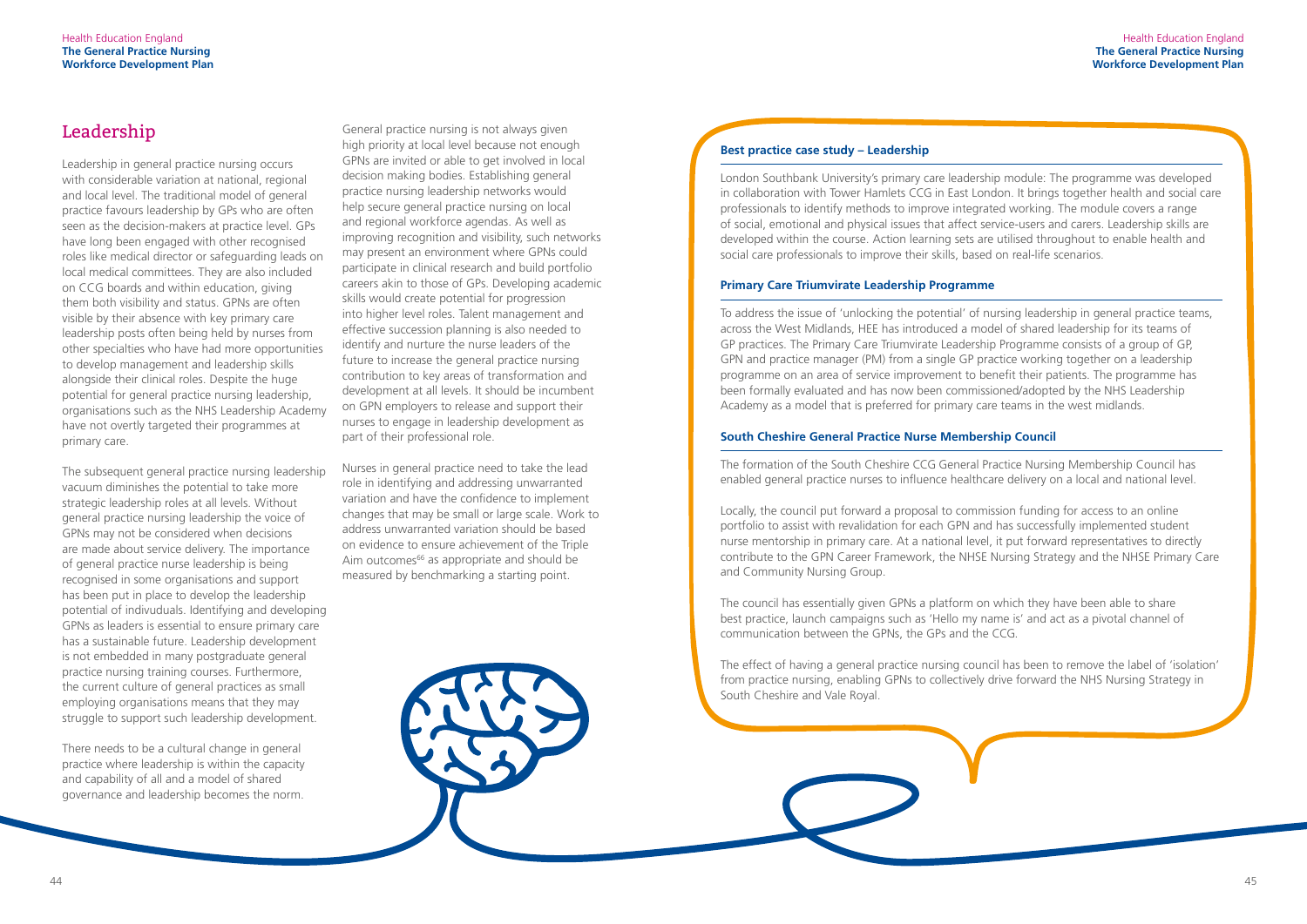## Leadership

Leadership in general practice nursing occurs with considerable variation at national, regional and local level. The traditional model of general practice favours leadership by GPs who are often seen as the decision-makers at practice level. GPs have long been engaged with other recognised roles like medical director or safeguarding leads on local medical committees. They are also included on CCG boards and within education, giving them both visibility and status. GPNs are often visible by their absence with key primary care leadership posts often being held by nurses from other specialties who have had more opportunities to develop management and leadership skills alongside their clinical roles. Despite the huge potential for general practice nursing leadership, organisations such as the NHS Leadership Academy have not overtly targeted their programmes at primary care.

The subsequent general practice nursing leadership vacuum diminishes the potential to take more strategic leadership roles at all levels. Without general practice nursing leadership the voice of GPNs may not be considered when decisions are made about service delivery. The importance of general practice nurse leadership is being recognised in some organisations and support has been put in place to develop the leadership potential of indivuduals. Identifying and developing GPNs as leaders is essential to ensure primary care has a sustainable future. Leadership development is not embedded in many postgraduate general practice nursing training courses. Furthermore, the current culture of general practices as small employing organisations means that they may struggle to support such leadership development.

There needs to be a cultural change in general practice where leadership is within the capacity and capability of all and a model of shared governance and leadership becomes the norm.

General practice nursing is not always given high priority at local level because not enough GPNs are invited or able to get involved in local decision making bodies. Establishing general practice nursing leadership networks would help secure general practice nursing on local and regional workforce agendas. As well as improving recognition and visibility, such networks may present an environment where GPNs could participate in clinical research and build portfolio careers akin to those of GPs. Developing academic skills would create potential for progression into higher level roles. Talent management and effective succession planning is also needed to identify and nurture the nurse leaders of the future to increase the general practice nursing contribution to key areas of transformation and development at all levels. It should be incumbent on GPN employers to release and support their nurses to engage in leadership development as part of their professional role.

Nurses in general practice need to take the lead role in identifying and addressing unwarranted variation and have the confidence to implement changes that may be small or large scale. Work to address unwarranted variation should be based on evidence to ensure achievement of the Triple Aim outcomes[66] as appropriate and should be measured by benchmarking a starting point.

### Best practice case study – Leadership

London Southbank University's primary care leadership module: The programme was developed in collaboration with Tower Hamlets CCG in East London. It brings together health and social care professionals to identify methods to improve integrated working. The module covers a range of social, emotional and physical issues that affect service-users and carers. Leadership skills are developed within the course. Action learning sets are utilised throughout to enable health and social care professionals to improve their skills, based on real-life scenarios.

### Primary Care Triumvirate Leadership Programme

To address the issue of 'unlocking the potential' of nursing leadership in general practice teams, across the West Midlands, HEE has introduced a model of shared leadership for its teams of GP practices. The Primary Care Triumvirate Leadership Programme consists of a group of GP, GPN and practice manager (PM) from a single GP practice working together on a leadership programme on an area of service improvement to benefit their patients. The programme has been formally evaluated and has now been commissioned/adopted by the NHS Leadership Academy as a model that is preferred for primary care teams in the west midlands.

### South Cheshire General Practice Nurse Membership Council

The formation of the South Cheshire CCG General Practice Nursing Membership Council has enabled general practice nurses to influence healthcare delivery on a local and national level.

Locally, the council put forward a proposal to commission funding for access to an online portfolio to assist with revalidation for each GPN and has successfully implemented student nurse mentorship in primary care. At a national level, it put forward representatives to directly contribute to the GPN Career Framework, the NHSE Nursing Strategy and the NHSE Primary Care and Community Nursing Group.

The council has essentially given GPNs a platform on which they have been able to share best practice, launch campaigns such as 'Hello my name is' and act as a pivotal channel of communication between the GPNs, the GPs and the CCG.

The effect of having a general practice nursing council has been to remove the label of 'isolation' from practice nursing, enabling GPNs to collectively drive forward the NHS Nursing Strategy in South Cheshire and Vale Royal.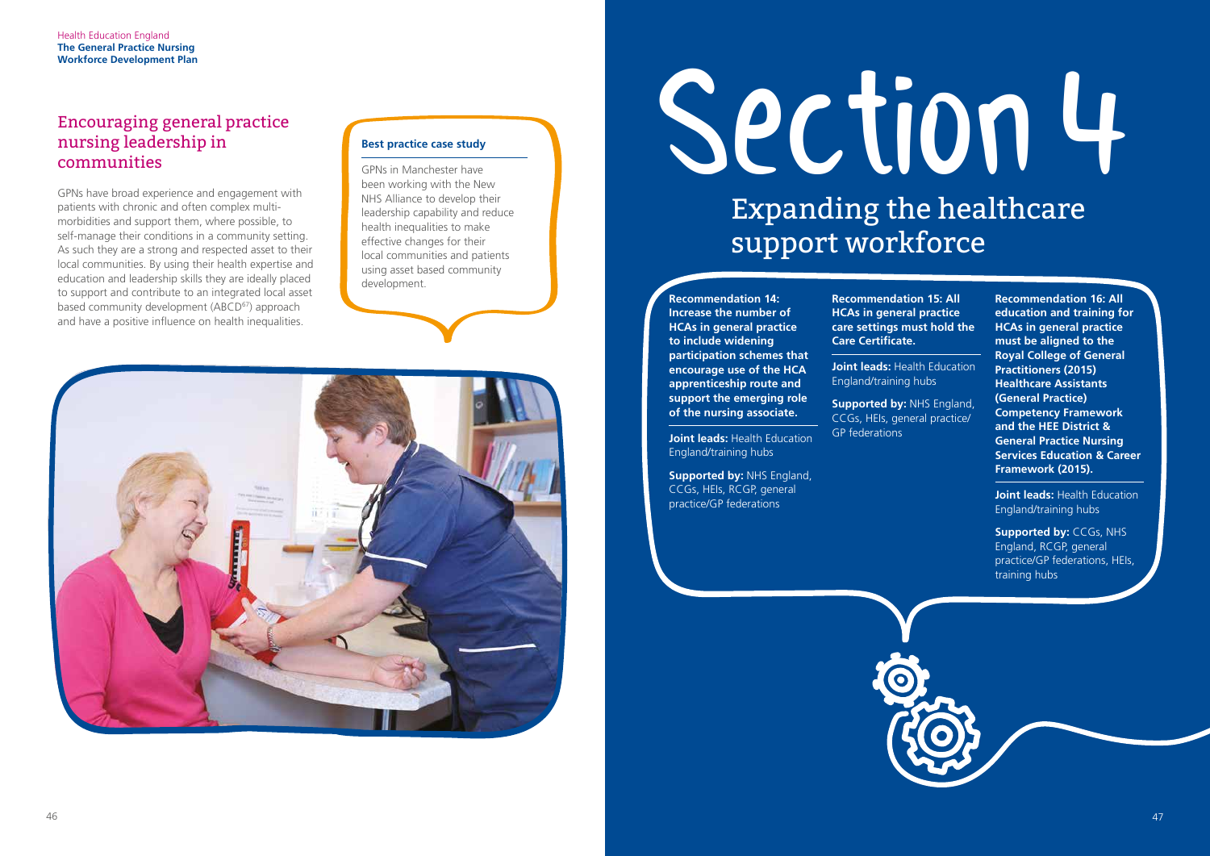## Encouraging general practice nursing leadership in communities

GPNs have broad experience and engagement with patients with chronic and often complex multi-morbidities and support them, where possible, to self-manage their conditions in a community setting. As such they are a strong and respected asset to their local communities. By using their health expertise and education and leadership skills they are ideally placed to support and contribute to an integrated local asset based community development (ABCD[67]) approach and have a positive influence on health inequalities.

**Best practice case study**

GPNs in Manchester have been working with the New NHS Alliance to develop their leadership capability and reduce health inequalities to make effective changes for their local communities and patients using asset based community development.

# Section 4

## Expanding the healthcare support workforce

**Recommendation 14: Increase the number of HCAs in general practice to include widening participation schemes that encourage use of the HCA apprenticeship route and support the emerging role of the nursing associate.**

**Joint leads:** Health Education England/training hubs

**Supported by:** NHS England, CCGs, HEIs, RCGP, general practice/GP federations

**Recommendation 15: All HCAs in general practice care settings must hold the Care Certificate.**

**Joint leads:** Health Education England/training hubs

**Supported by:** NHS England, CCGs, HEIs, general practice/GP federations

**Recommendation 16: All education and training for HCAs in general practice must be aligned to the Royal College of General Practitioners (2015) Healthcare Assistants (General Practice) Competency Framework and the HEE District & General Practice Nursing Services Education & Career Framework (2015).**

**Joint leads:** Health Education England/training hubs

**Supported by:** CCGs, NHS England, RCGP, general practice/GP federations, HEIs, training hubs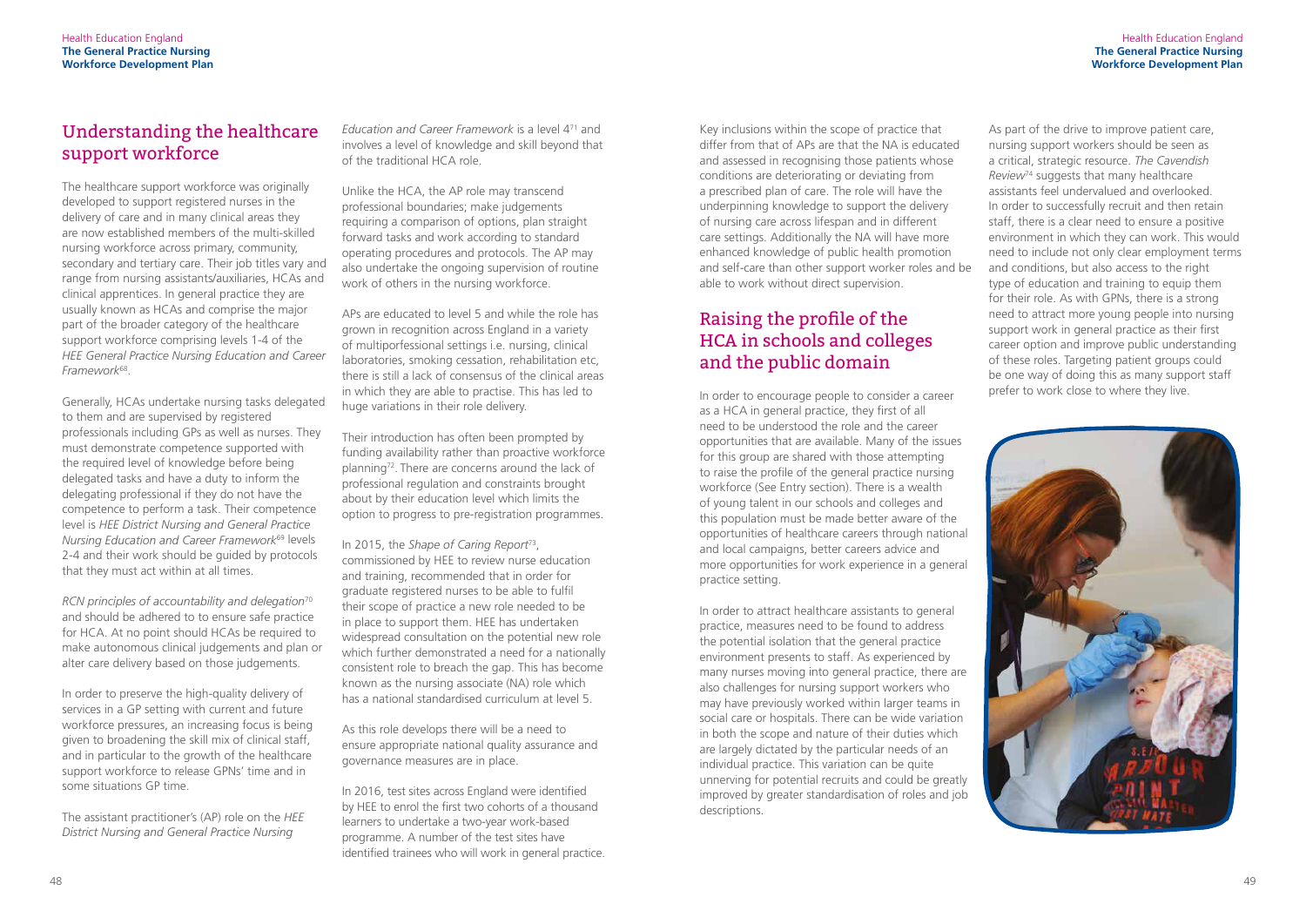## Understanding the healthcare support workforce

The healthcare support workforce was originally developed to support registered nurses in the delivery of care and in many clinical areas they are now established members of the multi-skilled nursing workforce across primary, community, secondary and tertiary care. Their job titles vary and range from nursing assistants/auxiliaries, HCAs and clinical apprentices. In general practice they are usually known as HCAs and comprise the major part of the broader category of the healthcare support workforce comprising levels 1-4 of the *HEE General Practice Nursing Education and Career Framework*[68].

Generally, HCAs undertake nursing tasks delegated to them and are supervised by registered professionals including GPs as well as nurses. They must demonstrate competence supported with the required level of knowledge before being delegated tasks and have a duty to inform the delegating professional if they do not have the competence to perform a task. Their competence level is *HEE District Nursing and General Practice Nursing Education and Career Framework*[69] levels 2-4 and their work should be guided by protocols that they must act within at all times.

*RCN principles of accountability and delegation*[70] and should be adhered to to ensure safe practice for HCA. At no point should HCAs be required to make autonomous clinical judgements and plan or alter care delivery based on those judgements.

In order to preserve the high-quality delivery of services in a GP setting with current and future workforce pressures, an increasing focus is being given to broadening the skill mix of clinical staff, and in particular to the growth of the healthcare support workforce to release GPNs' time and in some situations GP time.

The assistant practitioner's (AP) role on the *HEE District Nursing and General Practice Nursing Education and Career Framework* is a level 4[71] and involves a level of knowledge and skill beyond that of the traditional HCA role.

Unlike the HCA, the AP role may transcend professional boundaries; make judgements requiring a comparison of options, plan straight forward tasks and work according to standard operating procedures and protocols. The AP may also undertake the ongoing supervision of routine work of others in the nursing workforce.

APs are educated to level 5 and while the role has grown in recognition across England in a variety of multiporfessional settings i.e. nursing, clinical laboratories, smoking cessation, rehabilitation etc, there is still a lack of consensus of the clinical areas in which they are able to practise. This has led to huge variations in their role delivery.

Their introduction has often been prompted by funding availability rather than proactive workforce planning[72]. There are concerns around the lack of professional regulation and constraints brought about by their education level which limits the option to progress to pre-registration programmes.

In 2015, the *Shape of Caring Report*[73], commissioned by HEE to review nurse education and training, recommended that in order for graduate registered nurses to be able to fulfil their scope of practice a new role needed to be in place to support them. HEE has undertaken widespread consultation on the potential new role which further demonstrated a need for a nationally consistent role to breach the gap. This has become known as the nursing associate (NA) role which has a national standardised curriculum at level 5.

As this role develops there will be a need to ensure appropriate national quality assurance and governance measures are in place.

In 2016, test sites across England were identified by HEE to enrol the first two cohorts of a thousand learners to undertake a two-year work-based programme. A number of the test sites have identified trainees who will work in general practice.

Key inclusions within the scope of practice that differ from that of APs are that the NA is educated and assessed in recognising those patients whose conditions are deteriorating or deviating from a prescribed plan of care. The role will have the underpinning knowledge to support the delivery of nursing care across lifespan and in different care settings. Additionally the NA will have more enhanced knowledge of public health promotion and self-care than other support worker roles and be able to work without direct supervision.

## Raising the profile of the HCA in schools and colleges and the public domain

In order to encourage people to consider a career as a HCA in general practice, they first of all need to be understood the role and the career opportunities that are available. Many of the issues for this group are shared with those attempting to raise the profile of the general practice nursing workforce (See Entry section). There is a wealth of young talent in our schools and colleges and this population must be made better aware of the opportunities of healthcare careers through national and local campaigns, better careers advice and more opportunities for work experience in a general practice setting.

In order to attract healthcare assistants to general practice, measures need to be found to address the potential isolation that the general practice environment presents to staff. As experienced by many nurses moving into general practice, there are also challenges for nursing support workers who may have previously worked within larger teams in social care or hospitals. There can be wide variation in both the scope and nature of their duties which are largely dictated by the particular needs of an individual practice. This variation can be quite unnerving for potential recruits and could be greatly improved by greater standardisation of roles and job descriptions.

As part of the drive to improve patient care, nursing support workers should be seen as a critical, strategic resource. *The Cavendish Review*[74] suggests that many healthcare assistants feel undervalued and overlooked. In order to successfully recruit and then retain staff, there is a clear need to ensure a positive environment in which they can work. This would need to include not only clear employment terms and conditions, but also access to the right type of education and training to equip them for their role. As with GPNs, there is a strong need to attract more young people into nursing support work in general practice as their first career option and improve public understanding of these roles. Targeting patient groups could be one way of doing this as many support staff prefer to work close to where they live.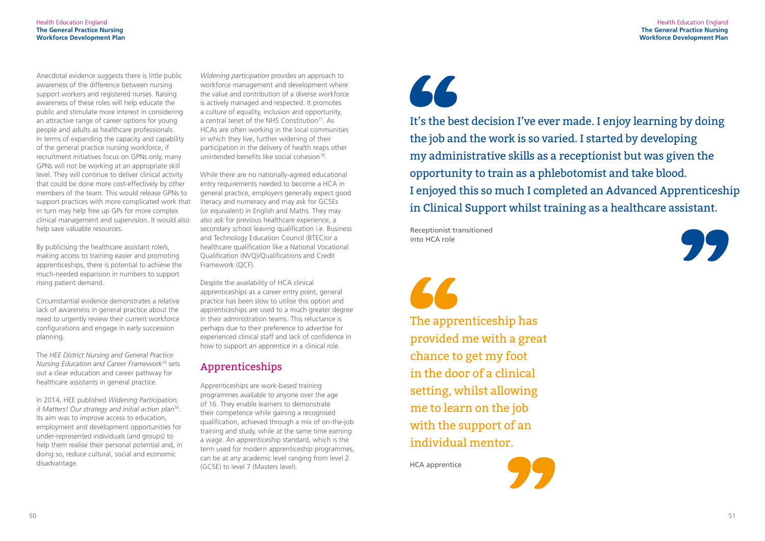Anecdotal evidence suggests there is little public awareness of the difference between nursing support workers and registered nurses. Raising awareness of these roles will help educate the public and stimulate more interest in considering an attractive range of career options for young people and adults as healthcare professionals. In terms of expanding the capacity and capability of the general practice nursing workforce, if recruitment initiatives focus on GPNs only, many GPNs will not be working at an appropriate skill level. They will continue to deliver clinical activity that could be done more cost-effectively by other members of the team. This would release GPNs to support practices with more complicated work that in turn may help free up GPs for more complex clinical management and supervision. It would also help save valuable resources.

By publicising the healthcare assistant role/s, making access to training easier and promoting apprenticeships, there is potential to achieve the much-needed expansion in numbers to support rising patient demand.

Circumstantial evidence demonstrates a relative lack of awareness in general practice about the need to urgently review their current workforce configurations and engage in early succession planning.

The *HEE District Nursing and General Practice Nursing Education and Career Framework*[75] sets out a clear education and career pathway for healthcare assistants in general practice.

In 2014, HEE published *Widening Participation, it Matters! Our strategy and initial action plan*[76]. Its aim was to improve access to education, employment and development opportunities for under-represented individuals (and groups) to help them realise their personal potential and, in doing so, reduce cultural, social and economic disadvantage.

*Widening participation* provides an approach to workforce management and development where the value and contribution of a diverse workforce is actively managed and respected. It promotes a culture of equality, inclusion and opportunity, a central tenet of the NHS Constitution[77]. As HCAs are often working in the local communities in which they live, further widening of their participation in the delivery of health reaps other unintended benefits like social cohesion[78].

While there are no nationally-agreed educational entry requirements needed to become a HCA in general practice, employers generally expect good literacy and numeracy and may ask for GCSEs (or equivalent) in English and Maths. They may also ask for previous healthcare experience, a secondary school leaving qualification i.e. Business and Technology Education Council (BTEC)or a healthcare qualification like a National Vocational Qualification (NVQ)/Qualifications and Credit Framework (QCF).

Despite the availability of HCA clinical apprenticeships as a career entry point, general practice has been slow to utilise this option and apprenticeships are used to a much greater degree in their administration teams. This reluctance is perhaps due to their preference to advertise for experienced clinical staff and lack of confidence in how to support an apprentice in a clinical role.

## Apprenticeships

Apprenticeships are work-based training programmes available to anyone over the age of 16. They enable learners to demonstrate their competence while gaining a recognised qualification, achieved through a mix of on-the-job training and study, while at the same time earning a wage. An apprenticeship standard, which is the term used for modern apprenticeship programmes, can be at any academic level ranging from level 2 (GCSE) to level 7 (Masters level).

> It's the best decision I've ever made. I enjoy learning by doing the job and the work is so varied. I started by developing my administrative skills as a receptionist but was given the opportunity to train as a phlebotomist and take blood. I enjoyed this so much I completed an Advanced Apprenticeship in Clinical Support whilst training as a healthcare assistant.
>
> Receptionist transitioned into HCA role

> The apprenticeship has provided me with a great chance to get my foot in the door of a clinical setting, whilst allowing me to learn on the job with the support of an individual mentor.
>
> HCA apprentice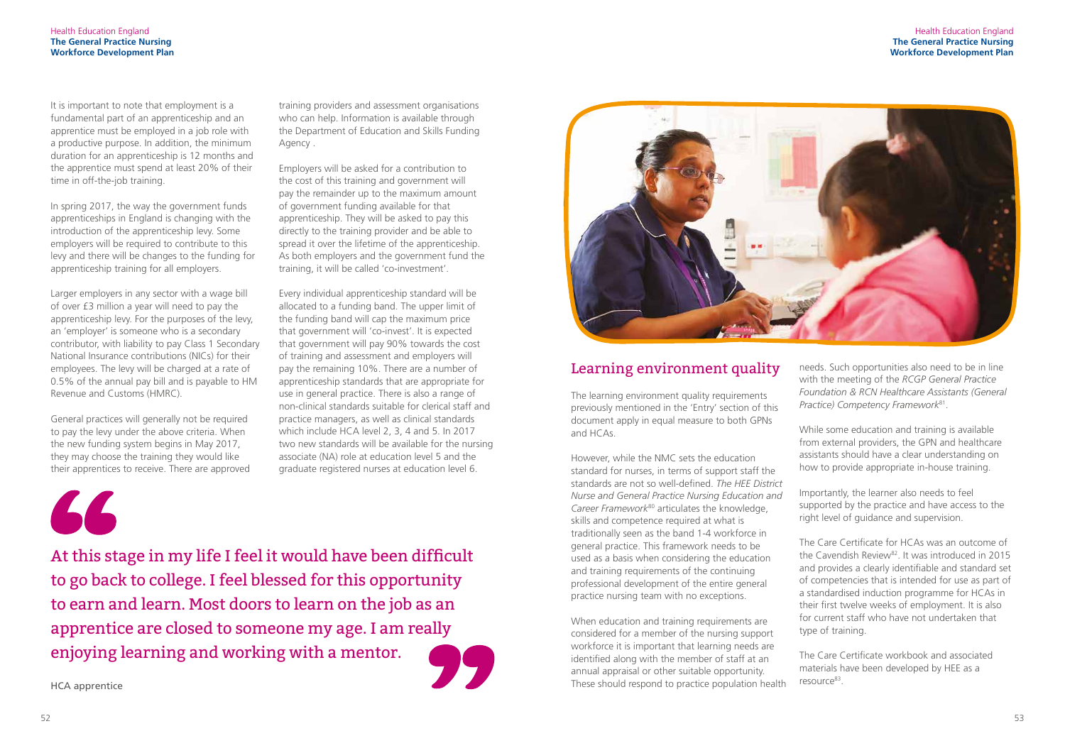It is important to note that employment is a fundamental part of an apprenticeship and an apprentice must be employed in a job role with a productive purpose. In addition, the minimum duration for an apprenticeship is 12 months and the apprentice must spend at least 20% of their time in off-the-job training.

In spring 2017, the way the government funds apprenticeships in England is changing with the introduction of the apprenticeship levy. Some employers will be required to contribute to this levy and there will be changes to the funding for apprenticeship training for all employers.

Larger employers in any sector with a wage bill of over £3 million a year will need to pay the apprenticeship levy. For the purposes of the levy, an 'employer' is someone who is a secondary contributor, with liability to pay Class 1 Secondary National Insurance contributions (NICs) for their employees. The levy will be charged at a rate of 0.5% of the annual pay bill and is payable to HM Revenue and Customs (HMRC).

General practices will generally not be required to pay the levy under the above criteria. When the new funding system begins in May 2017, they may choose the training they would like their apprentices to receive. There are approved training providers and assessment organisations who can help. Information is available through the Department of Education and Skills Funding Agency .

Employers will be asked for a contribution to the cost of this training and government will pay the remainder up to the maximum amount of government funding available for that apprenticeship. They will be asked to pay this directly to the training provider and be able to spread it over the lifetime of the apprenticeship. As both employers and the government fund the training, it will be called 'co-investment'.

Every individual apprenticeship standard will be allocated to a funding band. The upper limit of the funding band will cap the maximum price that government will 'co-invest'. It is expected that government will pay 90% towards the cost of training and assessment and employers will pay the remaining 10%. There are a number of apprenticeship standards that are appropriate for use in general practice. There is also a range of non-clinical standards suitable for clerical staff and practice managers, as well as clinical standards which include HCA level 2, 3, 4 and 5. In 2017 two new standards will be available for the nursing associate (NA) role at education level 5 and the graduate registered nurses at education level 6.

> At this stage in my life I feel it would have been difficult to go back to college. I feel blessed for this opportunity to earn and learn. Most doors to learn on the job as an apprentice are closed to someone my age. I am really enjoying learning and working with a mentor.
>
> HCA apprentice

## Learning environment quality

The learning environment quality requirements previously mentioned in the 'Entry' section of this document apply in equal measure to both GPNs and HCAs.

However, while the NMC sets the education standard for nurses, in terms of support staff the standards are not so well-defined. *The HEE District Nurse and General Practice Nursing Education and Career Framework*[80] articulates the knowledge, skills and competence required at what is traditionally seen as the band 1-4 workforce in general practice. This framework needs to be used as a basis when considering the education and training requirements of the continuing professional development of the entire general practice nursing team with no exceptions.

When education and training requirements are considered for a member of the nursing support workforce it is important that learning needs are identified along with the member of staff at an annual appraisal or other suitable opportunity. These should respond to practice population health needs. Such opportunities also need to be in line with the meeting of the *RCGP General Practice Foundation & RCN Healthcare Assistants (General Practice) Competency Framework*[81].

While some education and training is available from external providers, the GPN and healthcare assistants should have a clear understanding on how to provide appropriate in-house training.

Importantly, the learner also needs to feel supported by the practice and have access to the right level of guidance and supervision.

The Care Certificate for HCAs was an outcome of the Cavendish Review[82]. It was introduced in 2015 and provides a clearly identifiable and standard set of competencies that is intended for use as part of a standardised induction programme for HCAs in their first twelve weeks of employment. It is also for current staff who have not undertaken that type of training.

The Care Certificate workbook and associated materials have been developed by HEE as a resource[83].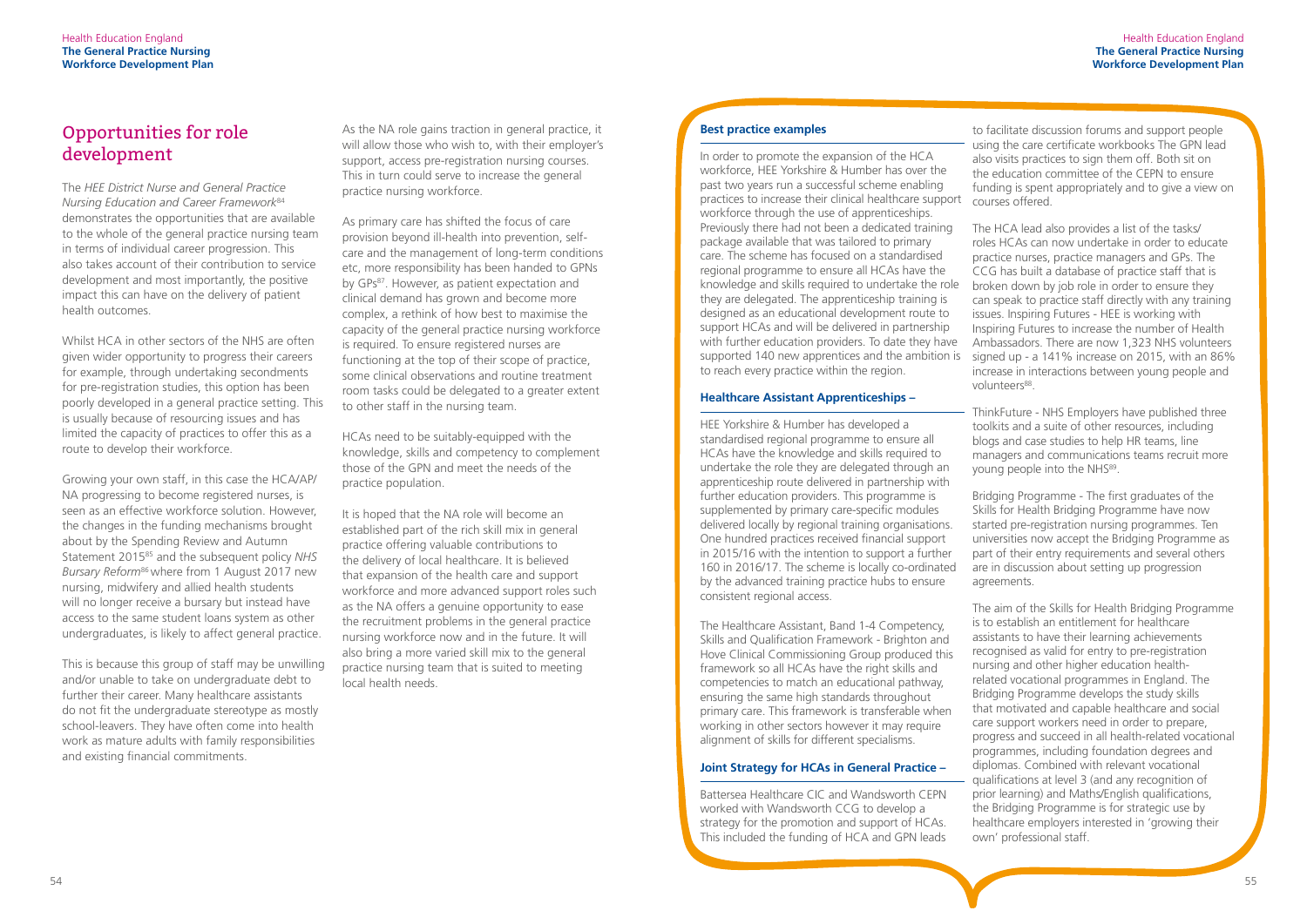## Opportunities for role development

The *HEE District Nurse and General Practice Nursing Education and Career Framework*[84] demonstrates the opportunities that are available to the whole of the general practice nursing team in terms of individual career progression. This also takes account of their contribution to service development and most importantly, the positive impact this can have on the delivery of patient health outcomes.

Whilst HCA in other sectors of the NHS are often given wider opportunity to progress their careers for example, through undertaking secondments for pre-registration studies, this option has been poorly developed in a general practice setting. This is usually because of resourcing issues and has limited the capacity of practices to offer this as a route to develop their workforce.

Growing your own staff, in this case the HCA/AP/NA progressing to become registered nurses, is seen as an effective workforce solution. However, the changes in the funding mechanisms brought about by the Spending Review and Autumn Statement 2015[85] and the subsequent policy *NHS Bursary Reform*[86] where from 1 August 2017 new nursing, midwifery and allied health students will no longer receive a bursary but instead have access to the same student loans system as other undergraduates, is likely to affect general practice.

This is because this group of staff may be unwilling and/or unable to take on undergraduate debt to further their career. Many healthcare assistants do not fit the undergraduate stereotype as mostly school-leavers. They have often come into health work as mature adults with family responsibilities and existing financial commitments.

As the NA role gains traction in general practice, it will allow those who wish to, with their employer's support, access pre-registration nursing courses. This in turn could serve to increase the general practice nursing workforce.

As primary care has shifted the focus of care provision beyond ill-health into prevention, self-care and the management of long-term conditions etc, more responsibility has been handed to GPNs by GPs[87]. However, as patient expectation and clinical demand has grown and become more complex, a rethink of how best to maximise the capacity of the general practice nursing workforce is required. To ensure registered nurses are functioning at the top of their scope of practice, some clinical observations and routine treatment room tasks could be delegated to a greater extent to other staff in the nursing team.

HCAs need to be suitably-equipped with the knowledge, skills and competency to complement those of the GPN and meet the needs of the practice population.

It is hoped that the NA role will become an established part of the rich skill mix in general practice offering valuable contributions to the delivery of local healthcare. It is believed that expansion of the health care and support workforce and more advanced support roles such as the NA offers a genuine opportunity to ease the recruitment problems in the general practice nursing workforce now and in the future. It will also bring a more varied skill mix to the general practice nursing team that is suited to meeting local health needs.

### Best practice examples

In order to promote the expansion of the HCA workforce, HEE Yorkshire & Humber has over the past two years run a successful scheme enabling practices to increase their clinical healthcare support workforce through the use of apprenticeships. Previously there had not been a dedicated training package available that was tailored to primary care. The scheme has focused on a standardised regional programme to ensure all HCAs have the knowledge and skills required to undertake the role they are delegated. The apprenticeship training is designed as an educational development route to support HCAs and will be delivered in partnership with further education providers. To date they have supported 140 new apprentices and the ambition is to reach every practice within the region.

### Healthcare Assistant Apprenticeships –

HEE Yorkshire & Humber has developed a standardised regional programme to ensure all HCAs have the knowledge and skills required to undertake the role they are delegated through an apprenticeship route delivered in partnership with further education providers. This programme is supplemented by primary care-specific modules delivered locally by regional training organisations. One hundred practices received financial support in 2015/16 with the intention to support a further 160 in 2016/17. The scheme is locally co-ordinated by the advanced training practice hubs to ensure consistent regional access.

The Healthcare Assistant, Band 1-4 Competency, Skills and Qualification Framework - Brighton and Hove Clinical Commissioning Group produced this framework so all HCAs have the right skills and competencies to match an educational pathway, ensuring the same high standards throughout primary care. This framework is transferable when working in other sectors however it may require alignment of skills for different specialisms.

### Joint Strategy for HCAs in General Practice –

Battersea Healthcare CIC and Wandsworth CEPN worked with Wandsworth CCG to develop a strategy for the promotion and support of HCAs. This included the funding of HCA and GPN leads to facilitate discussion forums and support people using the care certificate workbooks The GPN lead also visits practices to sign them off. Both sit on the education committee of the CEPN to ensure funding is spent appropriately and to give a view on courses offered.

The HCA lead also provides a list of the tasks/roles HCAs can now undertake in order to educate practice nurses, practice managers and GPs. The CCG has built a database of practice staff that is broken down by job role in order to ensure they can speak to practice staff directly with any training issues. Inspiring Futures - HEE is working with Inspiring Futures to increase the number of Health Ambassadors. There are now 1,323 NHS volunteers signed up - a 141% increase on 2015, with an 86% increase in interactions between young people and volunteers[88].

ThinkFuture - NHS Employers have published three toolkits and a suite of other resources, including blogs and case studies to help HR teams, line managers and communications teams recruit more young people into the NHS[89].

Bridging Programme - The first graduates of the Skills for Health Bridging Programme have now started pre-registration nursing programmes. Ten universities now accept the Bridging Programme as part of their entry requirements and several others are in discussion about setting up progression agreements.

The aim of the Skills for Health Bridging Programme is to establish an entitlement for healthcare assistants to have their learning achievements recognised as valid for entry to pre-registration nursing and other higher education health-related vocational programmes in England. The Bridging Programme develops the study skills that motivated and capable healthcare and social care support workers need in order to prepare, progress and succeed in all health-related vocational programmes, including foundation degrees and diplomas. Combined with relevant vocational qualifications at level 3 (and any recognition of prior learning) and Maths/English qualifications, the Bridging Programme is for strategic use by healthcare employers interested in 'growing their own' professional staff.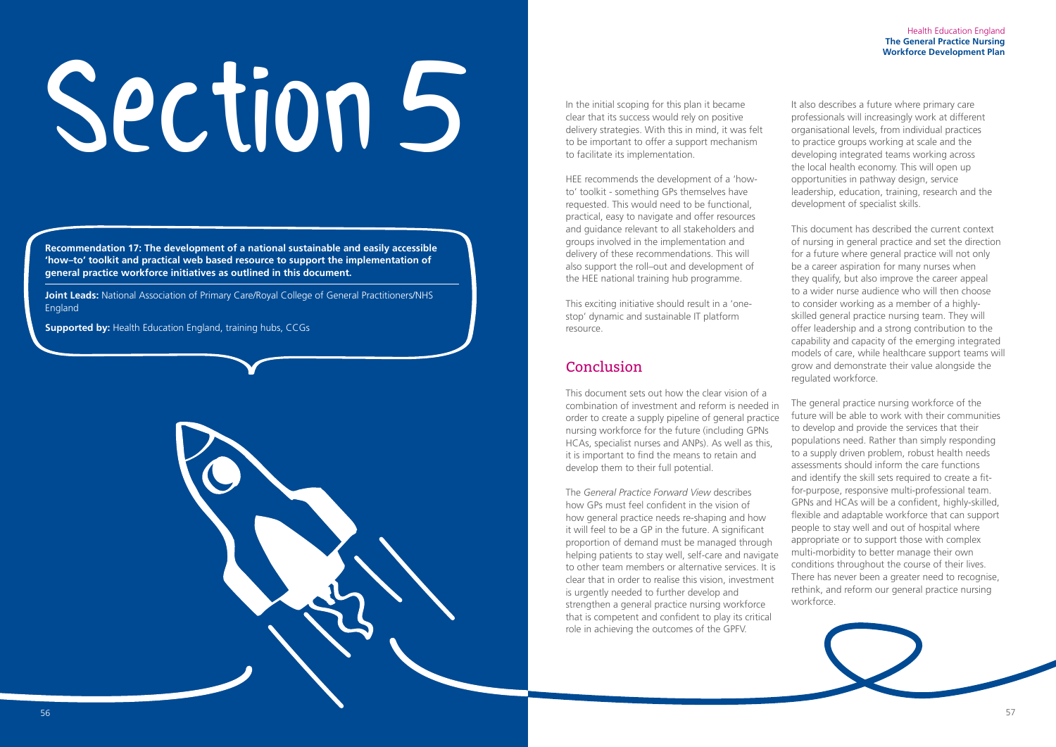# Section 5

**Recommendation 17: The development of a national sustainable and easily accessible 'how–to' toolkit and practical web based resource to support the implementation of general practice workforce initiatives as outlined in this document.**

**Joint Leads:** National Association of Primary Care/Royal College of General Practitioners/NHS England

**Supported by:** Health Education England, training hubs, CCGs

In the initial scoping for this plan it became clear that its success would rely on positive delivery strategies. With this in mind, it was felt to be important to offer a support mechanism to facilitate its implementation.

HEE recommends the development of a 'how-to' toolkit - something GPs themselves have requested. This would need to be functional, practical, easy to navigate and offer resources and guidance relevant to all stakeholders and groups involved in the implementation and delivery of these recommendations. This will also support the roll–out and development of the HEE national training hub programme.

This exciting initiative should result in a 'one-stop' dynamic and sustainable IT platform resource.

## Conclusion

This document sets out how the clear vision of a combination of investment and reform is needed in order to create a supply pipeline of general practice nursing workforce for the future (including GPNs HCAs, specialist nurses and ANPs). As well as this, it is important to find the means to retain and develop them to their full potential.

The *General Practice Forward View* describes how GPs must feel confident in the vision of how general practice needs re-shaping and how it will feel to be a GP in the future. A significant proportion of demand must be managed through helping patients to stay well, self-care and navigate to other team members or alternative services. It is clear that in order to realise this vision, investment is urgently needed to further develop and strengthen a general practice nursing workforce that is competent and confident to play its critical role in achieving the outcomes of the GPFV.

It also describes a future where primary care professionals will increasingly work at different organisational levels, from individual practices to practice groups working at scale and the developing integrated teams working across the local health economy. This will open up opportunities in pathway design, service leadership, education, training, research and the development of specialist skills.

This document has described the current context of nursing in general practice and set the direction for a future where general practice will not only be a career aspiration for many nurses when they qualify, but also improve the career appeal to a wider nurse audience who will then choose to consider working as a member of a highly-skilled general practice nursing team. They will offer leadership and a strong contribution to the capability and capacity of the emerging integrated models of care, while healthcare support teams will grow and demonstrate their value alongside the regulated workforce.

The general practice nursing workforce of the future will be able to work with their communities to develop and provide the services that their populations need. Rather than simply responding to a supply driven problem, robust health needs assessments should inform the care functions and identify the skill sets required to create a fit-for-purpose, responsive multi-professional team. GPNs and HCAs will be a confident, highly-skilled, flexible and adaptable workforce that can support people to stay well and out of hospital where appropriate or to support those with complex multi-morbidity to better manage their own conditions throughout the course of their lives. There has never been a greater need to recognise, rethink, and reform our general practice nursing workforce.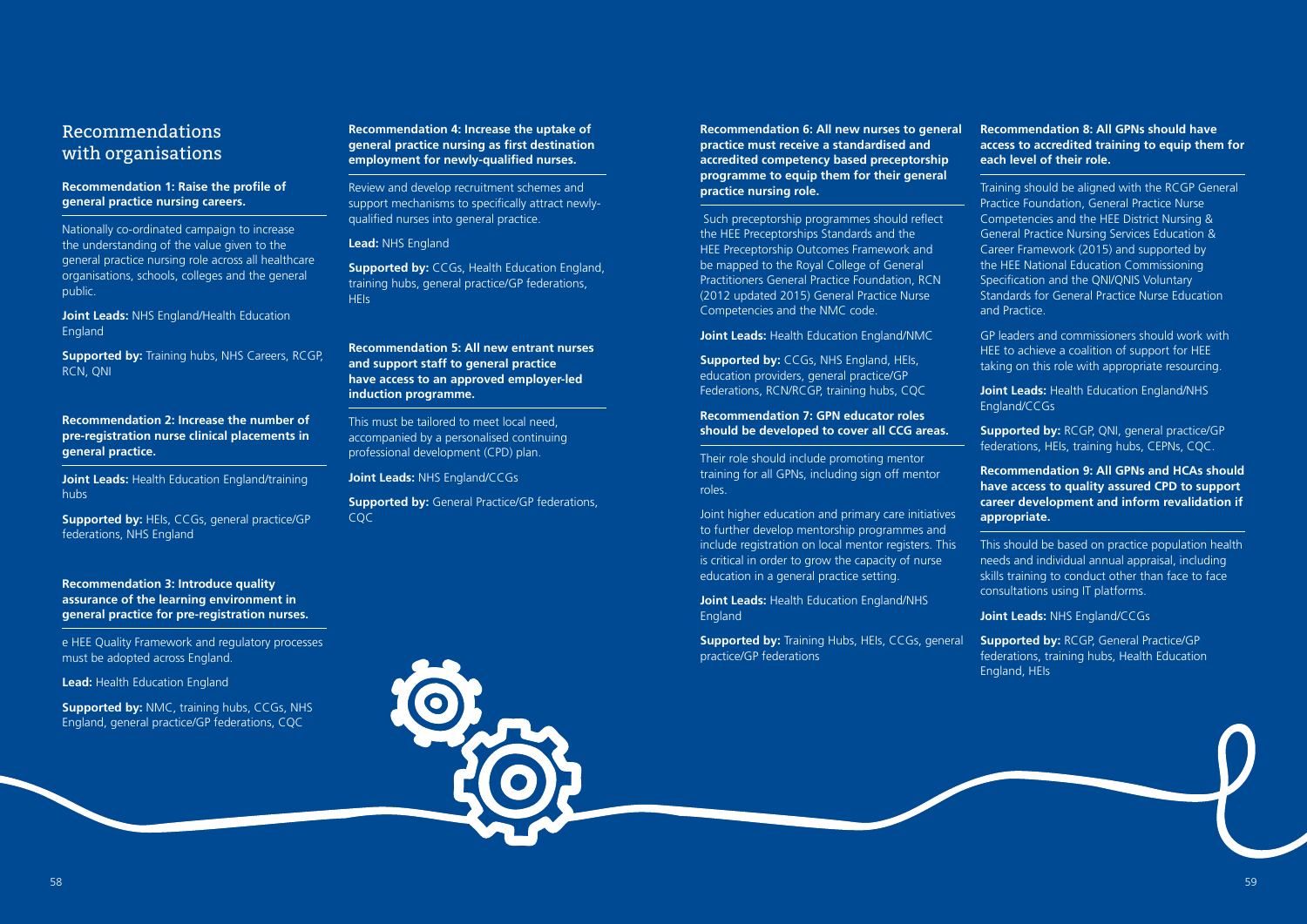## Recommendations with organisations

### Recommendation 1: Raise the profile of general practice nursing careers.

Nationally co-ordinated campaign to increase the understanding of the value given to the general practice nursing role across all healthcare organisations, schools, colleges and the general public.

**Joint Leads:** NHS England/Health Education England

**Supported by:** Training hubs, NHS Careers, RCGP, RCN, QNI

### Recommendation 2: Increase the number of pre-registration nurse clinical placements in general practice.

**Joint Leads:** Health Education England/training hubs

**Supported by:** HEIs, CCGs, general practice/GP federations, NHS England

### Recommendation 3: Introduce quality assurance of the learning environment in general practice for pre-registration nurses.

e HEE Quality Framework and regulatory processes must be adopted across England.

**Lead:** Health Education England

**Supported by:** NMC, training hubs, CCGs, NHS England, general practice/GP federations, CQC

### Recommendation 4: Increase the uptake of general practice nursing as first destination employment for newly-qualified nurses.

Review and develop recruitment schemes and support mechanisms to specifically attract newly-qualified nurses into general practice.

**Lead:** NHS England

**Supported by:** CCGs, Health Education England, training hubs, general practice/GP federations, HEIs

### Recommendation 5: All new entrant nurses and support staff to general practice have access to an approved employer-led induction programme.

This must be tailored to meet local need, accompanied by a personalised continuing professional development (CPD) plan.

**Joint Leads:** NHS England/CCGs

**Supported by:** General Practice/GP federations, CQC

### Recommendation 6: All new nurses to general practice must receive a standardised and accredited competency based preceptorship programme to equip them for their general practice nursing role.

Such preceptorship programmes should reflect the HEE Preceptorships Standards and the HEE Preceptorship Outcomes Framework and be mapped to the Royal College of General Practitioners General Practice Foundation, RCN (2012 updated 2015) General Practice Nurse Competencies and the NMC code.

**Joint Leads:** Health Education England/NMC

**Supported by:** CCGs, NHS England, HEIs, education providers, general practice/GP Federations, RCN/RCGP, training hubs, CQC

### Recommendation 7: GPN educator roles should be developed to cover all CCG areas.

Their role should include promoting mentor training for all GPNs, including sign off mentor roles.

Joint higher education and primary care initiatives to further develop mentorship programmes and include registration on local mentor registers. This is critical in order to grow the capacity of nurse education in a general practice setting.

**Joint Leads:** Health Education England/NHS England

**Supported by:** Training Hubs, HEIs, CCGs, general practice/GP federations

### Recommendation 8: All GPNs should have access to accredited training to equip them for each level of their role.

Training should be aligned with the RCGP General Practice Foundation, General Practice Nurse Competencies and the HEE District Nursing & General Practice Nursing Services Education & Career Framework (2015) and supported by the HEE National Education Commissioning Specification and the QNI/QNIS Voluntary Standards for General Practice Nurse Education and Practice.

GP leaders and commissioners should work with HEE to achieve a coalition of support for HEE taking on this role with appropriate resourcing.

**Joint Leads:** Health Education England/NHS England/CCGs

**Supported by:** RCGP, QNI, general practice/GP federations, HEIs, training hubs, CEPNs, CQC.

### Recommendation 9: All GPNs and HCAs should have access to quality assured CPD to support career development and inform revalidation if appropriate.

This should be based on practice population health needs and individual annual appraisal, including skills training to conduct other than face to face consultations using IT platforms.

**Joint Leads:** NHS England/CCGs

**Supported by:** RCGP, General Practice/GP federations, training hubs, Health Education England, HEIs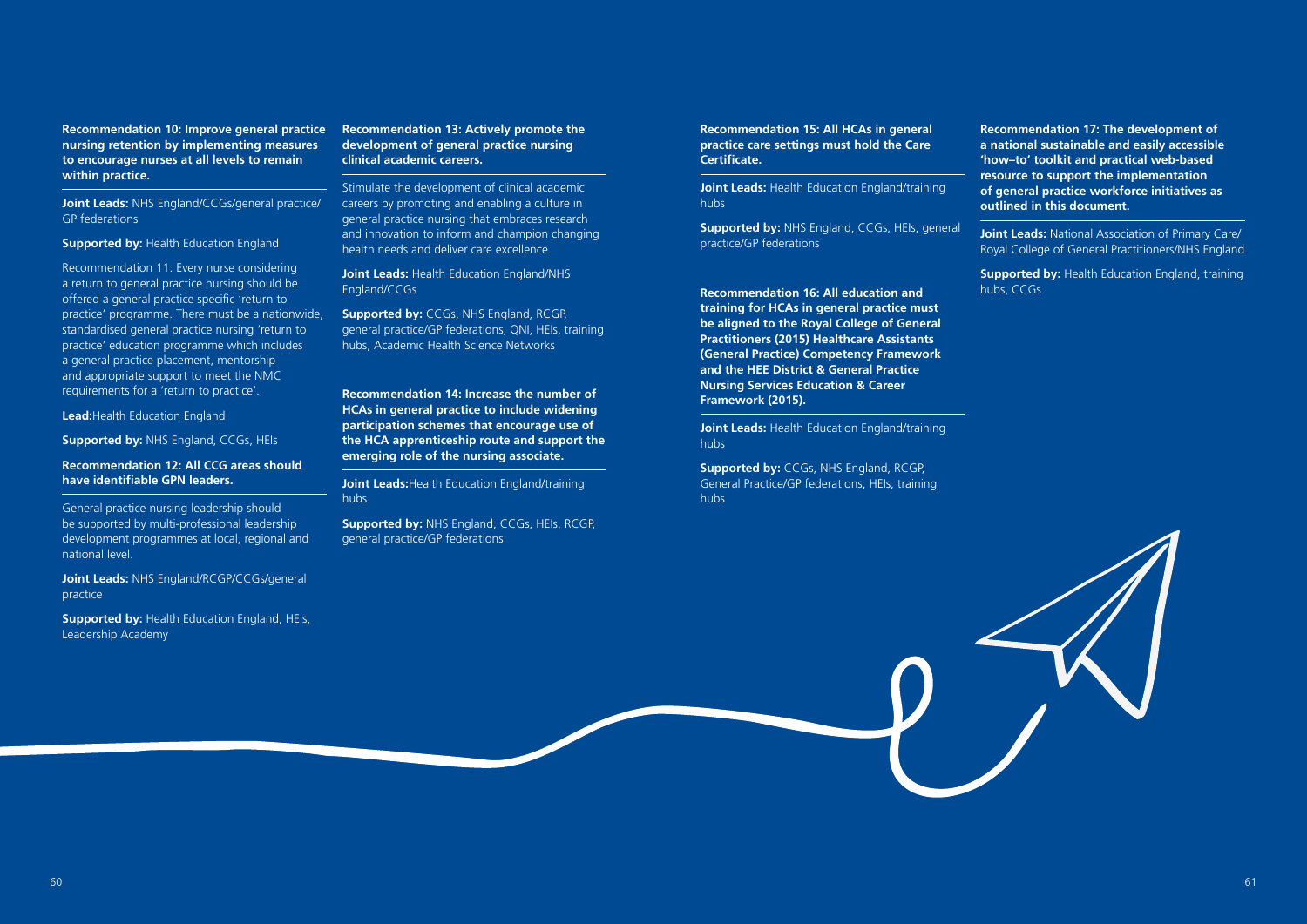**Recommendation 10: Improve general practice nursing retention by implementing measures to encourage nurses at all levels to remain within practice.**

**Joint Leads:** NHS England/CCGs/general practice/GP federations

**Supported by:** Health Education England

Recommendation 11: Every nurse considering a return to general practice nursing should be offered a general practice specific 'return to practice' programme. There must be a nationwide, standardised general practice nursing 'return to practice' education programme which includes a general practice placement, mentorship and appropriate support to meet the NMC requirements for a 'return to practice'.

**Lead:**Health Education England

**Supported by:** NHS England, CCGs, HEIs

**Recommendation 12: All CCG areas should have identifiable GPN leaders.**

General practice nursing leadership should be supported by multi-professional leadership development programmes at local, regional and national level.

**Joint Leads:** NHS England/RCGP/CCGs/general practice

**Supported by:** Health Education England, HEIs, Leadership Academy

**Recommendation 13: Actively promote the development of general practice nursing clinical academic careers.**

Stimulate the development of clinical academic careers by promoting and enabling a culture in general practice nursing that embraces research and innovation to inform and champion changing health needs and deliver care excellence.

**Joint Leads:** Health Education England/NHS England/CCGs

**Supported by:** CCGs, NHS England, RCGP, general practice/GP federations, QNI, HEIs, training hubs, Academic Health Science Networks

**Recommendation 14: Increase the number of HCAs in general practice to include widening participation schemes that encourage use of the HCA apprenticeship route and support the emerging role of the nursing associate.**

**Joint Leads:**Health Education England/training hubs

**Supported by:** NHS England, CCGs, HEIs, RCGP, general practice/GP federations

**Recommendation 15: All HCAs in general practice care settings must hold the Care Certificate.**

**Joint Leads:** Health Education England/training hubs

**Supported by:** NHS England, CCGs, HEIs, general practice/GP federations

**Recommendation 16: All education and training for HCAs in general practice must be aligned to the Royal College of General Practitioners (2015) Healthcare Assistants (General Practice) Competency Framework and the HEE District & General Practice Nursing Services Education & Career Framework (2015).**

**Joint Leads:** Health Education England/training hubs

**Supported by:** CCGs, NHS England, RCGP, General Practice/GP federations, HEIs, training hubs

**Recommendation 17: The development of a national sustainable and easily accessible 'how–to' toolkit and practical web-based resource to support the implementation of general practice workforce initiatives as outlined in this document.**

**Joint Leads:** National Association of Primary Care/Royal College of General Practitioners/NHS England

**Supported by:** Health Education England, training hubs, CCGs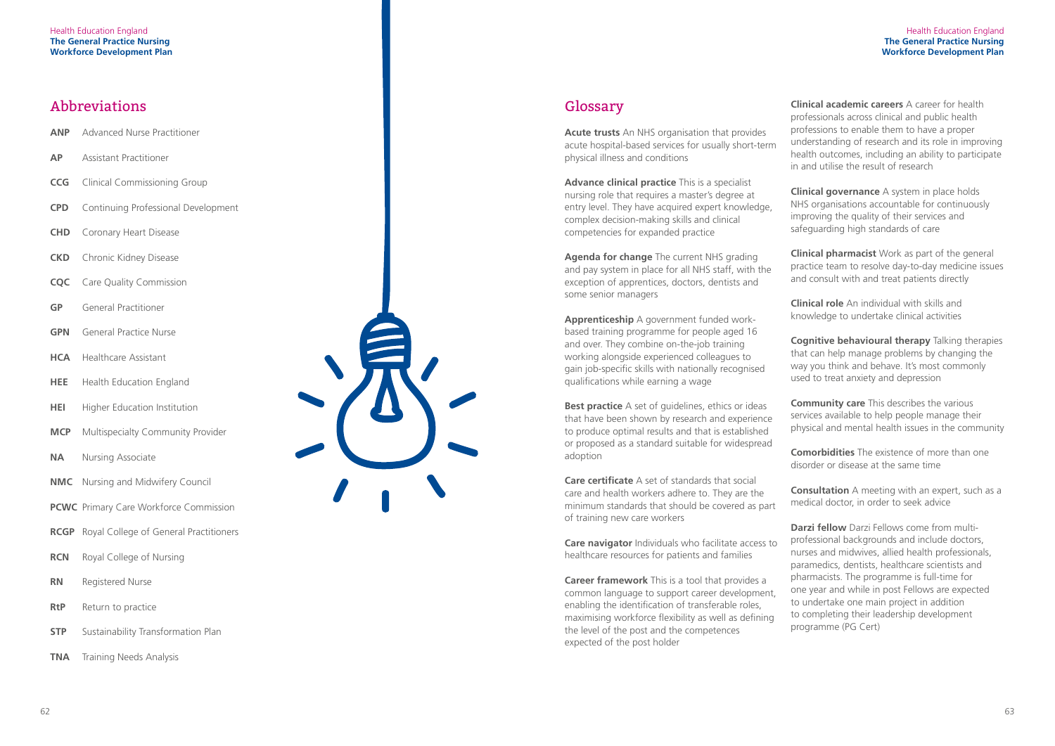## Abbreviations

- **ANP** Advanced Nurse Practitioner
- **AP** Assistant Practitioner
- **CCG** Clinical Commissioning Group
- **CPD** Continuing Professional Development
- **CHD** Coronary Heart Disease
- **CKD** Chronic Kidney Disease
- **CQC** Care Quality Commission
- **GP** General Practitioner
- **GPN** General Practice Nurse
- **HCA** Healthcare Assistant
- **HEE** Health Education England
- **HEI** Higher Education Institution
- **MCP** Multispecialty Community Provider
- **NA** Nursing Associate
- **NMC** Nursing and Midwifery Council
- **PCWC** Primary Care Workforce Commission
- **RCGP** Royal College of General Practitioners
- **RCN** Royal College of Nursing
- **RN** Registered Nurse
- **RtP** Return to practice
- **STP** Sustainability Transformation Plan
- **TNA** Training Needs Analysis

## Glossary

**Acute trusts** An NHS organisation that provides acute hospital-based services for usually short-term physical illness and conditions

**Advance clinical practice** This is a specialist nursing role that requires a master's degree at entry level. They have acquired expert knowledge, complex decision-making skills and clinical competencies for expanded practice

**Agenda for change** The current NHS grading and pay system in place for all NHS staff, with the exception of apprentices, doctors, dentists and some senior managers

**Apprenticeship** A government funded work-based training programme for people aged 16 and over. They combine on-the-job training working alongside experienced colleagues to gain job-specific skills with nationally recognised qualifications while earning a wage

**Best practice** A set of guidelines, ethics or ideas that have been shown by research and experience to produce optimal results and that is established or proposed as a standard suitable for widespread adoption

**Care certificate** A set of standards that social care and health workers adhere to. They are the minimum standards that should be covered as part of training new care workers

**Care navigator** Individuals who facilitate access to healthcare resources for patients and families

**Career framework** This is a tool that provides a common language to support career development, enabling the identification of transferable roles, maximising workforce flexibility as well as defining the level of the post and the competences expected of the post holder

**Clinical academic careers** A career for health professionals across clinical and public health professions to enable them to have a proper understanding of research and its role in improving health outcomes, including an ability to participate in and utilise the result of research

**Clinical governance** A system in place holds NHS organisations accountable for continuously improving the quality of their services and safeguarding high standards of care

**Clinical pharmacist** Work as part of the general practice team to resolve day-to-day medicine issues and consult with and treat patients directly

**Clinical role** An individual with skills and knowledge to undertake clinical activities

**Cognitive behavioural therapy** Talking therapies that can help manage problems by changing the way you think and behave. It's most commonly used to treat anxiety and depression

**Community care** This describes the various services available to help people manage their physical and mental health issues in the community

**Comorbidities** The existence of more than one disorder or disease at the same time

**Consultation** A meeting with an expert, such as a medical doctor, in order to seek advice

**Darzi fellow** Darzi Fellows come from multi-professional backgrounds and include doctors, nurses and midwives, allied health professionals, paramedics, dentists, healthcare scientists and pharmacists. The programme is full-time for one year and while in post Fellows are expected to undertake one main project in addition to completing their leadership development programme (PG Cert)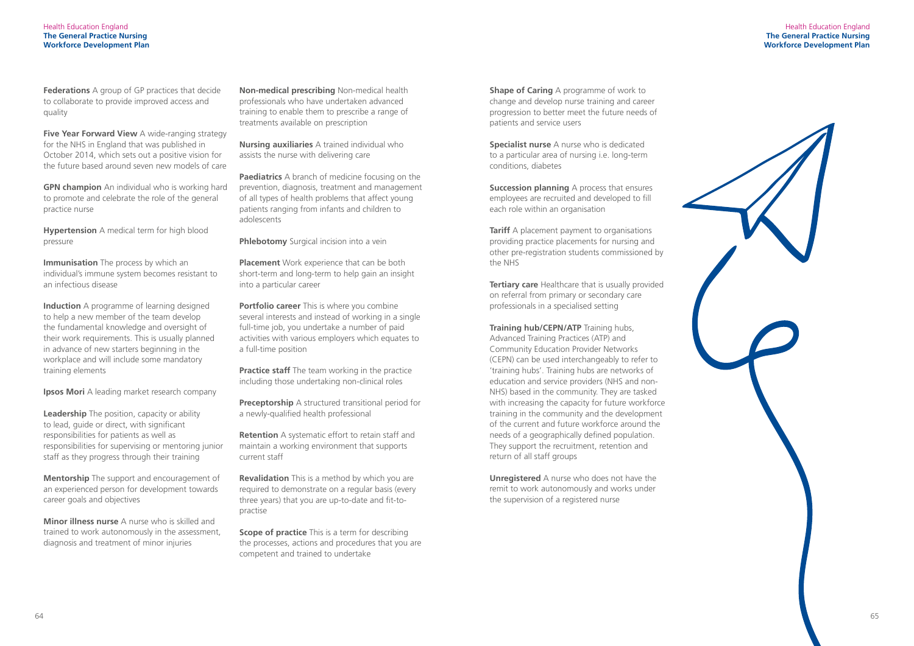**Federations** A group of GP practices that decide to collaborate to provide improved access and quality

**Five Year Forward View** A wide-ranging strategy for the NHS in England that was published in October 2014, which sets out a positive vision for the future based around seven new models of care

**GPN champion** An individual who is working hard to promote and celebrate the role of the general practice nurse

**Hypertension** A medical term for high blood pressure

**Immunisation** The process by which an individual's immune system becomes resistant to an infectious disease

**Induction** A programme of learning designed to help a new member of the team develop the fundamental knowledge and oversight of their work requirements. This is usually planned in advance of new starters beginning in the workplace and will include some mandatory training elements

**Ipsos Mori** A leading market research company

**Leadership** The position, capacity or ability to lead, guide or direct, with significant responsibilities for patients as well as responsibilities for supervising or mentoring junior staff as they progress through their training

**Mentorship** The support and encouragement of an experienced person for development towards career goals and objectives

**Minor illness nurse** A nurse who is skilled and trained to work autonomously in the assessment, diagnosis and treatment of minor injuries

**Non-medical prescribing** Non-medical health professionals who have undertaken advanced training to enable them to prescribe a range of treatments available on prescription

**Nursing auxiliaries** A trained individual who assists the nurse with delivering care

**Paediatrics** A branch of medicine focusing on the prevention, diagnosis, treatment and management of all types of health problems that affect young patients ranging from infants and children to adolescents

**Phlebotomy** Surgical incision into a vein

**Placement** Work experience that can be both short-term and long-term to help gain an insight into a particular career

**Portfolio career** This is where you combine several interests and instead of working in a single full-time job, you undertake a number of paid activities with various employers which equates to a full-time position

**Practice staff** The team working in the practice including those undertaking non-clinical roles

**Preceptorship** A structured transitional period for a newly-qualified health professional

**Retention** A systematic effort to retain staff and maintain a working environment that supports current staff

**Revalidation** This is a method by which you are required to demonstrate on a regular basis (every three years) that you are up-to-date and fit-to-practise

**Scope of practice** This is a term for describing the processes, actions and procedures that you are competent and trained to undertake

**Shape of Caring** A programme of work to change and develop nurse training and career progression to better meet the future needs of patients and service users

**Specialist nurse** A nurse who is dedicated to a particular area of nursing i.e. long-term conditions, diabetes

**Succession planning** A process that ensures employees are recruited and developed to fill each role within an organisation

**Tariff** A placement payment to organisations providing practice placements for nursing and other pre-registration students commissioned by the NHS

**Tertiary care** Healthcare that is usually provided on referral from primary or secondary care professionals in a specialised setting

**Training hub/CEPN/ATP** Training hubs, Advanced Training Practices (ATP) and Community Education Provider Networks (CEPN) can be used interchangeably to refer to 'training hubs'. Training hubs are networks of education and service providers (NHS and non-NHS) based in the community. They are tasked with increasing the capacity for future workforce training in the community and the development of the current and future workforce around the needs of a geographically defined population. They support the recruitment, retention and return of all staff groups

**Unregistered** A nurse who does not have the remit to work autonomously and works under the supervision of a registered nurse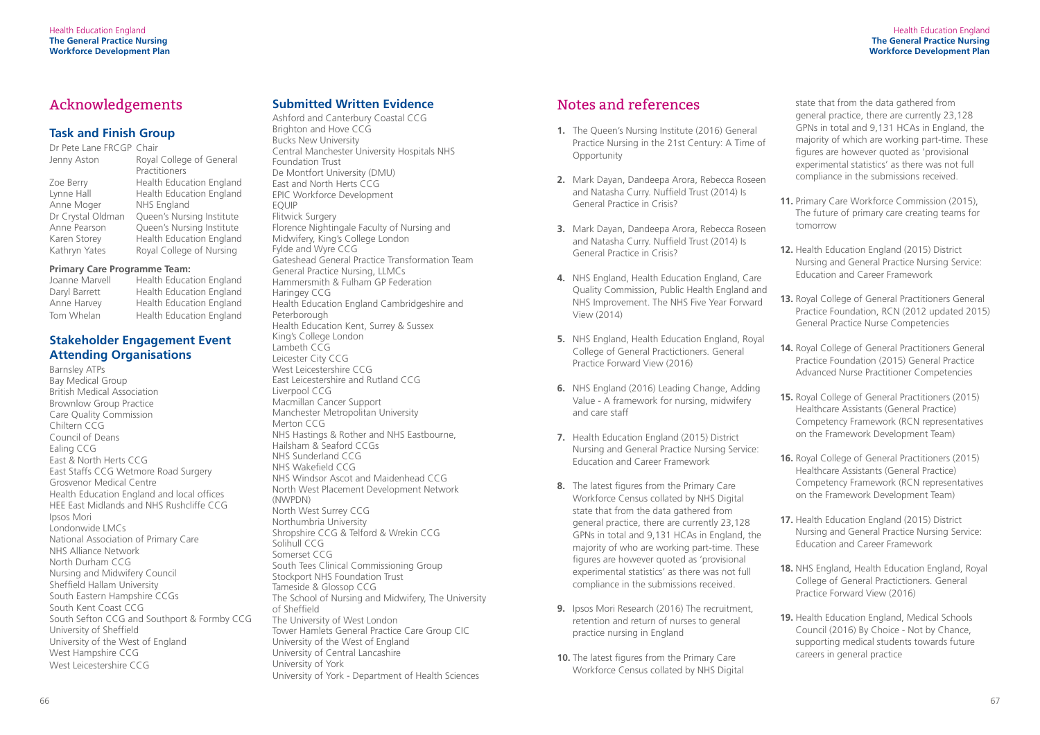## Acknowledgements

### Task and Finish Group

| | |
|---|---|
| Dr Pete Lane FRCGP | Chair |
| Jenny Aston | Royal College of General Practitioners |
| Zoe Berry | Health Education England |
| Lynne Hall | Health Education England |
| Anne Moger | NHS England |
| Dr Crystal Oldman | Queen's Nursing Institute |
| Anne Pearson | Queen's Nursing Institute |
| Karen Storey | Health Education England |
| Kathryn Yates | Royal College of Nursing |

**Primary Care Programme Team:**

| | |
|---|---|
| Joanne Marvell | Health Education England |
| Daryl Barrett | Health Education England |
| Anne Harvey | Health Education England |
| Tom Whelan | Health Education England |

### Stakeholder Engagement Event Attending Organisations

Barnsley ATPs
Bay Medical Group
British Medical Association
Brownlow Group Practice
Care Quality Commission
Chiltern CCG
Council of Deans
Ealing CCG
East & North Herts CCG
East Staffs CCG Wetmore Road Surgery
Grosvenor Medical Centre
Health Education England and local offices
HEE East Midlands and NHS Rushcliffe CCG
Ipsos Mori
Londonwide LMCs
National Association of Primary Care
NHS Alliance Network
North Durham CCG
Nursing and Midwifery Council
Sheffield Hallam University
South Eastern Hampshire CCGs
South Kent Coast CCG
South Sefton CCG and Southport & Formby CCG
University of Sheffield
University of the West of England
West Hampshire CCG
West Leicestershire CCG

### Submitted Written Evidence

Ashford and Canterbury Coastal CCG
Brighton and Hove CCG
Bucks New University
Central Manchester University Hospitals NHS Foundation Trust
De Montfort University (DMU)
East and North Herts CCG
EPIC Workforce Development
EQUIP
Flitwick Surgery
Florence Nightingale Faculty of Nursing and Midwifery, King's College London
Fylde and Wyre CCG
Gateshead General Practice Transformation Team
General Practice Nursing, LLMCs
Hammersmith & Fulham GP Federation
Haringey CCG
Health Education England Cambridgeshire and Peterborough
Health Education Kent, Surrey & Sussex
King's College London
Lambeth CCG
Leicester City CCG
West Leicestershire CCG
East Leicestershire and Rutland CCG
Liverpool CCG
Macmillan Cancer Support
Manchester Metropolitan University
Merton CCG
NHS Hastings & Rother and NHS Eastbourne, Hailsham & Seaford CCGs
NHS Sunderland CCG
NHS Wakefield CCG
NHS Windsor Ascot and Maidenhead CCG
North West Placement Development Network (NWPDN)
North West Surrey CCG
Northumbria University
Shropshire CCG & Telford & Wrekin CCG
Solihull CCG
Somerset CCG
South Tees Clinical Commissioning Group
Stockport NHS Foundation Trust
Tameside & Glossop CCG
The School of Nursing and Midwifery, The University of Sheffield
The University of West London
Tower Hamlets General Practice Care Group CIC
University of the West of England
University of Central Lancashire
University of York
University of York - Department of Health Sciences

## Notes and references

1. The Queen's Nursing Institute (2016) General Practice Nursing in the 21st Century: A Time of Opportunity
2. Mark Dayan, Dandeepa Arora, Rebecca Roseen and Natasha Curry. Nuffield Trust (2014) Is General Practice in Crisis?
3. Mark Dayan, Dandeepa Arora, Rebecca Roseen and Natasha Curry. Nuffield Trust (2014) Is General Practice in Crisis?
4. NHS England, Health Education England, Care Quality Commission, Public Health England and NHS Improvement. The NHS Five Year Forward View (2014)
5. NHS England, Health Education England, Royal College of General Practictioners. General Practice Forward View (2016)
6. NHS England (2016) Leading Change, Adding Value - A framework for nursing, midwifery and care staff
7. Health Education England (2015) District Nursing and General Practice Nursing Service: Education and Career Framework
8. The latest figures from the Primary Care Workforce Census collated by NHS Digital state that from the data gathered from general practice, there are currently 23,128 GPNs in total and 9,131 HCAs in England, the majority of who are working part-time. These figures are however quoted as 'provisional experimental statistics' as there was not full compliance in the submissions received.
9. Ipsos Mori Research (2016) The recruitment, retention and return of nurses to general practice nursing in England
10. The latest figures from the Primary Care Workforce Census collated by NHS Digital state that from the data gathered from general practice, there are currently 23,128 GPNs in total and 9,131 HCAs in England, the majority of which are working part-time. These figures are however quoted as 'provisional experimental statistics' as there was not full compliance in the submissions received.
11. Primary Care Workforce Commission (2015), The future of primary care creating teams for tomorrow
12. Health Education England (2015) District Nursing and General Practice Nursing Service: Education and Career Framework
13. Royal College of General Practitioners General Practice Foundation, RCN (2012 updated 2015) General Practice Nurse Competencies
14. Royal College of General Practitioners General Practice Foundation (2015) General Practice Advanced Nurse Practitioner Competencies
15. Royal College of General Practitioners (2015) Healthcare Assistants (General Practice) Competency Framework (RCN representatives on the Framework Development Team)
16. Royal College of General Practitioners (2015) Healthcare Assistants (General Practice) Competency Framework (RCN representatives on the Framework Development Team)
17. Health Education England (2015) District Nursing and General Practice Nursing Service: Education and Career Framework
18. NHS England, Health Education England, Royal College of General Practictioners. General Practice Forward View (2016)
19. Health Education England, Medical Schools Council (2016) By Choice - Not by Chance, supporting medical students towards future careers in general practice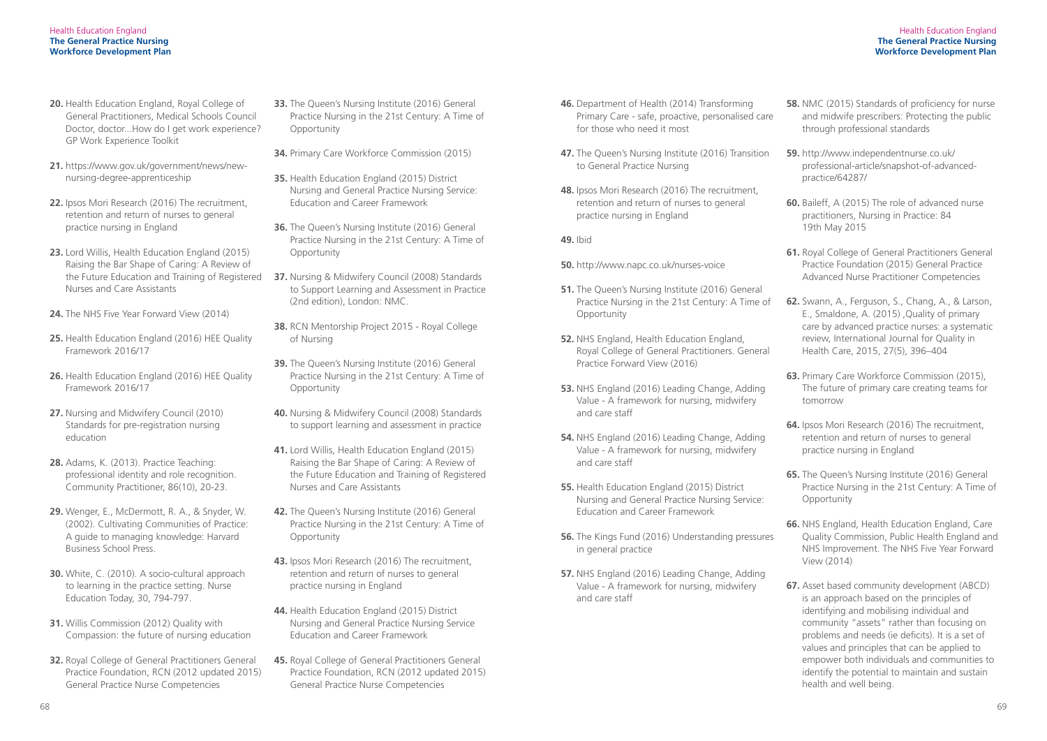20. Health Education England, Royal College of General Practitioners, Medical Schools Council Doctor, doctor...How do I get work experience? GP Work Experience Toolkit

21. https://www.gov.uk/government/news/new-nursing-degree-apprenticeship

22. Ipsos Mori Research (2016) The recruitment, retention and return of nurses to general practice nursing in England

23. Lord Willis, Health Education England (2015) Raising the Bar Shape of Caring: A Review of the Future Education and Training of Registered Nurses and Care Assistants

24. The NHS Five Year Forward View (2014)

25. Health Education England (2016) HEE Quality Framework 2016/17

26. Health Education England (2016) HEE Quality Framework 2016/17

27. Nursing and Midwifery Council (2010) Standards for pre-registration nursing education

28. Adams, K. (2013). Practice Teaching: professional identity and role recognition. Community Practitioner, 86(10), 20-23.

29. Wenger, E., McDermott, R. A., & Snyder, W. (2002). Cultivating Communities of Practice: A guide to managing knowledge: Harvard Business School Press.

30. White, C. (2010). A socio-cultural approach to learning in the practice setting. Nurse Education Today, 30, 794-797.

31. Willis Commission (2012) Quality with Compassion: the future of nursing education

32. Royal College of General Practitioners General Practice Foundation, RCN (2012 updated 2015) General Practice Nurse Competencies

33. The Queen's Nursing Institute (2016) General Practice Nursing in the 21st Century: A Time of Opportunity

34. Primary Care Workforce Commission (2015)

35. Health Education England (2015) District Nursing and General Practice Nursing Service: Education and Career Framework

36. The Queen's Nursing Institute (2016) General Practice Nursing in the 21st Century: A Time of Opportunity

37. Nursing & Midwifery Council (2008) Standards to Support Learning and Assessment in Practice (2nd edition), London: NMC.

38. RCN Mentorship Project 2015 - Royal College of Nursing

39. The Queen's Nursing Institute (2016) General Practice Nursing in the 21st Century: A Time of Opportunity

40. Nursing & Midwifery Council (2008) Standards to support learning and assessment in practice

41. Lord Willis, Health Education England (2015) Raising the Bar Shape of Caring: A Review of the Future Education and Training of Registered Nurses and Care Assistants

42. The Queen's Nursing Institute (2016) General Practice Nursing in the 21st Century: A Time of Opportunity

43. Ipsos Mori Research (2016) The recruitment, retention and return of nurses to general practice nursing in England

44. Health Education England (2015) District Nursing and General Practice Nursing Service Education and Career Framework

45. Royal College of General Practitioners General Practice Foundation, RCN (2012 updated 2015) General Practice Nurse Competencies

46. Department of Health (2014) Transforming Primary Care - safe, proactive, personalised care for those who need it most

47. The Queen's Nursing Institute (2016) Transition to General Practice Nursing

48. Ipsos Mori Research (2016) The recruitment, retention and return of nurses to general practice nursing in England

49. Ibid

50. http://www.napc.co.uk/nurses-voice

51. The Queen's Nursing Institute (2016) General Practice Nursing in the 21st Century: A Time of Opportunity

52. NHS England, Health Education England, Royal College of General Practitioners. General Practice Forward View (2016)

53. NHS England (2016) Leading Change, Adding Value - A framework for nursing, midwifery and care staff

54. NHS England (2016) Leading Change, Adding Value - A framework for nursing, midwifery and care staff

55. Health Education England (2015) District Nursing and General Practice Nursing Service: Education and Career Framework

56. The Kings Fund (2016) Understanding pressures in general practice

57. NHS England (2016) Leading Change, Adding Value - A framework for nursing, midwifery and care staff

58. NMC (2015) Standards of proficiency for nurse and midwife prescribers: Protecting the public through professional standards

59. http://www.independentnurse.co.uk/professional-article/snapshot-of-advanced-practice/64287/

60. Baileff, A (2015) The role of advanced nurse practitioners, Nursing in Practice: 84 19th May 2015

61. Royal College of General Practitioners General Practice Foundation (2015) General Practice Advanced Nurse Practitioner Competencies

62. Swann, A., Ferguson, S., Chang, A., & Larson, E., Smaldone, A. (2015) ,Quality of primary care by advanced practice nurses: a systematic review, International Journal for Quality in Health Care, 2015, 27(5), 396–404

63. Primary Care Workforce Commission (2015), The future of primary care creating teams for tomorrow

64. Ipsos Mori Research (2016) The recruitment, retention and return of nurses to general practice nursing in England

65. The Queen's Nursing Institute (2016) General Practice Nursing in the 21st Century: A Time of Opportunity

66. NHS England, Health Education England, Care Quality Commission, Public Health England and NHS Improvement. The NHS Five Year Forward View (2014)

67. Asset based community development (ABCD) is an approach based on the principles of identifying and mobilising individual and community "assets" rather than focusing on problems and needs (ie deficits). It is a set of values and principles that can be applied to empower both individuals and communities to identify the potential to maintain and sustain health and well being.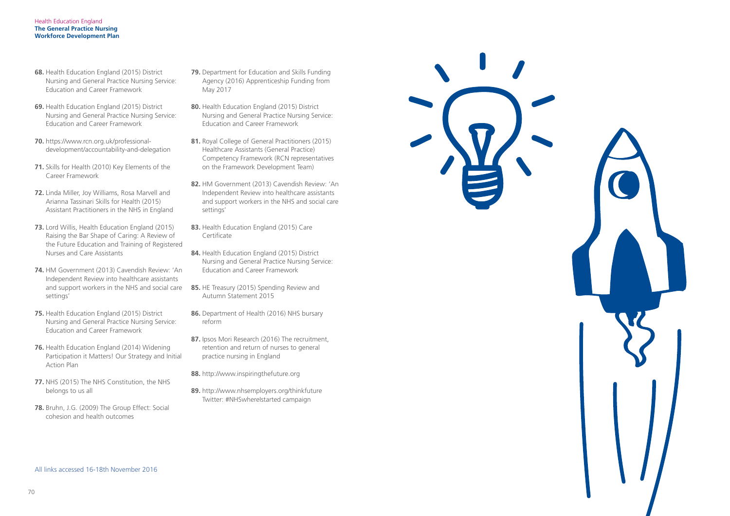68. Health Education England (2015) District Nursing and General Practice Nursing Service: Education and Career Framework

69. Health Education England (2015) District Nursing and General Practice Nursing Service: Education and Career Framework

70. https://www.rcn.org.uk/professional-development/accountability-and-delegation

71. Skills for Health (2010) Key Elements of the Career Framework

72. Linda Miller, Joy Williams, Rosa Marvell and Arianna Tassinari Skills for Health (2015) Assistant Practitioners in the NHS in England

73. Lord Willis, Health Education England (2015) Raising the Bar Shape of Caring: A Review of the Future Education and Training of Registered Nurses and Care Assistants

74. HM Government (2013) Cavendish Review: 'An Independent Review into healthcare assistants and support workers in the NHS and social care settings'

75. Health Education England (2015) District Nursing and General Practice Nursing Service: Education and Career Framework

76. Health Education England (2014) Widening Participation it Matters! Our Strategy and Initial Action Plan

77. NHS (2015) The NHS Constitution, the NHS belongs to us all

78. Bruhn, J.G. (2009) The Group Effect: Social cohesion and health outcomes

79. Department for Education and Skills Funding Agency (2016) Apprenticeship Funding from May 2017

80. Health Education England (2015) District Nursing and General Practice Nursing Service: Education and Career Framework

81. Royal College of General Practitioners (2015) Healthcare Assistants (General Practice) Competency Framework (RCN representatives on the Framework Development Team)

82. HM Government (2013) Cavendish Review: 'An Independent Review into healthcare assistants and support workers in the NHS and social care settings'

83. Health Education England (2015) Care Certificate

84. Health Education England (2015) District Nursing and General Practice Nursing Service: Education and Career Framework

85. HE Treasury (2015) Spending Review and Autumn Statement 2015

86. Department of Health (2016) NHS bursary reform

87. Ipsos Mori Research (2016) The recruitment, retention and return of nurses to general practice nursing in England

88. http://www.inspiringthefuture.org

89. http://www.nhsemployers.org/thinkfuture Twitter: #NHSwhereIstarted campaign

All links accessed 16-18th November 2016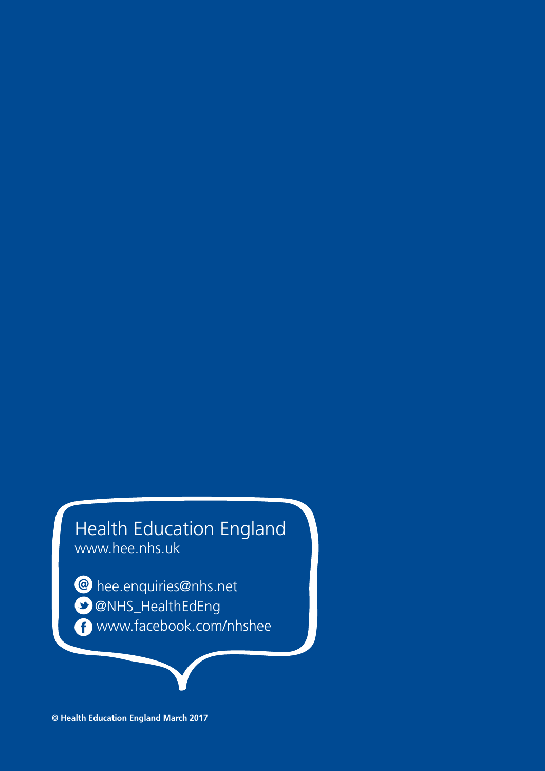Health Education England
www.hee.nhs.uk

hee.enquiries@nhs.net
@NHS_HealthEdEng
www.facebook.com/nhshee

**© Health Education England March 2017**